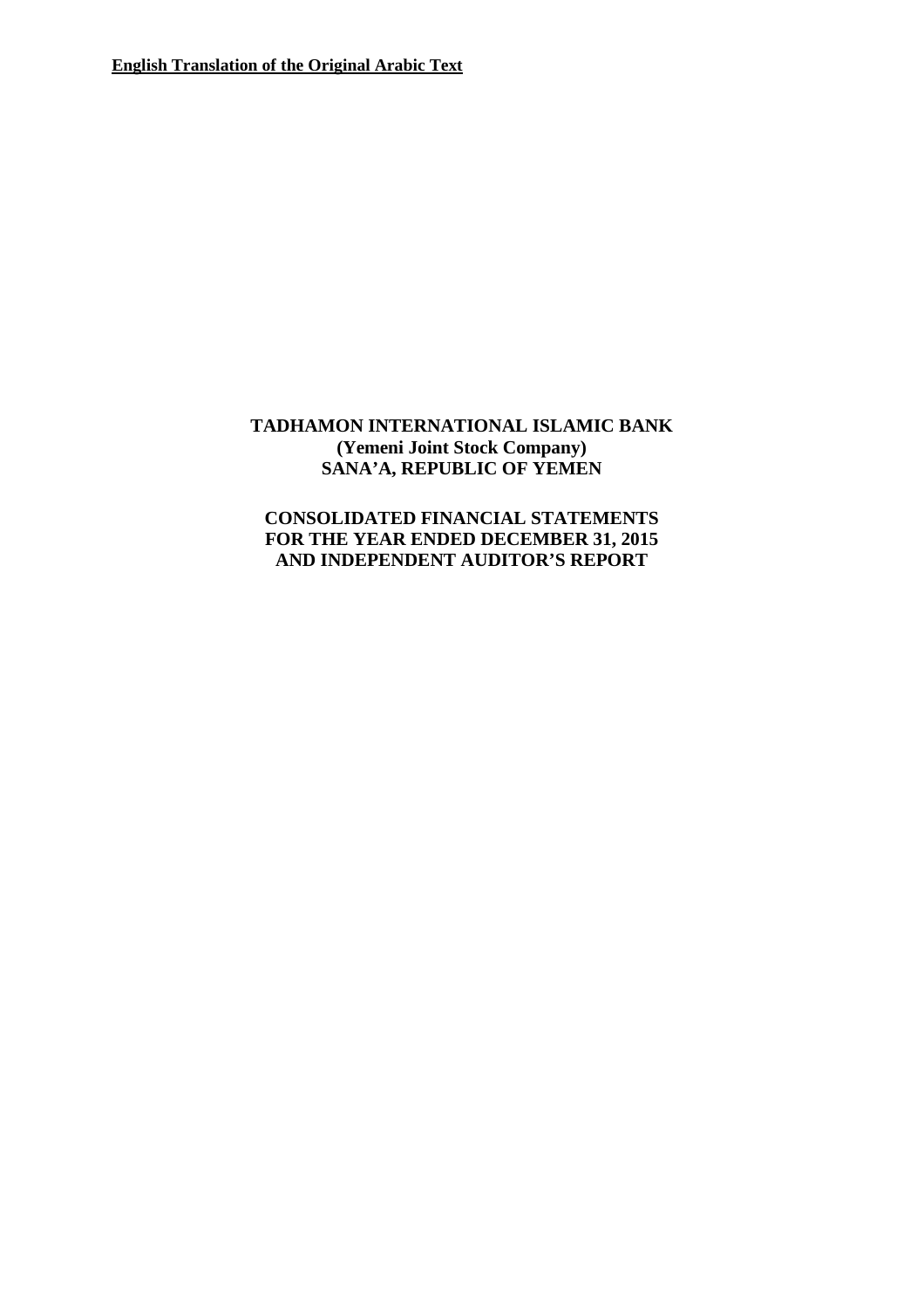**English Translation of the Original Arabic Text**

# TADHAMON INTERNATIONAL ISLAMIC BANK
**(Yemeni Joint Stock Company)**
**SANA'A, REPUBLIC OF YEMEN**

## CONSOLIDATED FINANCIAL STATEMENTS
## FOR THE YEAR ENDED DECEMBER 31, 2015
## AND INDEPENDENT AUDITOR'S REPORT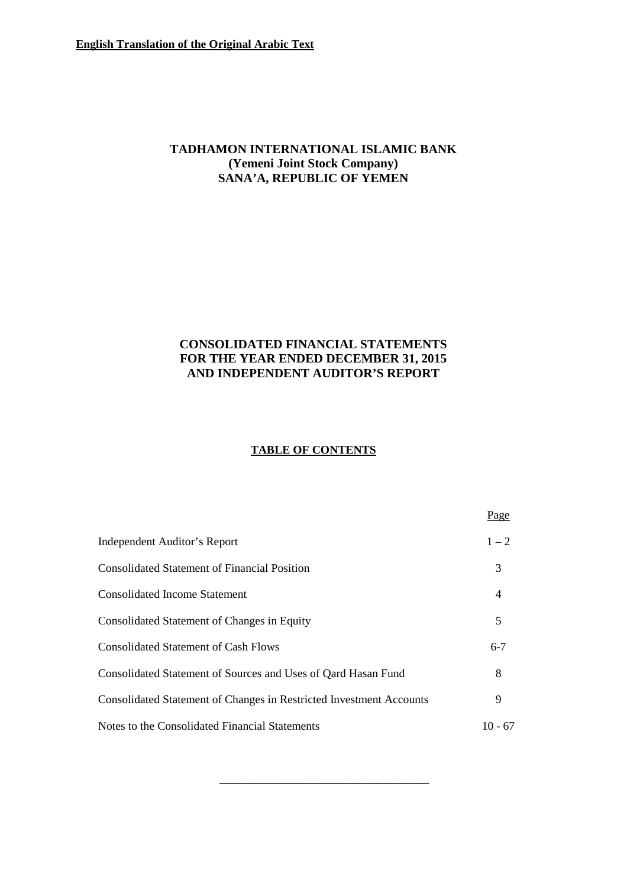**English Translation of the Original Arabic Text**

# TADHAMON INTERNATIONAL ISLAMIC BANK
## (Yemeni Joint Stock Company)
## SANA'A, REPUBLIC OF YEMEN

## CONSOLIDATED FINANCIAL STATEMENTS FOR THE YEAR ENDED DECEMBER 31, 2015 AND INDEPENDENT AUDITOR'S REPORT

## TABLE OF CONTENTS

| | Page |
|---|---|
| Independent Auditor's Report | 1 – 2 |
| Consolidated Statement of Financial Position | 3 |
| Consolidated Income Statement | 4 |
| Consolidated Statement of Changes in Equity | 5 |
| Consolidated Statement of Cash Flows | 6-7 |
| Consolidated Statement of Sources and Uses of Qard Hasan Fund | 8 |
| Consolidated Statement of Changes in Restricted Investment Accounts | 9 |
| Notes to the Consolidated Financial Statements | 10 - 67 |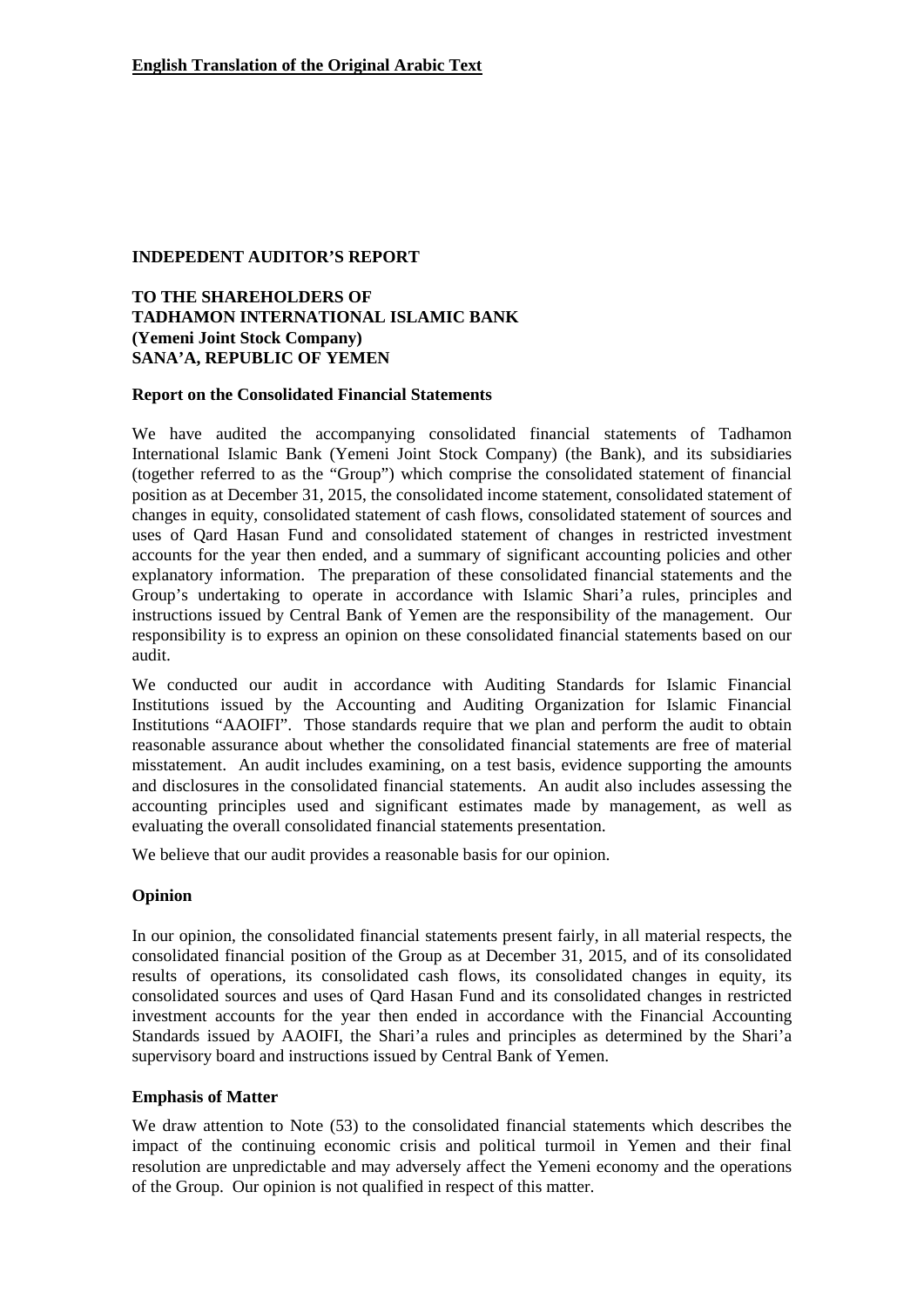**English Translation of the Original Arabic Text**

## INDEPEDENT AUDITOR'S REPORT

**TO THE SHAREHOLDERS OF**
**TADHAMON INTERNATIONAL ISLAMIC BANK**
**(Yemeni Joint Stock Company)**
**SANA'A, REPUBLIC OF YEMEN**

### Report on the Consolidated Financial Statements

We have audited the accompanying consolidated financial statements of Tadhamon International Islamic Bank (Yemeni Joint Stock Company) (the Bank), and its subsidiaries (together referred to as the "Group") which comprise the consolidated statement of financial position as at December 31, 2015, the consolidated income statement, consolidated statement of changes in equity, consolidated statement of cash flows, consolidated statement of sources and uses of Qard Hasan Fund and consolidated statement of changes in restricted investment accounts for the year then ended, and a summary of significant accounting policies and other explanatory information. The preparation of these consolidated financial statements and the Group's undertaking to operate in accordance with Islamic Shari'a rules, principles and instructions issued by Central Bank of Yemen are the responsibility of the management. Our responsibility is to express an opinion on these consolidated financial statements based on our audit.

We conducted our audit in accordance with Auditing Standards for Islamic Financial Institutions issued by the Accounting and Auditing Organization for Islamic Financial Institutions "AAOIFI". Those standards require that we plan and perform the audit to obtain reasonable assurance about whether the consolidated financial statements are free of material misstatement. An audit includes examining, on a test basis, evidence supporting the amounts and disclosures in the consolidated financial statements. An audit also includes assessing the accounting principles used and significant estimates made by management, as well as evaluating the overall consolidated financial statements presentation.

We believe that our audit provides a reasonable basis for our opinion.

### Opinion

In our opinion, the consolidated financial statements present fairly, in all material respects, the consolidated financial position of the Group as at December 31, 2015, and of its consolidated results of operations, its consolidated cash flows, its consolidated changes in equity, its consolidated sources and uses of Qard Hasan Fund and its consolidated changes in restricted investment accounts for the year then ended in accordance with the Financial Accounting Standards issued by AAOIFI, the Shari'a rules and principles as determined by the Shari'a supervisory board and instructions issued by Central Bank of Yemen.

### Emphasis of Matter

We draw attention to Note (53) to the consolidated financial statements which describes the impact of the continuing economic crisis and political turmoil in Yemen and their final resolution are unpredictable and may adversely affect the Yemeni economy and the operations of the Group. Our opinion is not qualified in respect of this matter.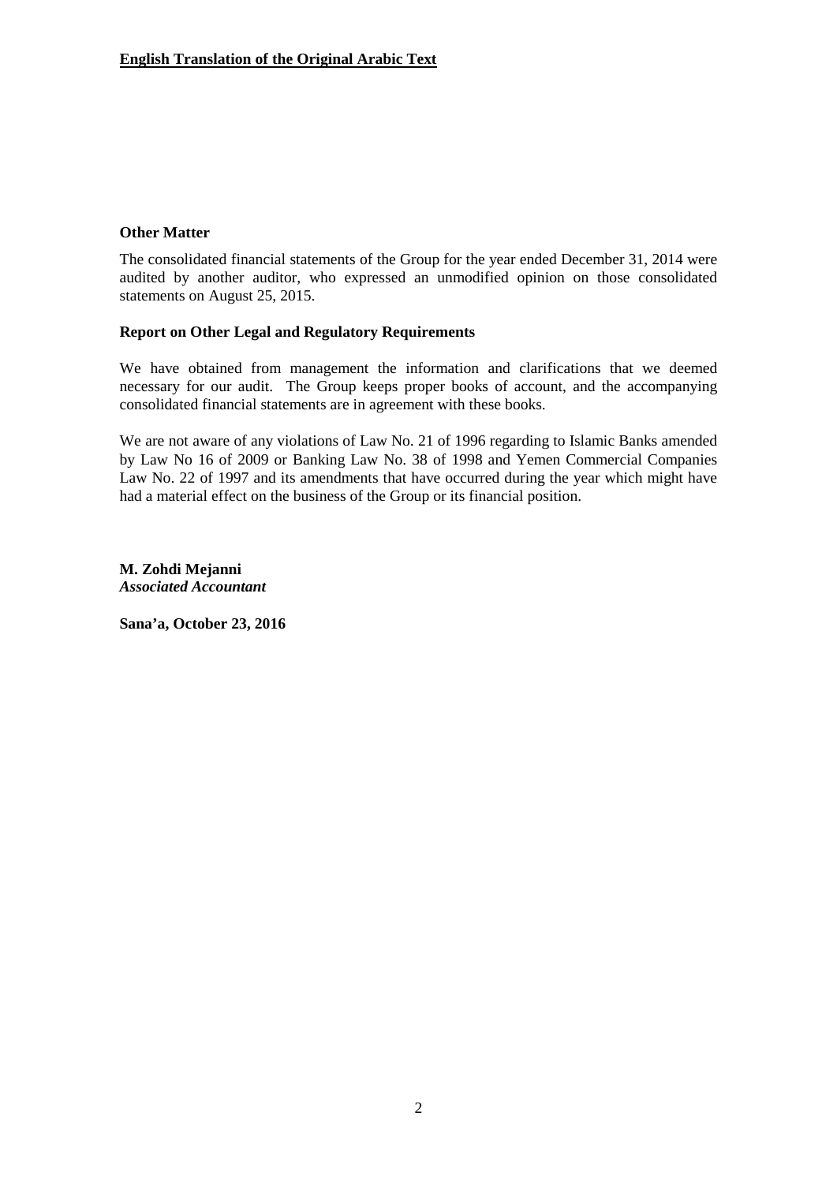**English Translation of the Original Arabic Text**

**Other Matter**

The consolidated financial statements of the Group for the year ended December 31, 2014 were audited by another auditor, who expressed an unmodified opinion on those consolidated statements on August 25, 2015.

**Report on Other Legal and Regulatory Requirements**

We have obtained from management the information and clarifications that we deemed necessary for our audit. The Group keeps proper books of account, and the accompanying consolidated financial statements are in agreement with these books.

We are not aware of any violations of Law No. 21 of 1996 regarding to Islamic Banks amended by Law No 16 of 2009 or Banking Law No. 38 of 1998 and Yemen Commercial Companies Law No. 22 of 1997 and its amendments that have occurred during the year which might have had a material effect on the business of the Group or its financial position.

**M. Zohdi Mejanni**
***Associated Accountant***

**Sana'a, October 23, 2016**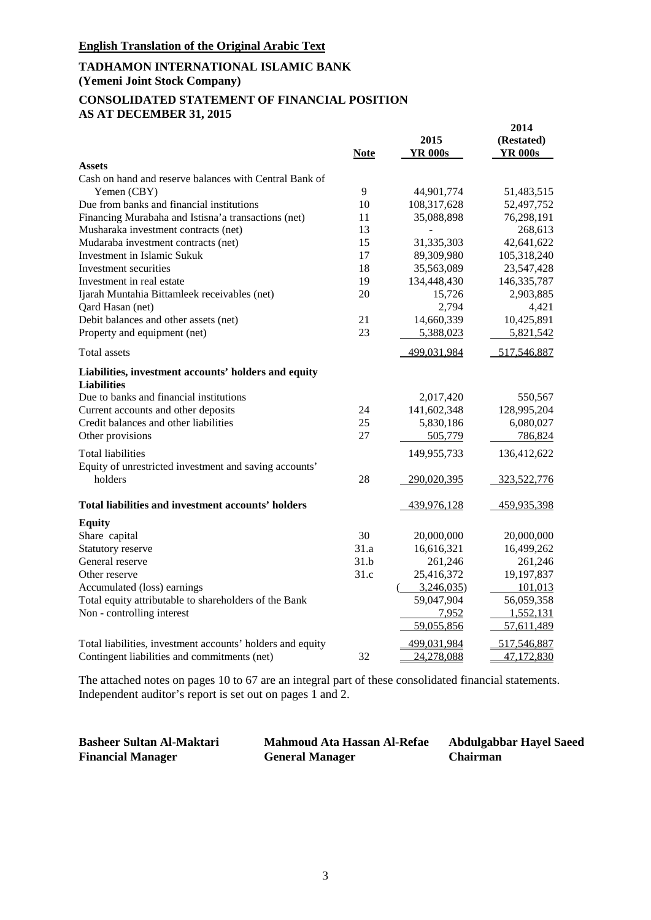**English Translation of the Original Arabic Text**

**TADHAMON INTERNATIONAL ISLAMIC BANK**
**(Yemeni Joint Stock Company)**

**CONSOLIDATED STATEMENT OF FINANCIAL POSITION**
**AS AT DECEMBER 31, 2015**

| | Note | 2015 YR 000s | 2014 (Restated) YR 000s |
|---|---|---|---|
| **Assets** | | | |
| Cash on hand and reserve balances with Central Bank of Yemen (CBY) | 9 | 44,901,774 | 51,483,515 |
| Due from banks and financial institutions | 10 | 108,317,628 | 52,497,752 |
| Financing Murabaha and Istisna'a transactions (net) | 11 | 35,088,898 | 76,298,191 |
| Musharaka investment contracts (net) | 13 | - | 268,613 |
| Mudaraba investment contracts (net) | 15 | 31,335,303 | 42,641,622 |
| Investment in Islamic Sukuk | 17 | 89,309,980 | 105,318,240 |
| Investment securities | 18 | 35,563,089 | 23,547,428 |
| Investment in real estate | 19 | 134,448,430 | 146,335,787 |
| Ijarah Muntahia Bittamleek receivables (net) | 20 | 15,726 | 2,903,885 |
| Qard Hasan (net) | | 2,794 | 4,421 |
| Debit balances and other assets (net) | 21 | 14,660,339 | 10,425,891 |
| Property and equipment (net) | 23 | 5,388,023 | 5,821,542 |
| Total assets | | 499,031,984 | 517,546,887 |
| **Liabilities, investment accounts' holders and equity** | | | |
| **Liabilities** | | | |
| Due to banks and financial institutions | | 2,017,420 | 550,567 |
| Current accounts and other deposits | 24 | 141,602,348 | 128,995,204 |
| Credit balances and other liabilities | 25 | 5,830,186 | 6,080,027 |
| Other provisions | 27 | 505,779 | 786,824 |
| Total liabilities | | 149,955,733 | 136,412,622 |
| Equity of unrestricted investment and saving accounts' holders | 28 | 290,020,395 | 323,522,776 |
| **Total liabilities and investment accounts' holders** | | 439,976,128 | 459,935,398 |
| **Equity** | | | |
| Share capital | 30 | 20,000,000 | 20,000,000 |
| Statutory reserve | 31.a | 16,616,321 | 16,499,262 |
| General reserve | 31.b | 261,246 | 261,246 |
| Other reserve | 31.c | 25,416,372 | 19,197,837 |
| Accumulated (loss) earnings | | (3,246,035) | 101,013 |
| Total equity attributable to shareholders of the Bank | | 59,047,904 | 56,059,358 |
| Non - controlling interest | | 7,952 | 1,552,131 |
| | | 59,055,856 | 57,611,489 |
| Total liabilities, investment accounts' holders and equity | | 499,031,984 | 517,546,887 |
| Contingent liabilities and commitments (net) | 32 | 24,278,088 | 47,172,830 |

The attached notes on pages 10 to 67 are an integral part of these consolidated financial statements.
Independent auditor's report is set out on pages 1 and 2.

| **Basheer Sultan Al-Maktari** | **Mahmoud Ata Hassan Al-Refae** | **Abdulgabbar Hayel Saeed** |
|---|---|---|
| **Financial Manager** | **General Manager** | **Chairman** |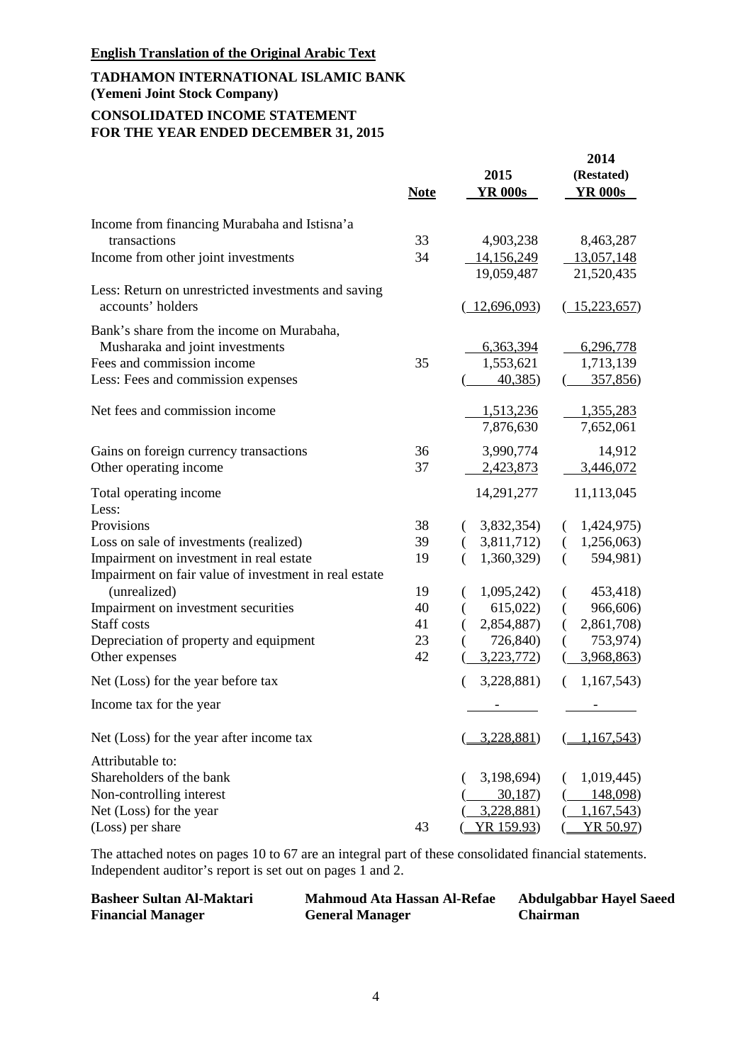**English Translation of the Original Arabic Text**

**TADHAMON INTERNATIONAL ISLAMIC BANK**
**(Yemeni Joint Stock Company)**

**CONSOLIDATED INCOME STATEMENT**
**FOR THE YEAR ENDED DECEMBER 31, 2015**

| | Note | 2015 YR 000s | 2014 (Restated) YR 000s |
|---|---|---|---|
| Income from financing Murabaha and Istisna'a transactions | 33 | 4,903,238 | 8,463,287 |
| Income from other joint investments | 34 | 14,156,249 | 13,057,148 |
| | | 19,059,487 | 21,520,435 |
| Less: Return on unrestricted investments and saving accounts' holders | | (12,696,093) | (15,223,657) |
| Bank's share from the income on Murabaha, Musharaka and joint investments | | 6,363,394 | 6,296,778 |
| Fees and commission income | 35 | 1,553,621 | 1,713,139 |
| Less: Fees and commission expenses | | (40,385) | (357,856) |
| Net fees and commission income | | 1,513,236 | 1,355,283 |
| | | 7,876,630 | 7,652,061 |
| Gains on foreign currency transactions | 36 | 3,990,774 | 14,912 |
| Other operating income | 37 | 2,423,873 | 3,446,072 |
| Total operating income | | 14,291,277 | 11,113,045 |
| Less: | | | |
| Provisions | 38 | (3,832,354) | (1,424,975) |
| Loss on sale of investments (realized) | 39 | (3,811,712) | (1,256,063) |
| Impairment on investment in real estate | 19 | (1,360,329) | (594,981) |
| Impairment on fair value of investment in real estate (unrealized) | 19 | (1,095,242) | (453,418) |
| Impairment on investment securities | 40 | (615,022) | (966,606) |
| Staff costs | 41 | (2,854,887) | (2,861,708) |
| Depreciation of property and equipment | 23 | (726,840) | (753,974) |
| Other expenses | 42 | (3,223,772) | (3,968,863) |
| Net (Loss) for the year before tax | | (3,228,881) | (1,167,543) |
| Income tax for the year | | - | - |
| Net (Loss) for the year after income tax | | (3,228,881) | (1,167,543) |
| Attributable to: | | | |
| Shareholders of the bank | | (3,198,694) | (1,019,445) |
| Non-controlling interest | | (30,187) | (148,098) |
| Net (Loss) for the year | | (3,228,881) | (1,167,543) |
| (Loss) per share | 43 | (YR 159.93) | (YR 50.97) |

The attached notes on pages 10 to 67 are an integral part of these consolidated financial statements. Independent auditor's report is set out on pages 1 and 2.

| **Basheer Sultan Al-Maktari** | **Mahmoud Ata Hassan Al-Refae** | **Abdulgabbar Hayel Saeed** |
|---|---|---|
| **Financial Manager** | **General Manager** | **Chairman** |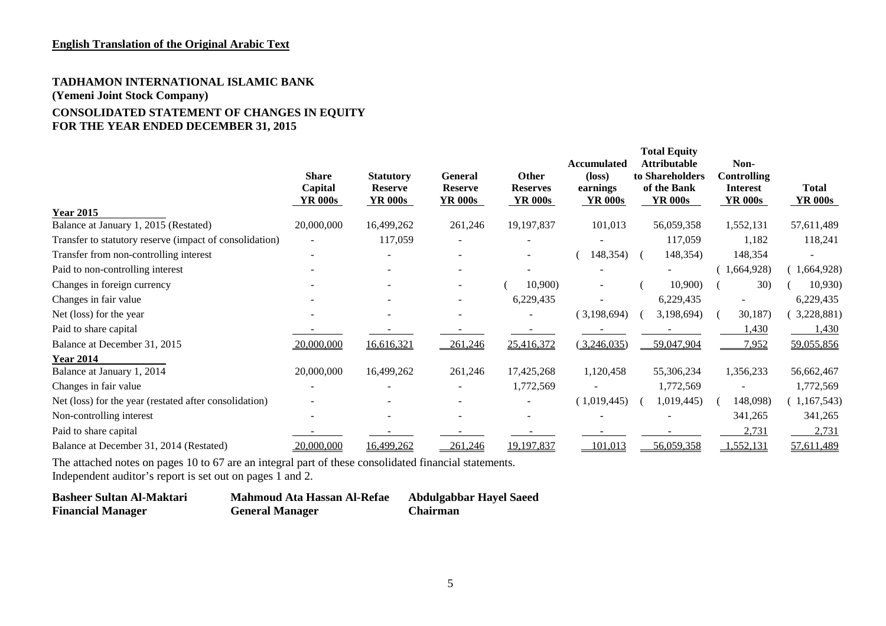**English Translation of the Original Arabic Text**

**TADHAMON INTERNATIONAL ISLAMIC BANK**
**(Yemeni Joint Stock Company)**

**CONSOLIDATED STATEMENT OF CHANGES IN EQUITY**
**FOR THE YEAR ENDED DECEMBER 31, 2015**

| | Share Capital YR 000s | Statutory Reserve YR 000s | General Reserve YR 000s | Other Reserves YR 000s | Accumulated (loss) earnings YR 000s | Total Equity Attributable to Shareholders of the Bank YR 000s | Non-Controlling Interest YR 000s | Total YR 000s |
|---|---|---|---|---|---|---|---|---|
| **Year 2015** | | | | | | | | |
| Balance at January 1, 2015 (Restated) | 20,000,000 | 16,499,262 | 261,246 | 19,197,837 | 101,013 | 56,059,358 | 1,552,131 | 57,611,489 |
| Transfer to statutory reserve (impact of consolidation) | - | 117,059 | - | - | - | 117,059 | 1,182 | 118,241 |
| Transfer from non-controlling interest | - | - | - | - | (148,354) | (148,354) | 148,354 | - |
| Paid to non-controlling interest | - | - | - | - | - | - | (1,664,928) | (1,664,928) |
| Changes in foreign currency | - | - | - | (10,900) | - | (10,900) | (30) | (10,930) |
| Changes in fair value | - | - | - | 6,229,435 | - | 6,229,435 | - | 6,229,435 |
| Net (loss) for the year | - | - | - | - | (3,198,694) | (3,198,694) | (30,187) | (3,228,881) |
| Paid to share capital | - | - | - | - | - | - | 1,430 | 1,430 |
| Balance at December 31, 2015 | 20,000,000 | 16,616,321 | 261,246 | 25,416,372 | (3,246,035) | 59,047,904 | 7,952 | 59,055,856 |
| **Year 2014** | | | | | | | | |
| Balance at January 1, 2014 | 20,000,000 | 16,499,262 | 261,246 | 17,425,268 | 1,120,458 | 55,306,234 | 1,356,233 | 56,662,467 |
| Changes in fair value | - | - | - | 1,772,569 | - | 1,772,569 | - | 1,772,569 |
| Net (loss) for the year (restated after consolidation) | - | - | - | - | (1,019,445) | (1,019,445) | (148,098) | (1,167,543) |
| Non-controlling interest | - | - | - | - | - | - | 341,265 | 341,265 |
| Paid to share capital | - | - | - | - | - | - | 2,731 | 2,731 |
| Balance at December 31, 2014 (Restated) | 20,000,000 | 16,499,262 | 261,246 | 19,197,837 | 101,013 | 56,059,358 | 1,552,131 | 57,611,489 |

The attached notes on pages 10 to 67 are an integral part of these consolidated financial statements.
Independent auditor's report is set out on pages 1 and 2.

| **Basheer Sultan Al-Maktari** | **Mahmoud Ata Hassan Al-Refae** | **Abdulgabbar Hayel Saeed** |
|---|---|---|
| **Financial Manager** | **General Manager** | **Chairman** |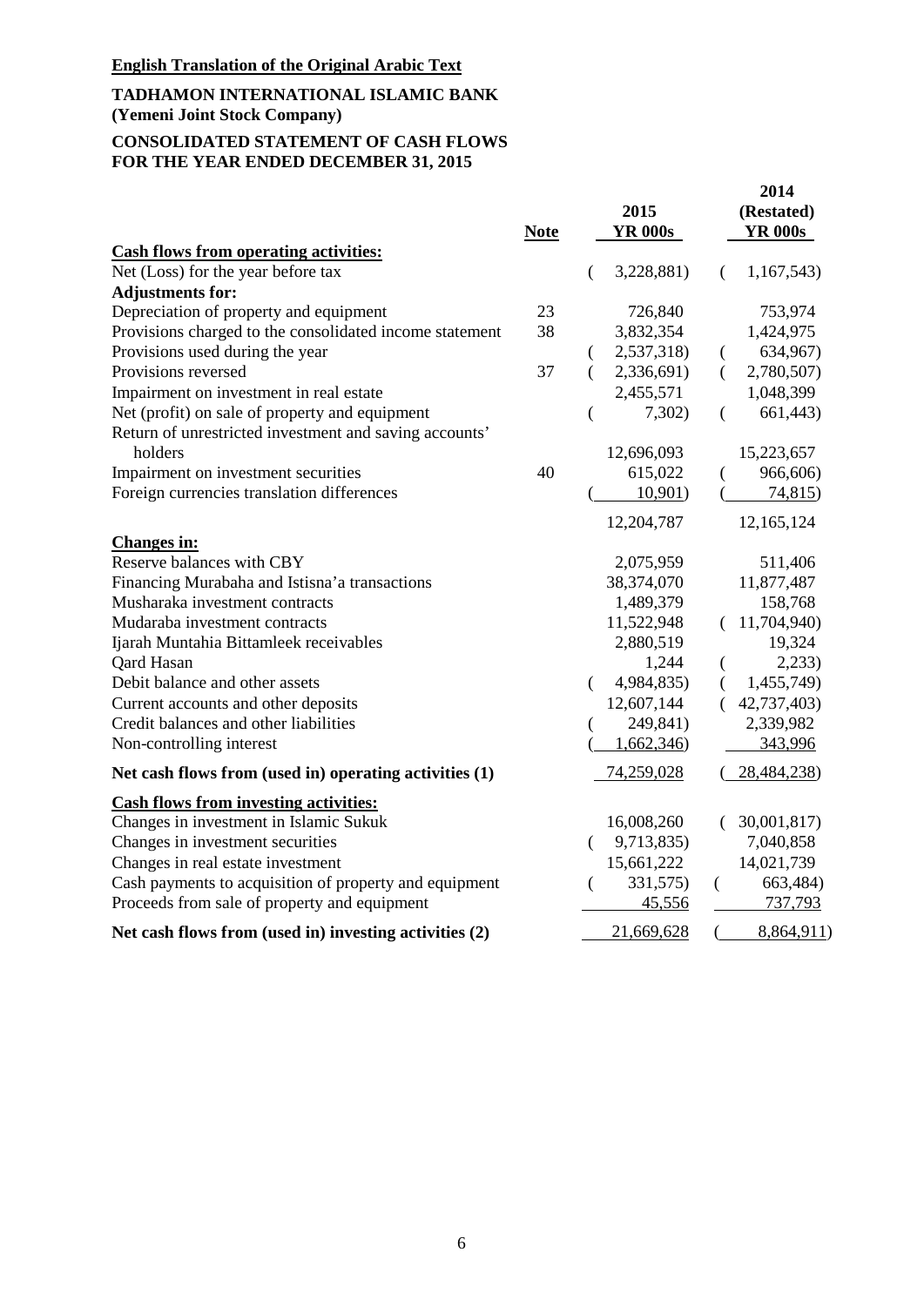**English Translation of the Original Arabic Text**

**TADHAMON INTERNATIONAL ISLAMIC BANK**
**(Yemeni Joint Stock Company)**

**CONSOLIDATED STATEMENT OF CASH FLOWS**
**FOR THE YEAR ENDED DECEMBER 31, 2015**

| | Note | 2015 YR 000s | 2014 (Restated) YR 000s |
|---|---|---|---|
| **Cash flows from operating activities:** | | | |
| Net (Loss) for the year before tax | | (3,228,881) | (1,167,543) |
| **Adjustments for:** | | | |
| Depreciation of property and equipment | 23 | 726,840 | 753,974 |
| Provisions charged to the consolidated income statement | 38 | 3,832,354 | 1,424,975 |
| Provisions used during the year | | (2,537,318) | (634,967) |
| Provisions reversed | 37 | (2,336,691) | (2,780,507) |
| Impairment on investment in real estate | | 2,455,571 | 1,048,399 |
| Net (profit) on sale of property and equipment | | (7,302) | (661,443) |
| Return of unrestricted investment and saving accounts' holders | | 12,696,093 | 15,223,657 |
| Impairment on investment securities | 40 | 615,022 | (966,606) |
| Foreign currencies translation differences | | (10,901) | (74,815) |
| | | 12,204,787 | 12,165,124 |
| **Changes in:** | | | |
| Reserve balances with CBY | | 2,075,959 | 511,406 |
| Financing Murabaha and Istisna'a transactions | | 38,374,070 | 11,877,487 |
| Musharaka investment contracts | | 1,489,379 | 158,768 |
| Mudaraba investment contracts | | 11,522,948 | (11,704,940) |
| Ijarah Muntahia Bittamleek receivables | | 2,880,519 | 19,324 |
| Qard Hasan | | 1,244 | (2,233) |
| Debit balance and other assets | | (4,984,835) | (1,455,749) |
| Current accounts and other deposits | | 12,607,144 | (42,737,403) |
| Credit balances and other liabilities | | (249,841) | 2,339,982 |
| Non-controlling interest | | (1,662,346) | 343,996 |
| **Net cash flows from (used in) operating activities (1)** | | 74,259,028 | (28,484,238) |
| **Cash flows from investing activities:** | | | |
| Changes in investment in Islamic Sukuk | | 16,008,260 | (30,001,817) |
| Changes in investment securities | | (9,713,835) | 7,040,858 |
| Changes in real estate investment | | 15,661,222 | 14,021,739 |
| Cash payments to acquisition of property and equipment | | (331,575) | (663,484) |
| Proceeds from sale of property and equipment | | 45,556 | 737,793 |
| **Net cash flows from (used in) investing activities (2)** | | 21,669,628 | (8,864,911) |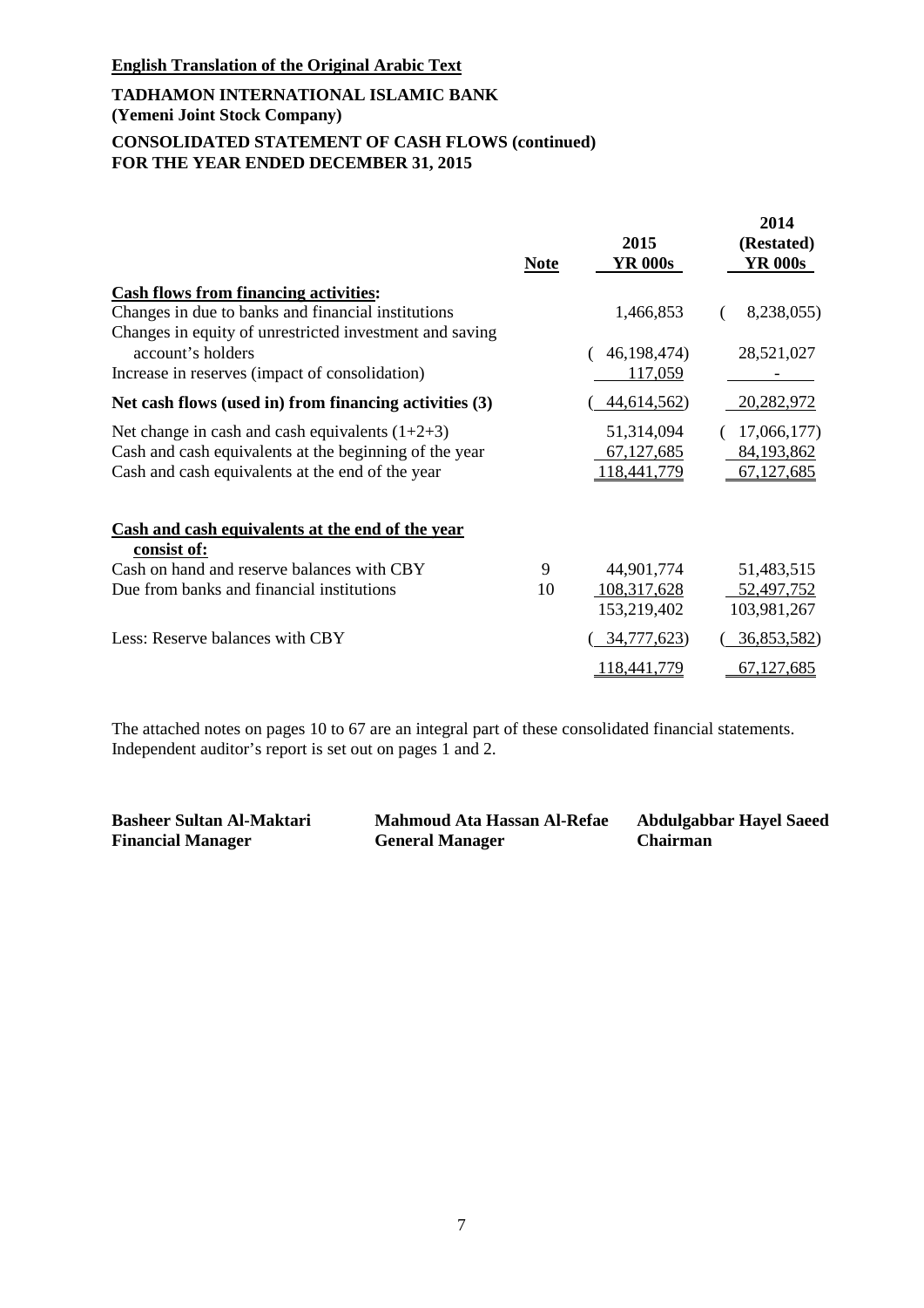**English Translation of the Original Arabic Text**

**TADHAMON INTERNATIONAL ISLAMIC BANK**
**(Yemeni Joint Stock Company)**

**CONSOLIDATED STATEMENT OF CASH FLOWS (continued)**
**FOR THE YEAR ENDED DECEMBER 31, 2015**

| | Note | 2015 YR 000s | 2014 (Restated) YR 000s |
|---|---|---|---|
| **Cash flows from financing activities:** | | | |
| Changes in due to banks and financial institutions | | 1,466,853 | (8,238,055) |
| Changes in equity of unrestricted investment and saving account's holders | | (46,198,474) | 28,521,027 |
| Increase in reserves (impact of consolidation) | | 117,059 | - |
| **Net cash flows (used in) from financing activities (3)** | | (44,614,562) | 20,282,972 |
| Net change in cash and cash equivalents (1+2+3) | | 51,314,094 | (17,066,177) |
| Cash and cash equivalents at the beginning of the year | | 67,127,685 | 84,193,862 |
| Cash and cash equivalents at the end of the year | | 118,441,779 | 67,127,685 |
| | | | |
| **Cash and cash equivalents at the end of the year consist of:** | | | |
| Cash on hand and reserve balances with CBY | 9 | 44,901,774 | 51,483,515 |
| Due from banks and financial institutions | 10 | 108,317,628 | 52,497,752 |
| | | 153,219,402 | 103,981,267 |
| Less: Reserve balances with CBY | | (34,777,623) | (36,853,582) |
| | | 118,441,779 | 67,127,685 |

The attached notes on pages 10 to 67 are an integral part of these consolidated financial statements.
Independent auditor's report is set out on pages 1 and 2.

| **Basheer Sultan Al-Maktari** | **Mahmoud Ata Hassan Al-Refae** | **Abdulgabbar Hayel Saeed** |
|---|---|---|
| **Financial Manager** | **General Manager** | **Chairman** |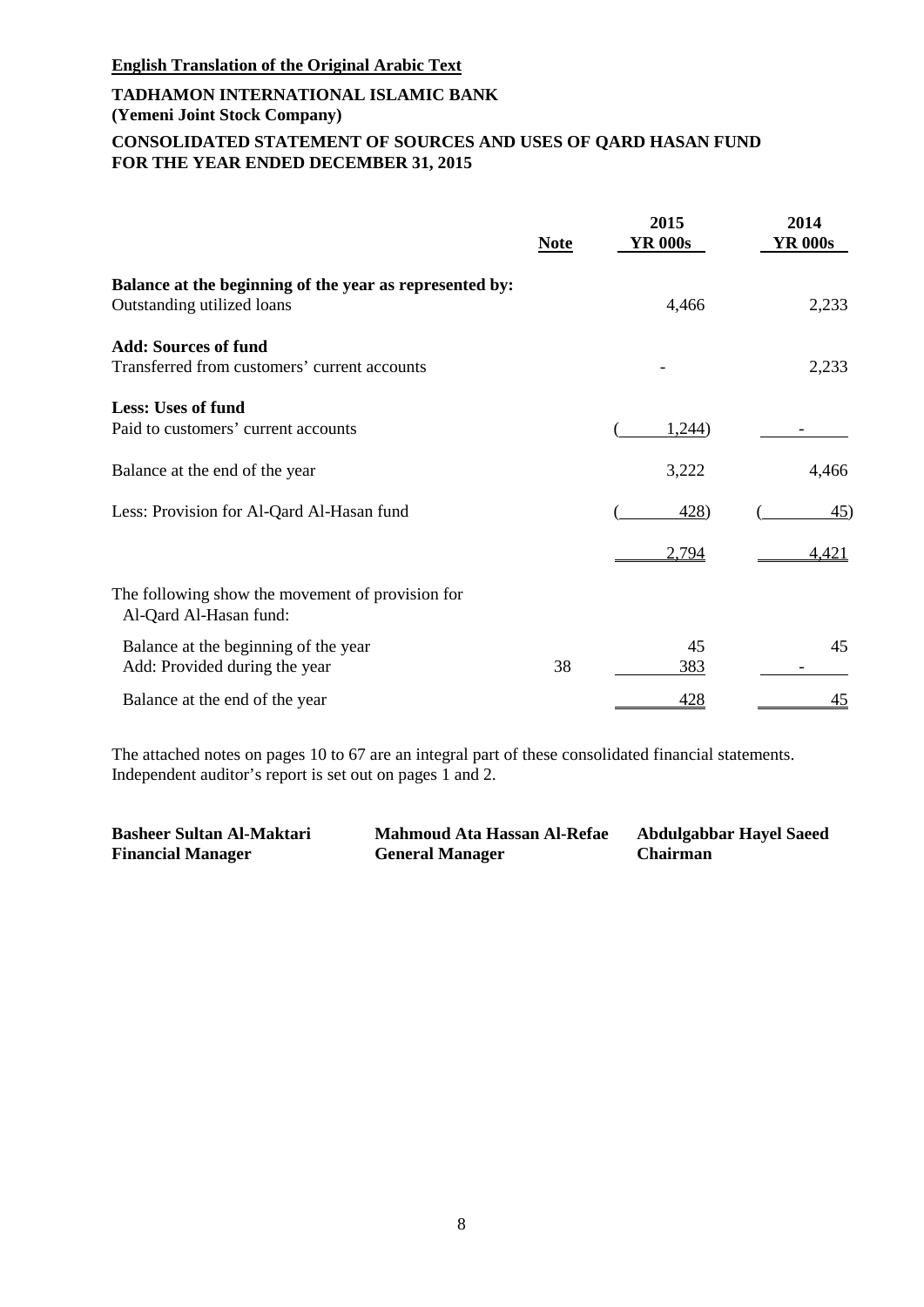**English Translation of the Original Arabic Text**

**TADHAMON INTERNATIONAL ISLAMIC BANK**
**(Yemeni Joint Stock Company)**

**CONSOLIDATED STATEMENT OF SOURCES AND USES OF QARD HASAN FUND**
**FOR THE YEAR ENDED DECEMBER 31, 2015**

| | Note | 2015 YR 000s | 2014 YR 000s |
|---|---|---|---|
| **Balance at the beginning of the year as represented by:** | | | |
| Outstanding utilized loans | | 4,466 | 2,233 |
| **Add: Sources of fund** | | | |
| Transferred from customers' current accounts | | - | 2,233 |
| **Less: Uses of fund** | | | |
| Paid to customers' current accounts | | (1,244) | - |
| Balance at the end of the year | | 3,222 | 4,466 |
| Less: Provision for Al-Qard Al-Hasan fund | | (428) | (45) |
| | | 2,794 | 4,421 |
| The following show the movement of provision for Al-Qard Al-Hasan fund: | | | |
| Balance at the beginning of the year | | 45 | 45 |
| Add: Provided during the year | 38 | 383 | - |
| Balance at the end of the year | | 428 | 45 |

The attached notes on pages 10 to 67 are an integral part of these consolidated financial statements.
Independent auditor's report is set out on pages 1 and 2.

| **Basheer Sultan Al-Maktari** | **Mahmoud Ata Hassan Al-Refae** | **Abdulgabbar Hayel Saeed** |
|---|---|---|
| **Financial Manager** | **General Manager** | **Chairman** |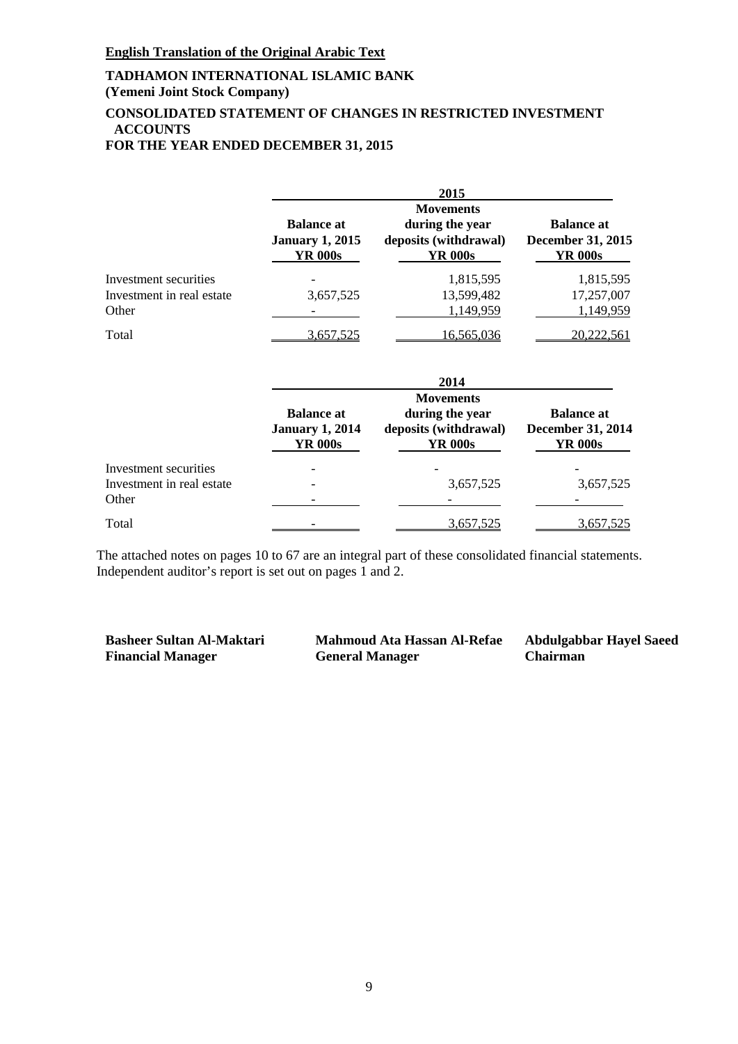**English Translation of the Original Arabic Text**

**TADHAMON INTERNATIONAL ISLAMIC BANK**
**(Yemeni Joint Stock Company)**

**CONSOLIDATED STATEMENT OF CHANGES IN RESTRICTED INVESTMENT ACCOUNTS**
**FOR THE YEAR ENDED DECEMBER 31, 2015**

| | 2015 | | |
|---|---|---|---|
| | **Balance at January 1, 2015 YR 000s** | **Movements during the year deposits (withdrawal) YR 000s** | **Balance at December 31, 2015 YR 000s** |
| Investment securities | - | 1,815,595 | 1,815,595 |
| Investment in real estate | 3,657,525 | 13,599,482 | 17,257,007 |
| Other | - | 1,149,959 | 1,149,959 |
| Total | 3,657,525 | 16,565,036 | 20,222,561 |

| | 2014 | | |
|---|---|---|---|
| | **Balance at January 1, 2014 YR 000s** | **Movements during the year deposits (withdrawal) YR 000s** | **Balance at December 31, 2014 YR 000s** |
| Investment securities | - | - | - |
| Investment in real estate | - | 3,657,525 | 3,657,525 |
| Other | - | - | - |
| Total | - | 3,657,525 | 3,657,525 |

The attached notes on pages 10 to 67 are an integral part of these consolidated financial statements.
Independent auditor's report is set out on pages 1 and 2.

| | | |
|---|---|---|
| **Basheer Sultan Al-Maktari** | **Mahmoud Ata Hassan Al-Refae** | **Abdulgabbar Hayel Saeed** |
| **Financial Manager** | **General Manager** | **Chairman** |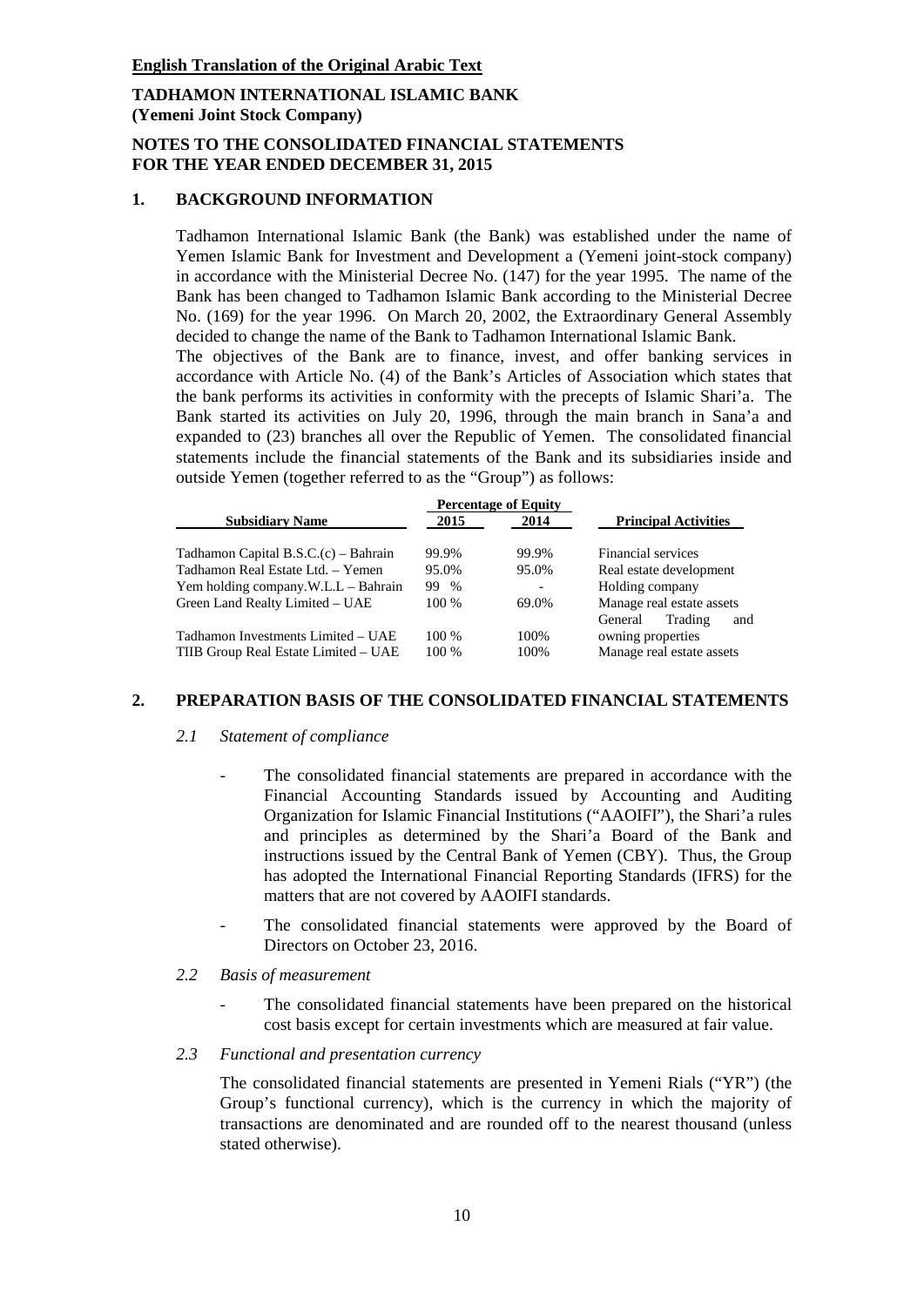**English Translation of the Original Arabic Text**

**TADHAMON INTERNATIONAL ISLAMIC BANK**
**(Yemeni Joint Stock Company)**

**NOTES TO THE CONSOLIDATED FINANCIAL STATEMENTS**
**FOR THE YEAR ENDED DECEMBER 31, 2015**

## 1. BACKGROUND INFORMATION

Tadhamon International Islamic Bank (the Bank) was established under the name of Yemen Islamic Bank for Investment and Development a (Yemeni joint-stock company) in accordance with the Ministerial Decree No. (147) for the year 1995. The name of the Bank has been changed to Tadhamon Islamic Bank according to the Ministerial Decree No. (169) for the year 1996. On March 20, 2002, the Extraordinary General Assembly decided to change the name of the Bank to Tadhamon International Islamic Bank.

The objectives of the Bank are to finance, invest, and offer banking services in accordance with Article No. (4) of the Bank's Articles of Association which states that the bank performs its activities in conformity with the precepts of Islamic Shari'a. The Bank started its activities on July 20, 1996, through the main branch in Sana'a and expanded to (23) branches all over the Republic of Yemen. The consolidated financial statements include the financial statements of the Bank and its subsidiaries inside and outside Yemen (together referred to as the "Group") as follows:

| Subsidiary Name | Percentage of Equity | | Principal Activities |
|---|---|---|---|
| | 2015 | 2014 | |
| Tadhamon Capital B.S.C.(c) – Bahrain | 99.9% | 99.9% | Financial services |
| Tadhamon Real Estate Ltd. – Yemen | 95.0% | 95.0% | Real estate development |
| Yem holding company.W.L.L – Bahrain | 99 % | - | Holding company |
| Green Land Realty Limited – UAE | 100 % | 69.0% | Manage real estate assets |
| Tadhamon Investments Limited – UAE | 100 % | 100% | General Trading and owning properties |
| TIIB Group Real Estate Limited – UAE | 100 % | 100% | Manage real estate assets |

## 2. PREPARATION BASIS OF THE CONSOLIDATED FINANCIAL STATEMENTS

### *2.1 Statement of compliance*

- The consolidated financial statements are prepared in accordance with the Financial Accounting Standards issued by Accounting and Auditing Organization for Islamic Financial Institutions ("AAOIFI"), the Shari'a rules and principles as determined by the Shari'a Board of the Bank and instructions issued by the Central Bank of Yemen (CBY). Thus, the Group has adopted the International Financial Reporting Standards (IFRS) for the matters that are not covered by AAOIFI standards.
- The consolidated financial statements were approved by the Board of Directors on October 23, 2016.

### *2.2 Basis of measurement*

- The consolidated financial statements have been prepared on the historical cost basis except for certain investments which are measured at fair value.

### *2.3 Functional and presentation currency*

The consolidated financial statements are presented in Yemeni Rials ("YR") (the Group's functional currency), which is the currency in which the majority of transactions are denominated and are rounded off to the nearest thousand (unless stated otherwise).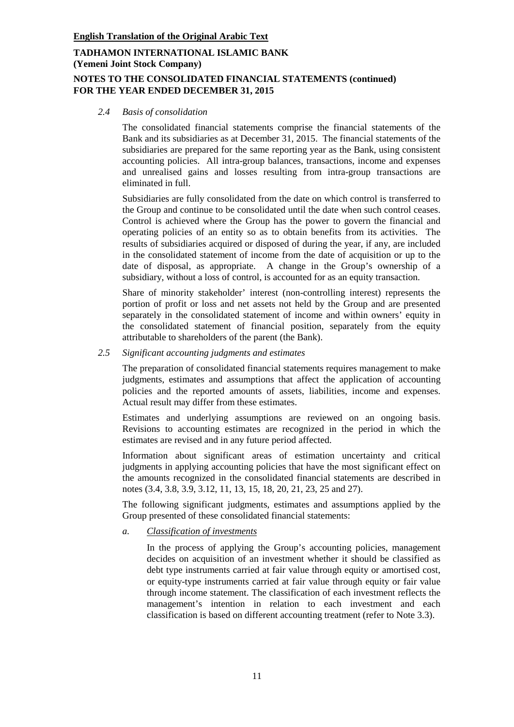**English Translation of the Original Arabic Text**

**TADHAMON INTERNATIONAL ISLAMIC BANK**
**(Yemeni Joint Stock Company)**

**NOTES TO THE CONSOLIDATED FINANCIAL STATEMENTS (continued)**
**FOR THE YEAR ENDED DECEMBER 31, 2015**

*2.4 Basis of consolidation*

The consolidated financial statements comprise the financial statements of the Bank and its subsidiaries as at December 31, 2015. The financial statements of the subsidiaries are prepared for the same reporting year as the Bank, using consistent accounting policies. All intra-group balances, transactions, income and expenses and unrealised gains and losses resulting from intra-group transactions are eliminated in full.

Subsidiaries are fully consolidated from the date on which control is transferred to the Group and continue to be consolidated until the date when such control ceases. Control is achieved where the Group has the power to govern the financial and operating policies of an entity so as to obtain benefits from its activities. The results of subsidiaries acquired or disposed of during the year, if any, are included in the consolidated statement of income from the date of acquisition or up to the date of disposal, as appropriate. A change in the Group's ownership of a subsidiary, without a loss of control, is accounted for as an equity transaction.

Share of minority stakeholder' interest (non-controlling interest) represents the portion of profit or loss and net assets not held by the Group and are presented separately in the consolidated statement of income and within owners' equity in the consolidated statement of financial position, separately from the equity attributable to shareholders of the parent (the Bank).

*2.5 Significant accounting judgments and estimates*

The preparation of consolidated financial statements requires management to make judgments, estimates and assumptions that affect the application of accounting policies and the reported amounts of assets, liabilities, income and expenses. Actual result may differ from these estimates.

Estimates and underlying assumptions are reviewed on an ongoing basis. Revisions to accounting estimates are recognized in the period in which the estimates are revised and in any future period affected.

Information about significant areas of estimation uncertainty and critical judgments in applying accounting policies that have the most significant effect on the amounts recognized in the consolidated financial statements are described in notes (3.4, 3.8, 3.9, 3.12, 11, 13, 15, 18, 20, 21, 23, 25 and 27).

The following significant judgments, estimates and assumptions applied by the Group presented of these consolidated financial statements:

*a. <u>Classification of investments</u>*

In the process of applying the Group's accounting policies, management decides on acquisition of an investment whether it should be classified as debt type instruments carried at fair value through equity or amortised cost, or equity-type instruments carried at fair value through equity or fair value through income statement. The classification of each investment reflects the management's intention in relation to each investment and each classification is based on different accounting treatment (refer to Note 3.3).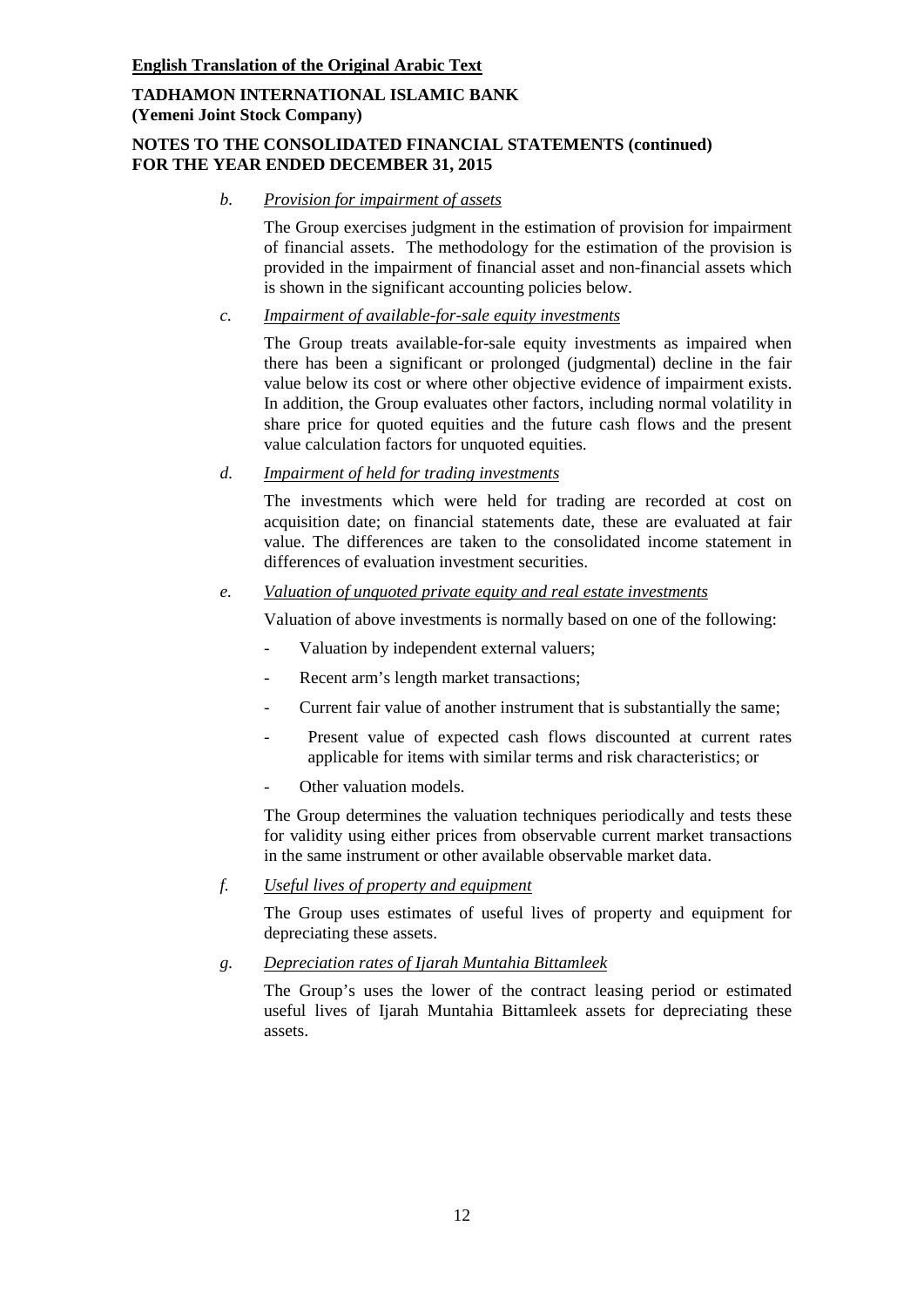**English Translation of the Original Arabic Text**

**TADHAMON INTERNATIONAL ISLAMIC BANK**
**(Yemeni Joint Stock Company)**

**NOTES TO THE CONSOLIDATED FINANCIAL STATEMENTS (continued)**
**FOR THE YEAR ENDED DECEMBER 31, 2015**

*b.* *Provision for impairment of assets*

The Group exercises judgment in the estimation of provision for impairment of financial assets. The methodology for the estimation of the provision is provided in the impairment of financial asset and non-financial assets which is shown in the significant accounting policies below.

*c.* *Impairment of available-for-sale equity investments*

The Group treats available-for-sale equity investments as impaired when there has been a significant or prolonged (judgmental) decline in the fair value below its cost or where other objective evidence of impairment exists. In addition, the Group evaluates other factors, including normal volatility in share price for quoted equities and the future cash flows and the present value calculation factors for unquoted equities.

*d.* *Impairment of held for trading investments*

The investments which were held for trading are recorded at cost on acquisition date; on financial statements date, these are evaluated at fair value. The differences are taken to the consolidated income statement in differences of evaluation investment securities.

*e.* *Valuation of unquoted private equity and real estate investments*

Valuation of above investments is normally based on one of the following:

- Valuation by independent external valuers;
- Recent arm's length market transactions;
- Current fair value of another instrument that is substantially the same;
- Present value of expected cash flows discounted at current rates applicable for items with similar terms and risk characteristics; or
- Other valuation models.

The Group determines the valuation techniques periodically and tests these for validity using either prices from observable current market transactions in the same instrument or other available observable market data.

*f.* *Useful lives of property and equipment*

The Group uses estimates of useful lives of property and equipment for depreciating these assets.

*g.* *Depreciation rates of Ijarah Muntahia Bittamleek*

The Group's uses the lower of the contract leasing period or estimated useful lives of Ijarah Muntahia Bittamleek assets for depreciating these assets.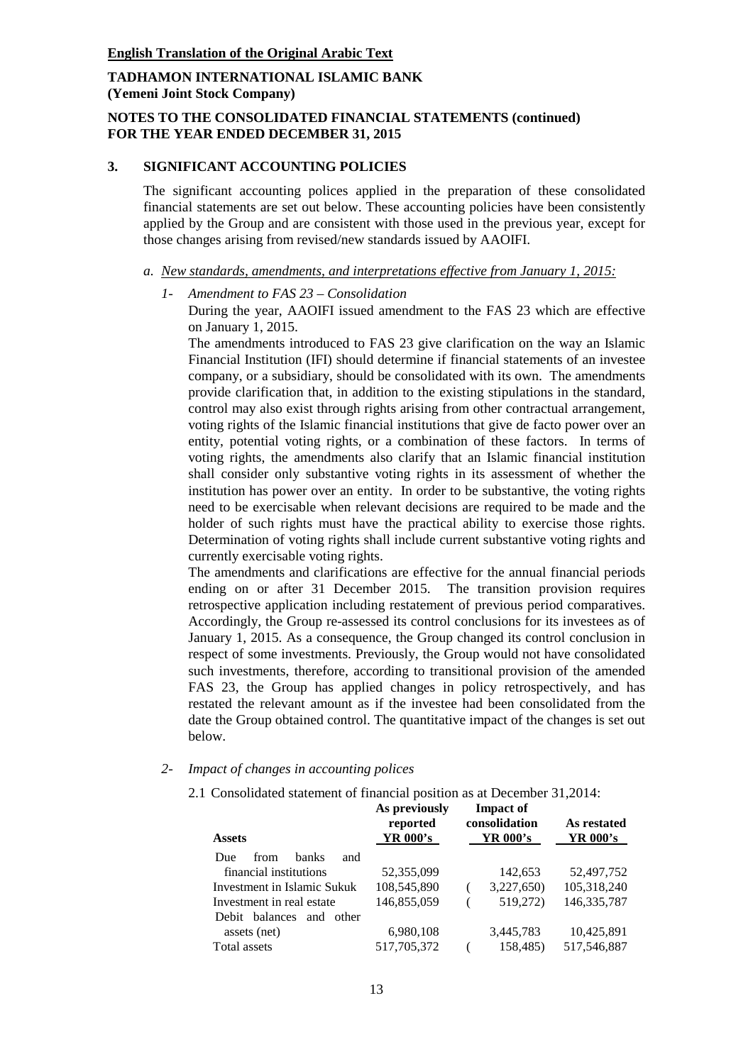**English Translation of the Original Arabic Text**

**TADHAMON INTERNATIONAL ISLAMIC BANK**
**(Yemeni Joint Stock Company)**

**NOTES TO THE CONSOLIDATED FINANCIAL STATEMENTS (continued)**
**FOR THE YEAR ENDED DECEMBER 31, 2015**

## 3. SIGNIFICANT ACCOUNTING POLICIES

The significant accounting polices applied in the preparation of these consolidated financial statements are set out below. These accounting policies have been consistently applied by the Group and are consistent with those used in the previous year, except for those changes arising from revised/new standards issued by AAOIFI.

*a. New standards, amendments, and interpretations effective from January 1, 2015:*

*1- Amendment to FAS 23 – Consolidation*

During the year, AAOIFI issued amendment to the FAS 23 which are effective on January 1, 2015.

The amendments introduced to FAS 23 give clarification on the way an Islamic Financial Institution (IFI) should determine if financial statements of an investee company, or a subsidiary, should be consolidated with its own. The amendments provide clarification that, in addition to the existing stipulations in the standard, control may also exist through rights arising from other contractual arrangement, voting rights of the Islamic financial institutions that give de facto power over an entity, potential voting rights, or a combination of these factors. In terms of voting rights, the amendments also clarify that an Islamic financial institution shall consider only substantive voting rights in its assessment of whether the institution has power over an entity. In order to be substantive, the voting rights need to be exercisable when relevant decisions are required to be made and the holder of such rights must have the practical ability to exercise those rights. Determination of voting rights shall include current substantive voting rights and currently exercisable voting rights.

The amendments and clarifications are effective for the annual financial periods ending on or after 31 December 2015. The transition provision requires retrospective application including restatement of previous period comparatives. Accordingly, the Group re-assessed its control conclusions for its investees as of January 1, 2015. As a consequence, the Group changed its control conclusion in respect of some investments. Previously, the Group would not have consolidated such investments, therefore, according to transitional provision of the amended FAS 23, the Group has applied changes in policy retrospectively, and has restated the relevant amount as if the investee had been consolidated from the date the Group obtained control. The quantitative impact of the changes is set out below.

*2- Impact of changes in accounting polices*

2.1 Consolidated statement of financial position as at December 31,2014:

| Assets | As previously reported YR 000's | Impact of consolidation YR 000's | As restated YR 000's |
|---|---|---|---|
| Due from banks and financial institutions | 52,355,099 | 142,653 | 52,497,752 |
| Investment in Islamic Sukuk | 108,545,890 | (3,227,650) | 105,318,240 |
| Investment in real estate | 146,855,059 | (519,272) | 146,335,787 |
| Debit balances and other assets (net) | 6,980,108 | 3,445,783 | 10,425,891 |
| Total assets | 517,705,372 | (158,485) | 517,546,887 |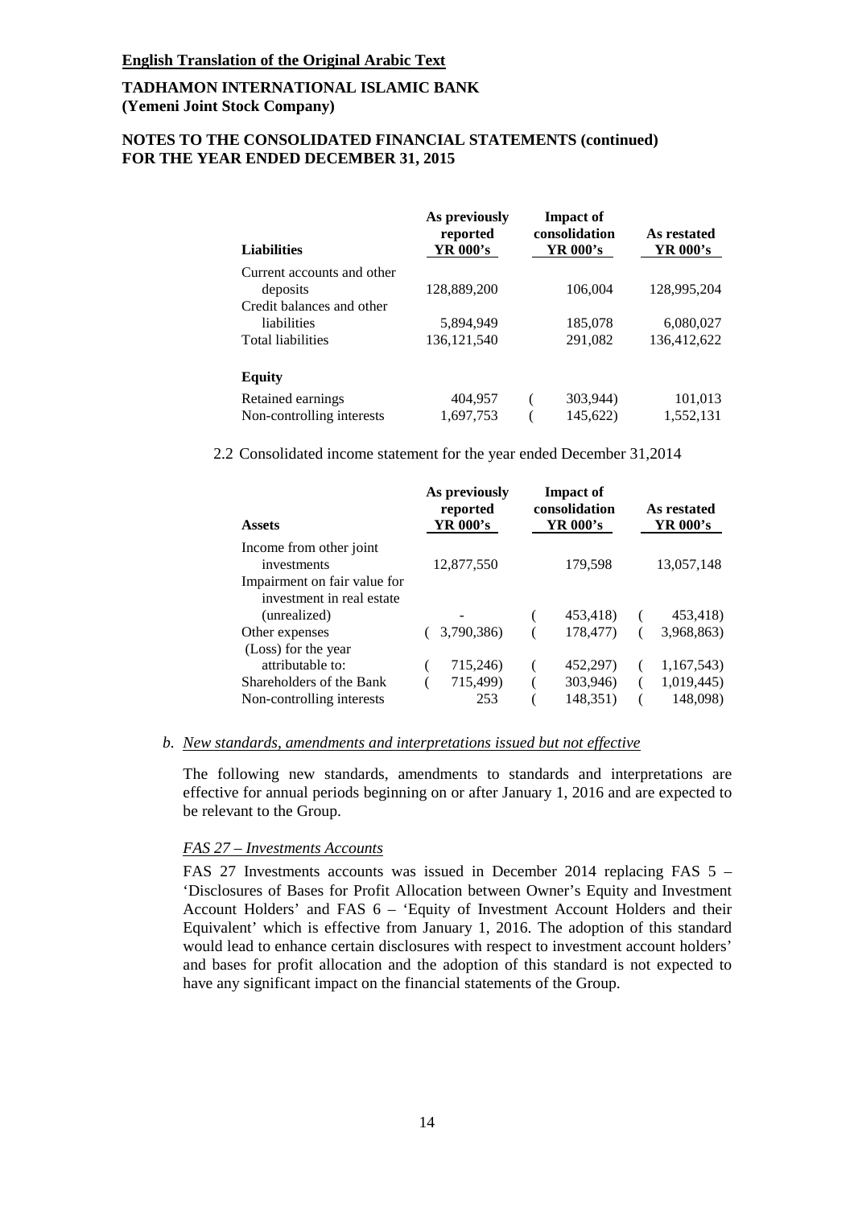**English Translation of the Original Arabic Text**

**TADHAMON INTERNATIONAL ISLAMIC BANK**
**(Yemeni Joint Stock Company)**

**NOTES TO THE CONSOLIDATED FINANCIAL STATEMENTS (continued)**
**FOR THE YEAR ENDED DECEMBER 31, 2015**

| **Liabilities** | **As previously reported YR 000's** | **Impact of consolidation YR 000's** | **As restated YR 000's** |
|---|---|---|---|
| Current accounts and other deposits | 128,889,200 | 106,004 | 128,995,204 |
| Credit balances and other liabilities | 5,894,949 | 185,078 | 6,080,027 |
| Total liabilities | 136,121,540 | 291,082 | 136,412,622 |
| **Equity** | | | |
| Retained earnings | 404,957 | (303,944) | 101,013 |
| Non-controlling interests | 1,697,753 | (145,622) | 1,552,131 |

2.2 Consolidated income statement for the year ended December 31,2014

| **Assets** | **As previously reported YR 000's** | **Impact of consolidation YR 000's** | **As restated YR 000's** |
|---|---|---|---|
| Income from other joint investments | 12,877,550 | 179,598 | 13,057,148 |
| Impairment on fair value for investment in real estate (unrealized) | - | (453,418) | (453,418) |
| Other expenses | (3,790,386) | (178,477) | (3,968,863) |
| (Loss) for the year attributable to: | (715,246) | (452,297) | (1,167,543) |
| Shareholders of the Bank | (715,499) | (303,946) | (1,019,445) |
| Non-controlling interests | 253 | (148,351) | (148,098) |

*b. New standards, amendments and interpretations issued but not effective*

The following new standards, amendments to standards and interpretations are effective for annual periods beginning on or after January 1, 2016 and are expected to be relevant to the Group.

*FAS 27 – Investments Accounts*

FAS 27 Investments accounts was issued in December 2014 replacing FAS 5 – 'Disclosures of Bases for Profit Allocation between Owner's Equity and Investment Account Holders' and FAS 6 – 'Equity of Investment Account Holders and their Equivalent' which is effective from January 1, 2016. The adoption of this standard would lead to enhance certain disclosures with respect to investment account holders' and bases for profit allocation and the adoption of this standard is not expected to have any significant impact on the financial statements of the Group.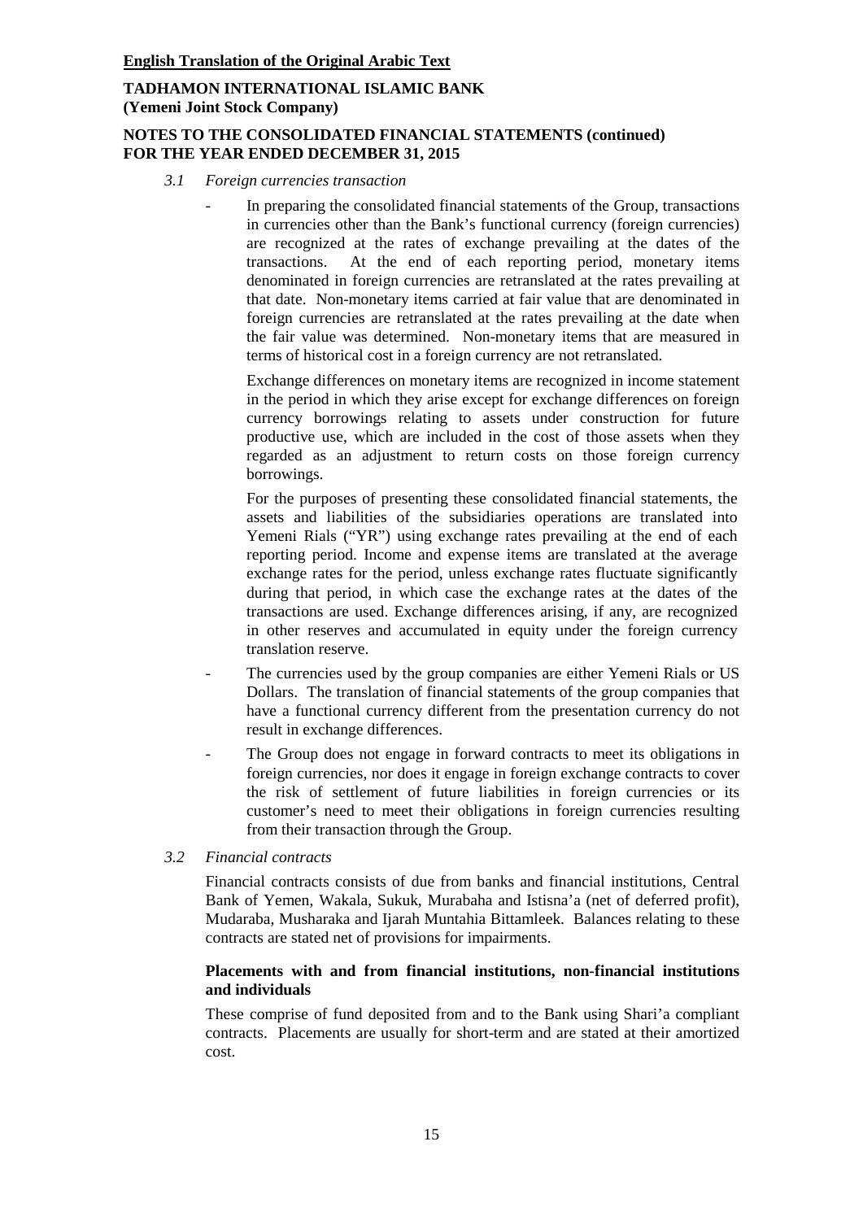**English Translation of the Original Arabic Text**

**TADHAMON INTERNATIONAL ISLAMIC BANK**
**(Yemeni Joint Stock Company)**

**NOTES TO THE CONSOLIDATED FINANCIAL STATEMENTS (continued)**
**FOR THE YEAR ENDED DECEMBER 31, 2015**

*3.1 Foreign currencies transaction*

- In preparing the consolidated financial statements of the Group, transactions in currencies other than the Bank's functional currency (foreign currencies) are recognized at the rates of exchange prevailing at the dates of the transactions. At the end of each reporting period, monetary items denominated in foreign currencies are retranslated at the rates prevailing at that date. Non-monetary items carried at fair value that are denominated in foreign currencies are retranslated at the rates prevailing at the date when the fair value was determined. Non-monetary items that are measured in terms of historical cost in a foreign currency are not retranslated.

  Exchange differences on monetary items are recognized in income statement in the period in which they arise except for exchange differences on foreign currency borrowings relating to assets under construction for future productive use, which are included in the cost of those assets when they regarded as an adjustment to return costs on those foreign currency borrowings.

  For the purposes of presenting these consolidated financial statements, the assets and liabilities of the subsidiaries operations are translated into Yemeni Rials ("YR") using exchange rates prevailing at the end of each reporting period. Income and expense items are translated at the average exchange rates for the period, unless exchange rates fluctuate significantly during that period, in which case the exchange rates at the dates of the transactions are used. Exchange differences arising, if any, are recognized in other reserves and accumulated in equity under the foreign currency translation reserve.

- The currencies used by the group companies are either Yemeni Rials or US Dollars. The translation of financial statements of the group companies that have a functional currency different from the presentation currency do not result in exchange differences.

- The Group does not engage in forward contracts to meet its obligations in foreign currencies, nor does it engage in foreign exchange contracts to cover the risk of settlement of future liabilities in foreign currencies or its customer's need to meet their obligations in foreign currencies resulting from their transaction through the Group.

*3.2 Financial contracts*

Financial contracts consists of due from banks and financial institutions, Central Bank of Yemen, Wakala, Sukuk, Murabaha and Istisna'a (net of deferred profit), Mudaraba, Musharaka and Ijarah Muntahia Bittamleek. Balances relating to these contracts are stated net of provisions for impairments.

**Placements with and from financial institutions, non-financial institutions and individuals**

These comprise of fund deposited from and to the Bank using Shari'a compliant contracts. Placements are usually for short-term and are stated at their amortized cost.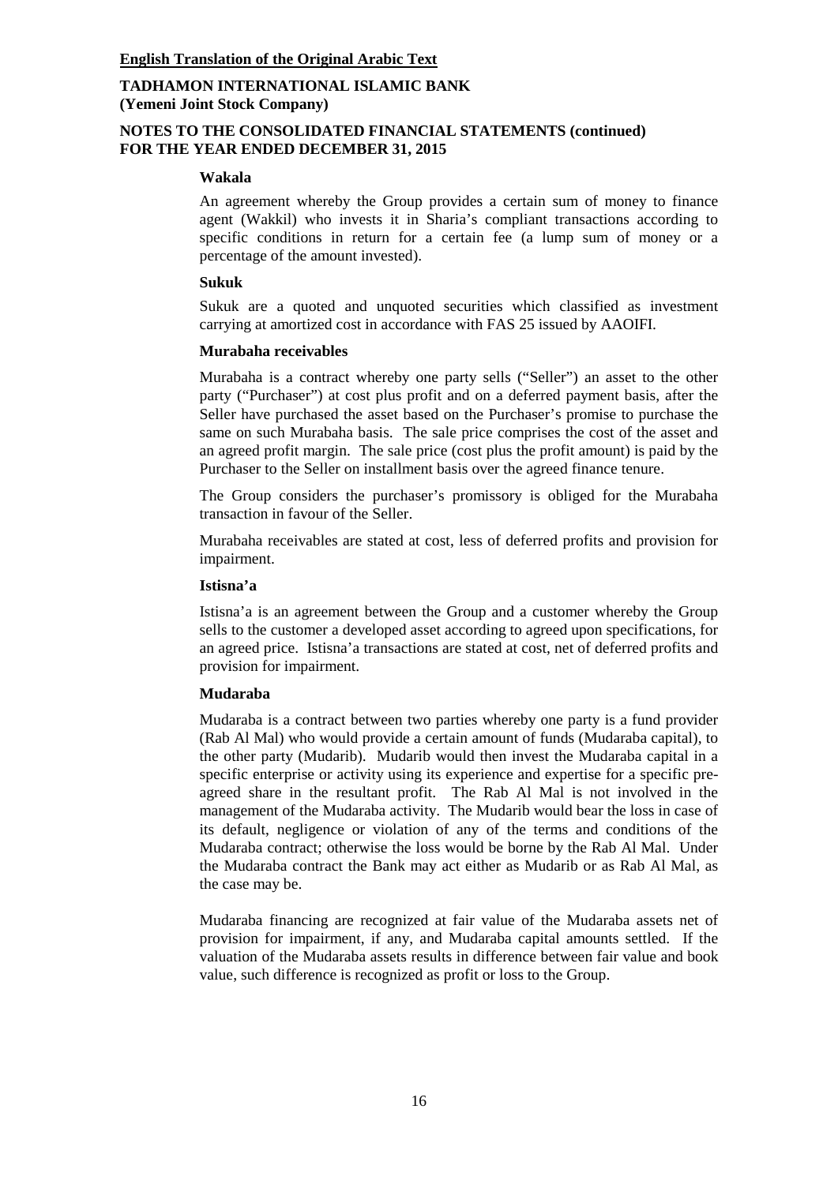**English Translation of the Original Arabic Text**

**TADHAMON INTERNATIONAL ISLAMIC BANK**
**(Yemeni Joint Stock Company)**

**NOTES TO THE CONSOLIDATED FINANCIAL STATEMENTS (continued)**
**FOR THE YEAR ENDED DECEMBER 31, 2015**

**Wakala**

An agreement whereby the Group provides a certain sum of money to finance agent (Wakkil) who invests it in Sharia's compliant transactions according to specific conditions in return for a certain fee (a lump sum of money or a percentage of the amount invested).

**Sukuk**

Sukuk are a quoted and unquoted securities which classified as investment carrying at amortized cost in accordance with FAS 25 issued by AAOIFI.

**Murabaha receivables**

Murabaha is a contract whereby one party sells ("Seller") an asset to the other party ("Purchaser") at cost plus profit and on a deferred payment basis, after the Seller have purchased the asset based on the Purchaser's promise to purchase the same on such Murabaha basis. The sale price comprises the cost of the asset and an agreed profit margin. The sale price (cost plus the profit amount) is paid by the Purchaser to the Seller on installment basis over the agreed finance tenure.

The Group considers the purchaser's promissory is obliged for the Murabaha transaction in favour of the Seller.

Murabaha receivables are stated at cost, less of deferred profits and provision for impairment.

**Istisna'a**

Istisna'a is an agreement between the Group and a customer whereby the Group sells to the customer a developed asset according to agreed upon specifications, for an agreed price. Istisna'a transactions are stated at cost, net of deferred profits and provision for impairment.

**Mudaraba**

Mudaraba is a contract between two parties whereby one party is a fund provider (Rab Al Mal) who would provide a certain amount of funds (Mudaraba capital), to the other party (Mudarib). Mudarib would then invest the Mudaraba capital in a specific enterprise or activity using its experience and expertise for a specific pre-agreed share in the resultant profit. The Rab Al Mal is not involved in the management of the Mudaraba activity. The Mudarib would bear the loss in case of its default, negligence or violation of any of the terms and conditions of the Mudaraba contract; otherwise the loss would be borne by the Rab Al Mal. Under the Mudaraba contract the Bank may act either as Mudarib or as Rab Al Mal, as the case may be.

Mudaraba financing are recognized at fair value of the Mudaraba assets net of provision for impairment, if any, and Mudaraba capital amounts settled. If the valuation of the Mudaraba assets results in difference between fair value and book value, such difference is recognized as profit or loss to the Group.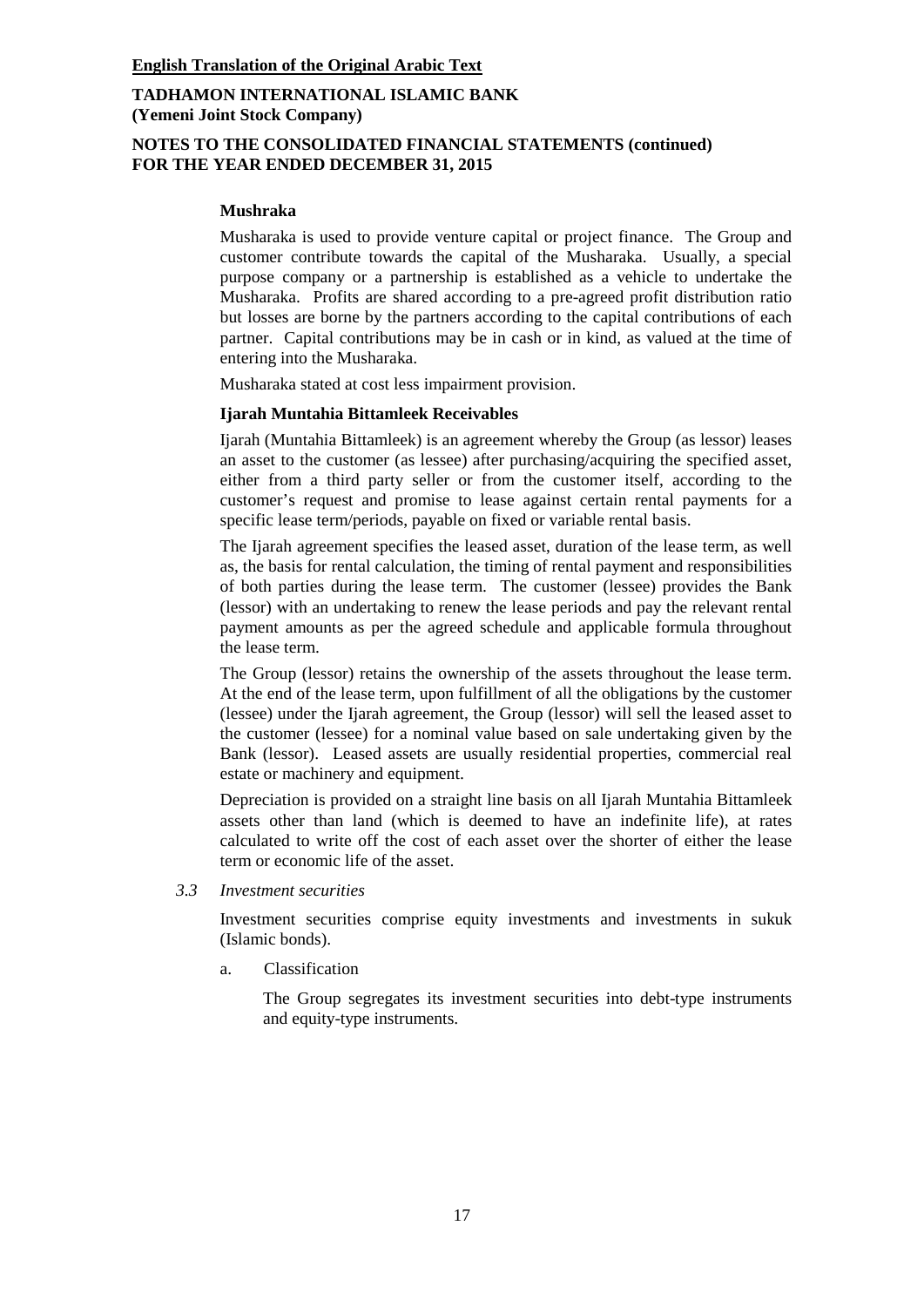**Mushraka**

Musharaka is used to provide venture capital or project finance. The Group and customer contribute towards the capital of the Musharaka. Usually, a special purpose company or a partnership is established as a vehicle to undertake the Musharaka. Profits are shared according to a pre-agreed profit distribution ratio but losses are borne by the partners according to the capital contributions of each partner. Capital contributions may be in cash or in kind, as valued at the time of entering into the Musharaka.

Musharaka stated at cost less impairment provision.

**Ijarah Muntahia Bittamleek Receivables**

Ijarah (Muntahia Bittamleek) is an agreement whereby the Group (as lessor) leases an asset to the customer (as lessee) after purchasing/acquiring the specified asset, either from a third party seller or from the customer itself, according to the customer's request and promise to lease against certain rental payments for a specific lease term/periods, payable on fixed or variable rental basis.

The Ijarah agreement specifies the leased asset, duration of the lease term, as well as, the basis for rental calculation, the timing of rental payment and responsibilities of both parties during the lease term. The customer (lessee) provides the Bank (lessor) with an undertaking to renew the lease periods and pay the relevant rental payment amounts as per the agreed schedule and applicable formula throughout the lease term.

The Group (lessor) retains the ownership of the assets throughout the lease term. At the end of the lease term, upon fulfillment of all the obligations by the customer (lessee) under the Ijarah agreement, the Group (lessor) will sell the leased asset to the customer (lessee) for a nominal value based on sale undertaking given by the Bank (lessor). Leased assets are usually residential properties, commercial real estate or machinery and equipment.

Depreciation is provided on a straight line basis on all Ijarah Muntahia Bittamleek assets other than land (which is deemed to have an indefinite life), at rates calculated to write off the cost of each asset over the shorter of either the lease term or economic life of the asset.

*3.3 Investment securities*

Investment securities comprise equity investments and investments in sukuk (Islamic bonds).

a. Classification

The Group segregates its investment securities into debt-type instruments and equity-type instruments.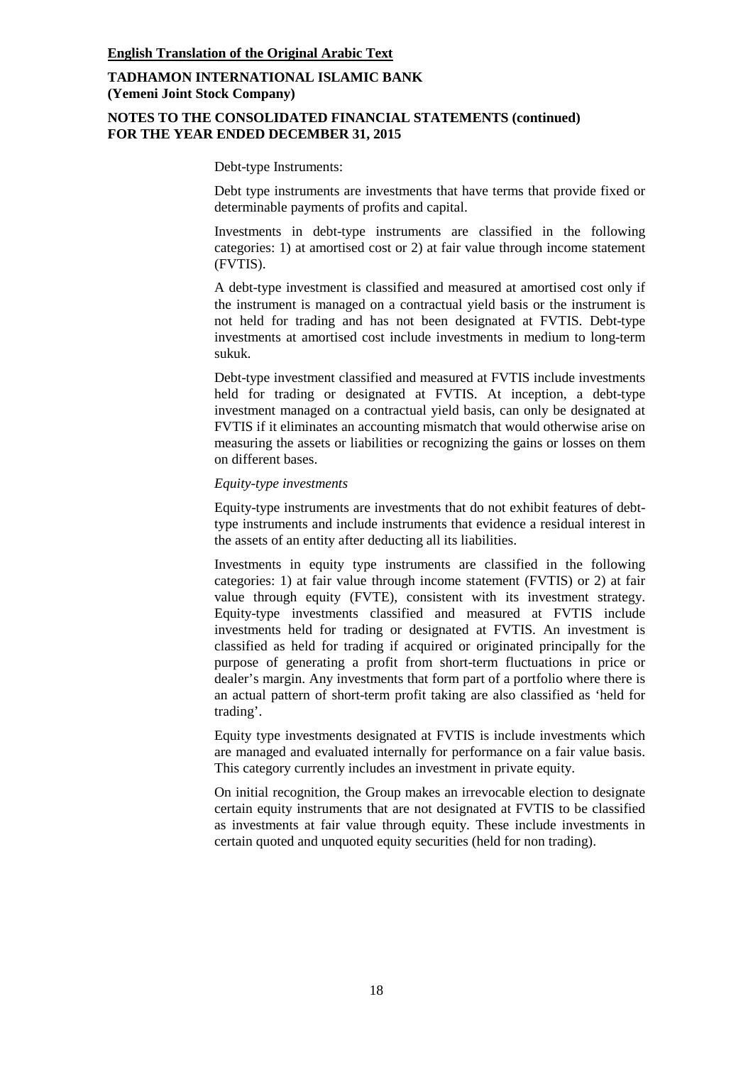Debt-type Instruments:

Debt type instruments are investments that have terms that provide fixed or determinable payments of profits and capital.

Investments in debt-type instruments are classified in the following categories: 1) at amortised cost or 2) at fair value through income statement (FVTIS).

A debt-type investment is classified and measured at amortised cost only if the instrument is managed on a contractual yield basis or the instrument is not held for trading and has not been designated at FVTIS. Debt-type investments at amortised cost include investments in medium to long-term sukuk.

Debt-type investment classified and measured at FVTIS include investments held for trading or designated at FVTIS. At inception, a debt-type investment managed on a contractual yield basis, can only be designated at FVTIS if it eliminates an accounting mismatch that would otherwise arise on measuring the assets or liabilities or recognizing the gains or losses on them on different bases.

*Equity-type investments*

Equity-type instruments are investments that do not exhibit features of debt-type instruments and include instruments that evidence a residual interest in the assets of an entity after deducting all its liabilities.

Investments in equity type instruments are classified in the following categories: 1) at fair value through income statement (FVTIS) or 2) at fair value through equity (FVTE), consistent with its investment strategy. Equity-type investments classified and measured at FVTIS include investments held for trading or designated at FVTIS. An investment is classified as held for trading if acquired or originated principally for the purpose of generating a profit from short-term fluctuations in price or dealer's margin. Any investments that form part of a portfolio where there is an actual pattern of short-term profit taking are also classified as 'held for trading'.

Equity type investments designated at FVTIS is include investments which are managed and evaluated internally for performance on a fair value basis. This category currently includes an investment in private equity.

On initial recognition, the Group makes an irrevocable election to designate certain equity instruments that are not designated at FVTIS to be classified as investments at fair value through equity. These include investments in certain quoted and unquoted equity securities (held for non trading).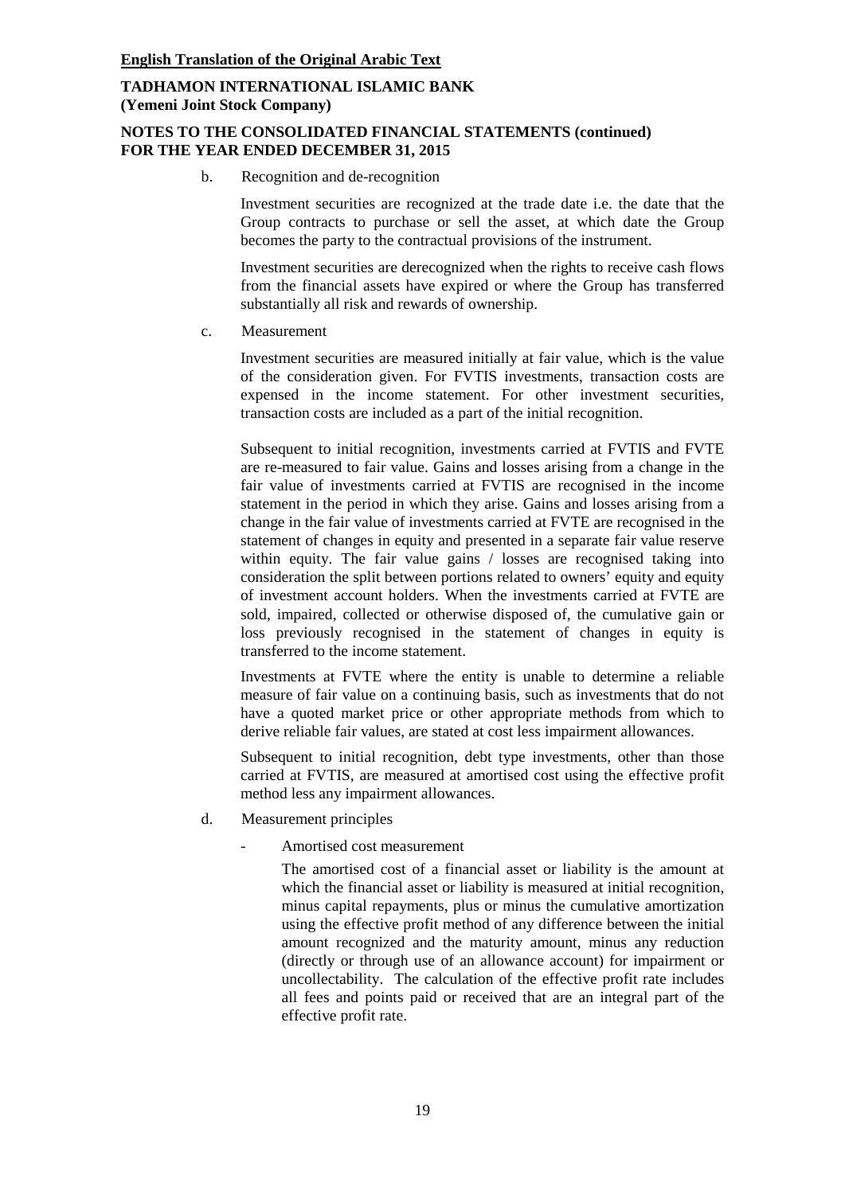**English Translation of the Original Arabic Text**

**TADHAMON INTERNATIONAL ISLAMIC BANK**
**(Yemeni Joint Stock Company)**

**NOTES TO THE CONSOLIDATED FINANCIAL STATEMENTS (continued)**
**FOR THE YEAR ENDED DECEMBER 31, 2015**

b. Recognition and de-recognition

Investment securities are recognized at the trade date i.e. the date that the Group contracts to purchase or sell the asset, at which date the Group becomes the party to the contractual provisions of the instrument.

Investment securities are derecognized when the rights to receive cash flows from the financial assets have expired or where the Group has transferred substantially all risk and rewards of ownership.

c. Measurement

Investment securities are measured initially at fair value, which is the value of the consideration given. For FVTIS investments, transaction costs are expensed in the income statement. For other investment securities, transaction costs are included as a part of the initial recognition.

Subsequent to initial recognition, investments carried at FVTIS and FVTE are re-measured to fair value. Gains and losses arising from a change in the fair value of investments carried at FVTIS are recognised in the income statement in the period in which they arise. Gains and losses arising from a change in the fair value of investments carried at FVTE are recognised in the statement of changes in equity and presented in a separate fair value reserve within equity. The fair value gains / losses are recognised taking into consideration the split between portions related to owners' equity and equity of investment account holders. When the investments carried at FVTE are sold, impaired, collected or otherwise disposed of, the cumulative gain or loss previously recognised in the statement of changes in equity is transferred to the income statement.

Investments at FVTE where the entity is unable to determine a reliable measure of fair value on a continuing basis, such as investments that do not have a quoted market price or other appropriate methods from which to derive reliable fair values, are stated at cost less impairment allowances.

Subsequent to initial recognition, debt type investments, other than those carried at FVTIS, are measured at amortised cost using the effective profit method less any impairment allowances.

d. Measurement principles

- Amortised cost measurement

  The amortised cost of a financial asset or liability is the amount at which the financial asset or liability is measured at initial recognition, minus capital repayments, plus or minus the cumulative amortization using the effective profit method of any difference between the initial amount recognized and the maturity amount, minus any reduction (directly or through use of an allowance account) for impairment or uncollectability. The calculation of the effective profit rate includes all fees and points paid or received that are an integral part of the effective profit rate.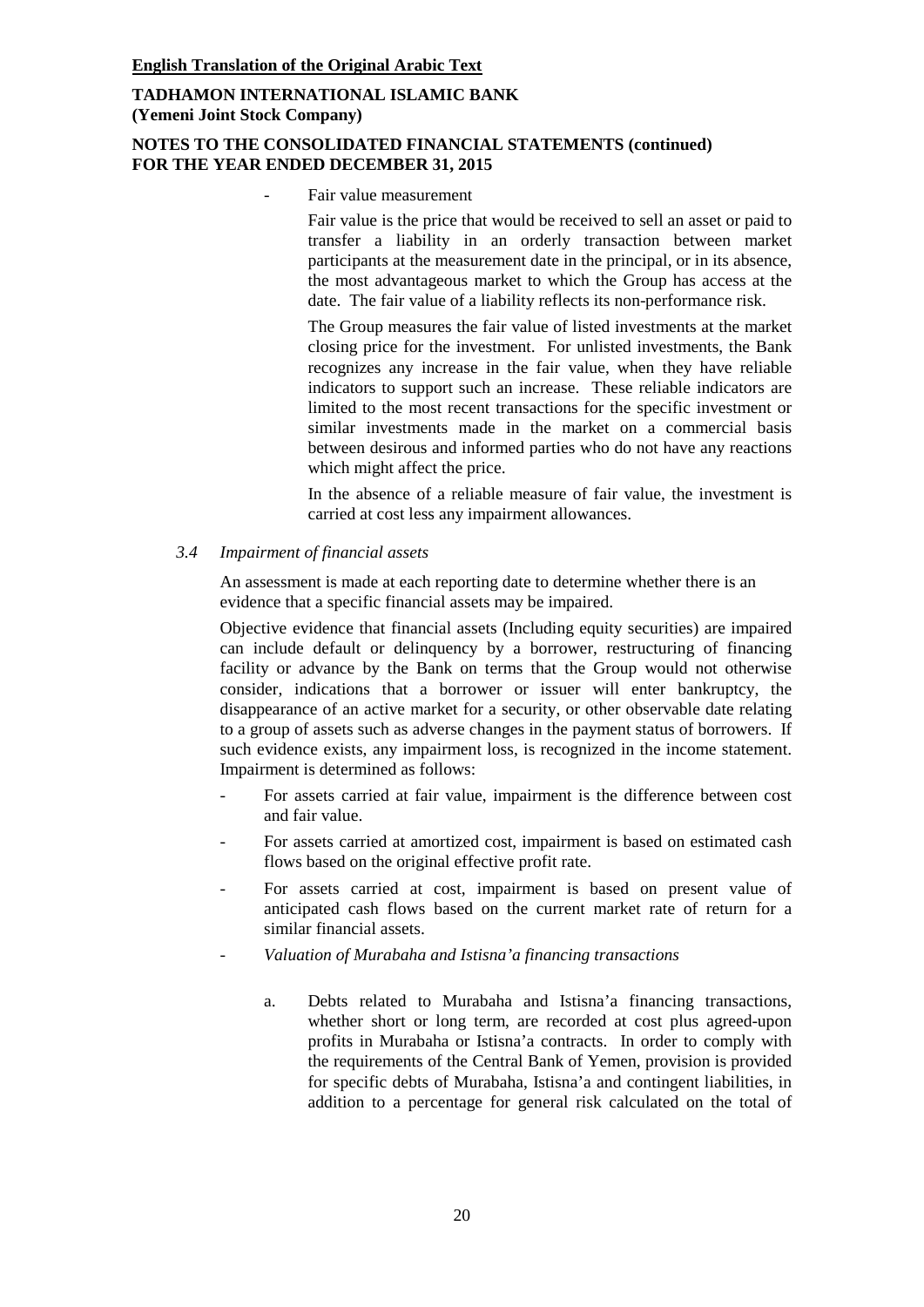- Fair value measurement

  Fair value is the price that would be received to sell an asset or paid to transfer a liability in an orderly transaction between market participants at the measurement date in the principal, or in its absence, the most advantageous market to which the Group has access at the date. The fair value of a liability reflects its non-performance risk.

  The Group measures the fair value of listed investments at the market closing price for the investment. For unlisted investments, the Bank recognizes any increase in the fair value, when they have reliable indicators to support such an increase. These reliable indicators are limited to the most recent transactions for the specific investment or similar investments made in the market on a commercial basis between desirous and informed parties who do not have any reactions which might affect the price.

  In the absence of a reliable measure of fair value, the investment is carried at cost less any impairment allowances.

### *3.4 Impairment of financial assets*

An assessment is made at each reporting date to determine whether there is an evidence that a specific financial assets may be impaired.

Objective evidence that financial assets (Including equity securities) are impaired can include default or delinquency by a borrower, restructuring of financing facility or advance by the Bank on terms that the Group would not otherwise consider, indications that a borrower or issuer will enter bankruptcy, the disappearance of an active market for a security, or other observable date relating to a group of assets such as adverse changes in the payment status of borrowers. If such evidence exists, any impairment loss, is recognized in the income statement. Impairment is determined as follows:

- For assets carried at fair value, impairment is the difference between cost and fair value.
- For assets carried at amortized cost, impairment is based on estimated cash flows based on the original effective profit rate.
- For assets carried at cost, impairment is based on present value of anticipated cash flows based on the current market rate of return for a similar financial assets.
- *Valuation of Murabaha and Istisna'a financing transactions*

  a. Debts related to Murabaha and Istisna'a financing transactions, whether short or long term, are recorded at cost plus agreed-upon profits in Murabaha or Istisna'a contracts. In order to comply with the requirements of the Central Bank of Yemen, provision is provided for specific debts of Murabaha, Istisna'a and contingent liabilities, in addition to a percentage for general risk calculated on the total of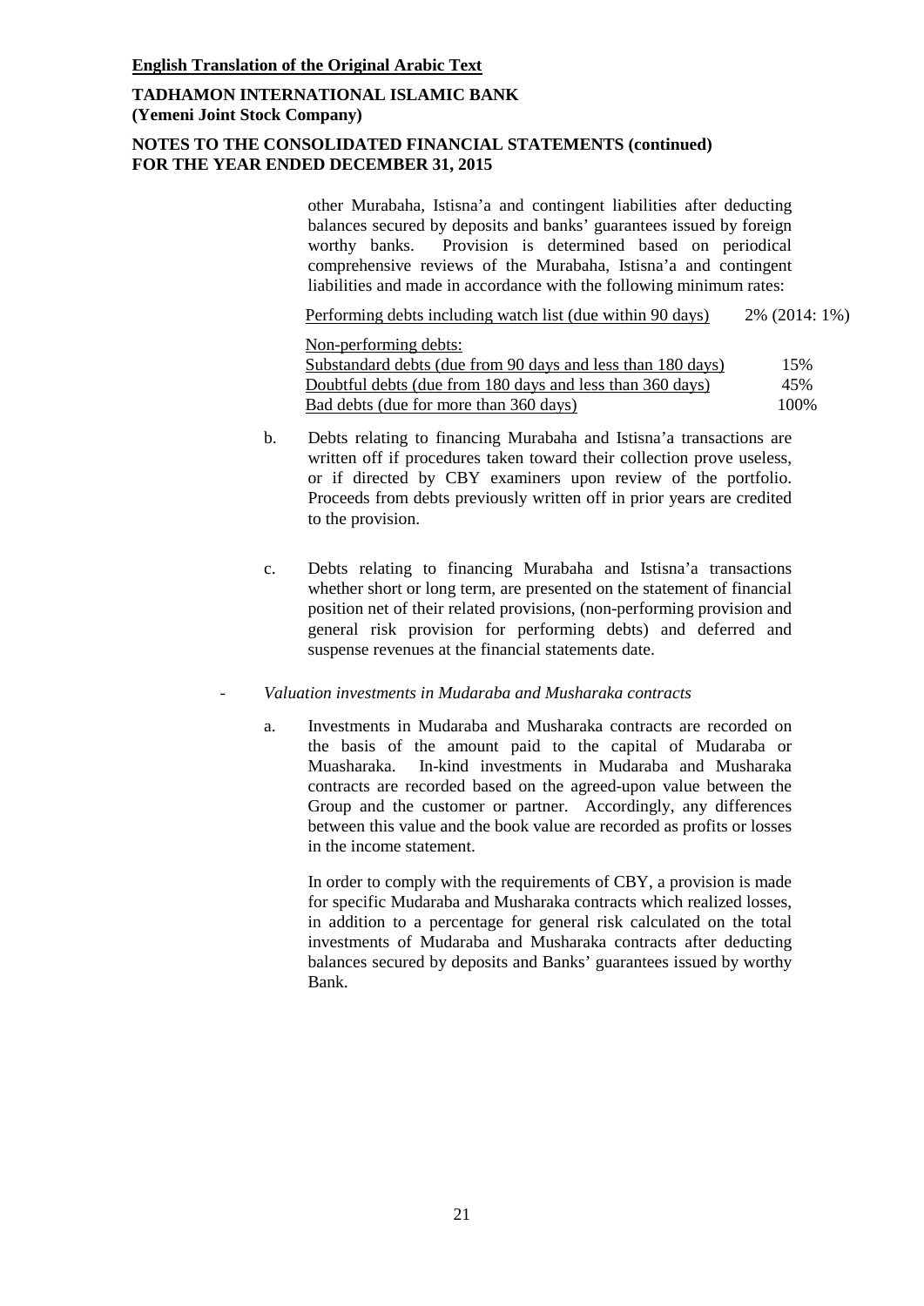other Murabaha, Istisna'a and contingent liabilities after deducting balances secured by deposits and banks' guarantees issued by foreign worthy banks. Provision is determined based on periodical comprehensive reviews of the Murabaha, Istisna'a and contingent liabilities and made in accordance with the following minimum rates:

| | |
|---|---|
| Performing debts including watch list (due within 90 days) | 2% (2014: 1%) |
| Non-performing debts: | |
| Substandard debts (due from 90 days and less than 180 days) | 15% |
| Doubtful debts (due from 180 days and less than 360 days) | 45% |
| Bad debts (due for more than 360 days) | 100% |

b. Debts relating to financing Murabaha and Istisna'a transactions are written off if procedures taken toward their collection prove useless, or if directed by CBY examiners upon review of the portfolio. Proceeds from debts previously written off in prior years are credited to the provision.

c. Debts relating to financing Murabaha and Istisna'a transactions whether short or long term, are presented on the statement of financial position net of their related provisions, (non-performing provision and general risk provision for performing debts) and deferred and suspense revenues at the financial statements date.

- *Valuation investments in Mudaraba and Musharaka contracts*

  a. Investments in Mudaraba and Musharaka contracts are recorded on the basis of the amount paid to the capital of Mudaraba or Muasharaka. In-kind investments in Mudaraba and Musharaka contracts are recorded based on the agreed-upon value between the Group and the customer or partner. Accordingly, any differences between this value and the book value are recorded as profits or losses in the income statement.

  In order to comply with the requirements of CBY, a provision is made for specific Mudaraba and Musharaka contracts which realized losses, in addition to a percentage for general risk calculated on the total investments of Mudaraba and Musharaka contracts after deducting balances secured by deposits and Banks' guarantees issued by worthy Bank.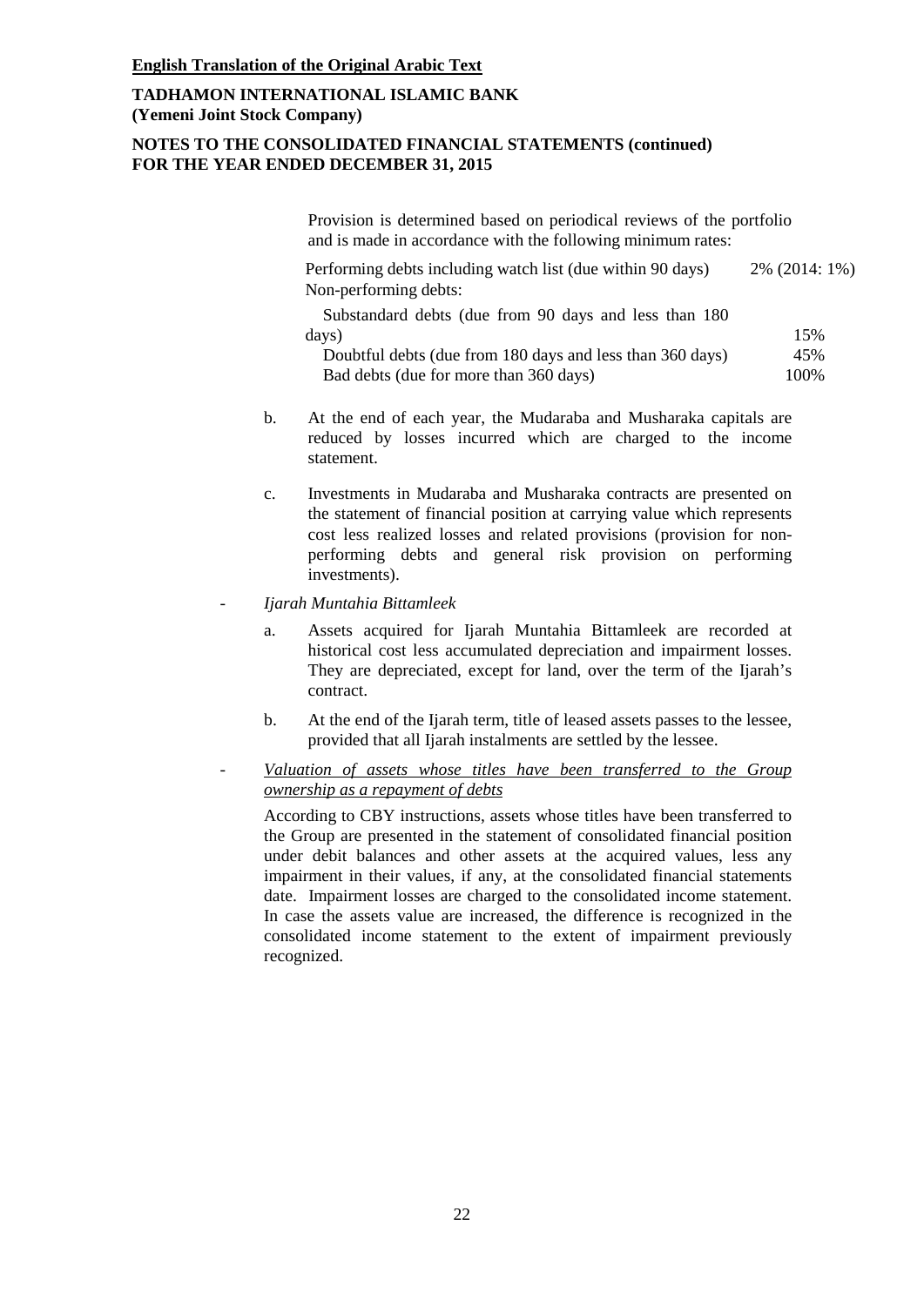**English Translation of the Original Arabic Text**

**TADHAMON INTERNATIONAL ISLAMIC BANK**
**(Yemeni Joint Stock Company)**

**NOTES TO THE CONSOLIDATED FINANCIAL STATEMENTS (continued)**
**FOR THE YEAR ENDED DECEMBER 31, 2015**

Provision is determined based on periodical reviews of the portfolio and is made in accordance with the following minimum rates:

| | |
|---|---|
| Performing debts including watch list (due within 90 days) | 2% (2014: 1%) |
| Non-performing debts: | |
| Substandard debts (due from 90 days and less than 180 days) | 15% |
| Doubtful debts (due from 180 days and less than 360 days) | 45% |
| Bad debts (due for more than 360 days) | 100% |

b. At the end of each year, the Mudaraba and Musharaka capitals are reduced by losses incurred which are charged to the income statement.

c. Investments in Mudaraba and Musharaka contracts are presented on the statement of financial position at carrying value which represents cost less realized losses and related provisions (provision for non-performing debts and general risk provision on performing investments).

- *Ijarah Muntahia Bittamleek*

  a. Assets acquired for Ijarah Muntahia Bittamleek are recorded at historical cost less accumulated depreciation and impairment losses. They are depreciated, except for land, over the term of the Ijarah's contract.

  b. At the end of the Ijarah term, title of leased assets passes to the lessee, provided that all Ijarah instalments are settled by the lessee.

- *Valuation of assets whose titles have been transferred to the Group ownership as a repayment of debts*

  According to CBY instructions, assets whose titles have been transferred to the Group are presented in the statement of consolidated financial position under debit balances and other assets at the acquired values, less any impairment in their values, if any, at the consolidated financial statements date. Impairment losses are charged to the consolidated income statement. In case the assets value are increased, the difference is recognized in the consolidated income statement to the extent of impairment previously recognized.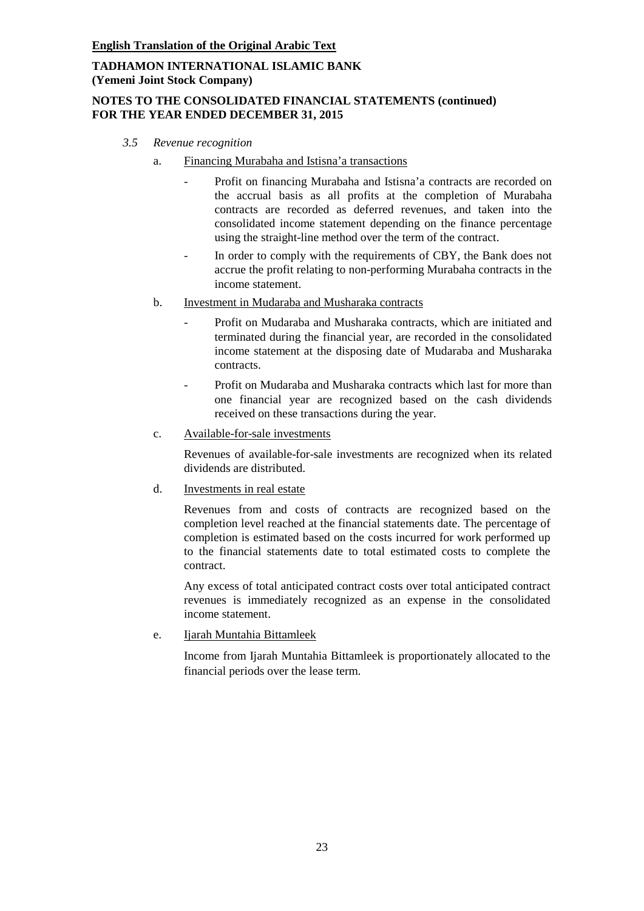*3.5 Revenue recognition*

a. Financing Murabaha and Istisna'a transactions

- Profit on financing Murabaha and Istisna'a contracts are recorded on the accrual basis as all profits at the completion of Murabaha contracts are recorded as deferred revenues, and taken into the consolidated income statement depending on the finance percentage using the straight-line method over the term of the contract.
- In order to comply with the requirements of CBY, the Bank does not accrue the profit relating to non-performing Murabaha contracts in the income statement.

b. Investment in Mudaraba and Musharaka contracts

- Profit on Mudaraba and Musharaka contracts, which are initiated and terminated during the financial year, are recorded in the consolidated income statement at the disposing date of Mudaraba and Musharaka contracts.
- Profit on Mudaraba and Musharaka contracts which last for more than one financial year are recognized based on the cash dividends received on these transactions during the year.

c. Available-for-sale investments

Revenues of available-for-sale investments are recognized when its related dividends are distributed.

d. Investments in real estate

Revenues from and costs of contracts are recognized based on the completion level reached at the financial statements date. The percentage of completion is estimated based on the costs incurred for work performed up to the financial statements date to total estimated costs to complete the contract.

Any excess of total anticipated contract costs over total anticipated contract revenues is immediately recognized as an expense in the consolidated income statement.

e. Ijarah Muntahia Bittamleek

Income from Ijarah Muntahia Bittamleek is proportionately allocated to the financial periods over the lease term.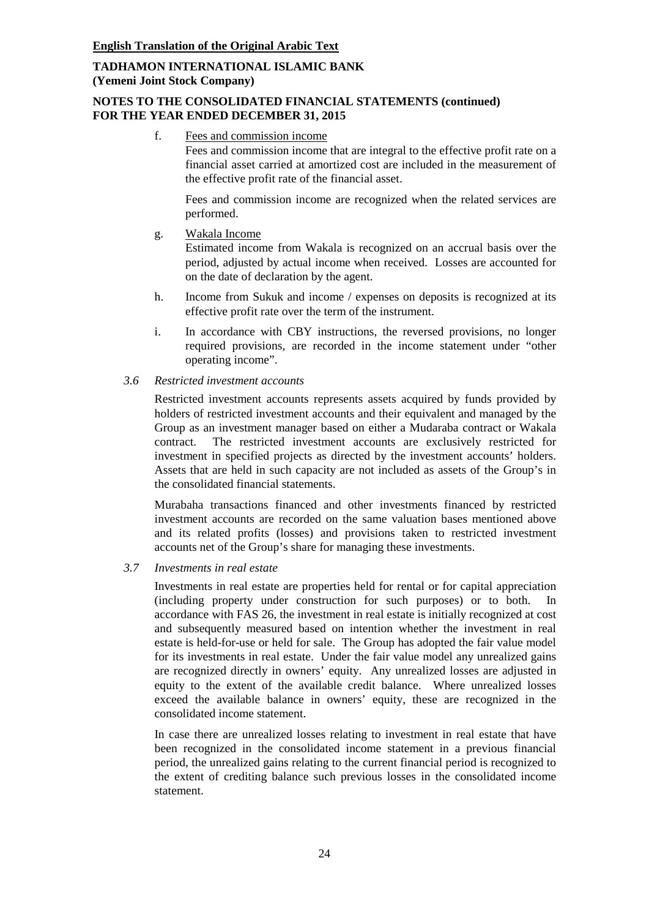**English Translation of the Original Arabic Text**

**TADHAMON INTERNATIONAL ISLAMIC BANK**
**(Yemeni Joint Stock Company)**

**NOTES TO THE CONSOLIDATED FINANCIAL STATEMENTS (continued)**
**FOR THE YEAR ENDED DECEMBER 31, 2015**

f. Fees and commission income

Fees and commission income that are integral to the effective profit rate on a financial asset carried at amortized cost are included in the measurement of the effective profit rate of the financial asset.

Fees and commission income are recognized when the related services are performed.

g. Wakala Income

Estimated income from Wakala is recognized on an accrual basis over the period, adjusted by actual income when received. Losses are accounted for on the date of declaration by the agent.

h. Income from Sukuk and income / expenses on deposits is recognized at its effective profit rate over the term of the instrument.

i. In accordance with CBY instructions, the reversed provisions, no longer required provisions, are recorded in the income statement under "other operating income".

*3.6 Restricted investment accounts*

Restricted investment accounts represents assets acquired by funds provided by holders of restricted investment accounts and their equivalent and managed by the Group as an investment manager based on either a Mudaraba contract or Wakala contract. The restricted investment accounts are exclusively restricted for investment in specified projects as directed by the investment accounts' holders. Assets that are held in such capacity are not included as assets of the Group's in the consolidated financial statements.

Murabaha transactions financed and other investments financed by restricted investment accounts are recorded on the same valuation bases mentioned above and its related profits (losses) and provisions taken to restricted investment accounts net of the Group's share for managing these investments.

*3.7 Investments in real estate*

Investments in real estate are properties held for rental or for capital appreciation (including property under construction for such purposes) or to both. In accordance with FAS 26, the investment in real estate is initially recognized at cost and subsequently measured based on intention whether the investment in real estate is held-for-use or held for sale. The Group has adopted the fair value model for its investments in real estate. Under the fair value model any unrealized gains are recognized directly in owners' equity. Any unrealized losses are adjusted in equity to the extent of the available credit balance. Where unrealized losses exceed the available balance in owners' equity, these are recognized in the consolidated income statement.

In case there are unrealized losses relating to investment in real estate that have been recognized in the consolidated income statement in a previous financial period, the unrealized gains relating to the current financial period is recognized to the extent of crediting balance such previous losses in the consolidated income statement.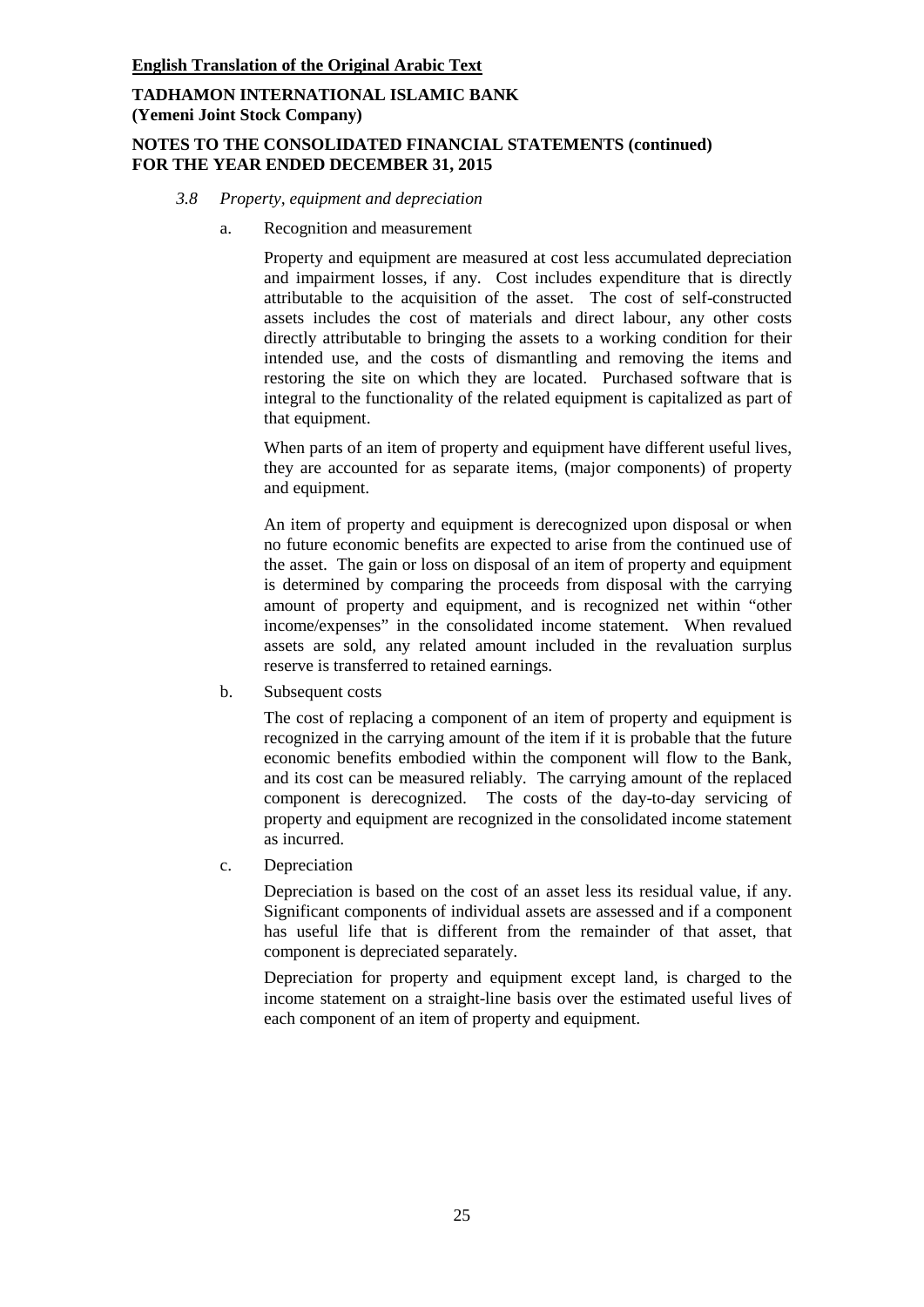### *3.8 Property, equipment and depreciation*

a. Recognition and measurement

Property and equipment are measured at cost less accumulated depreciation and impairment losses, if any. Cost includes expenditure that is directly attributable to the acquisition of the asset. The cost of self-constructed assets includes the cost of materials and direct labour, any other costs directly attributable to bringing the assets to a working condition for their intended use, and the costs of dismantling and removing the items and restoring the site on which they are located. Purchased software that is integral to the functionality of the related equipment is capitalized as part of that equipment.

When parts of an item of property and equipment have different useful lives, they are accounted for as separate items, (major components) of property and equipment.

An item of property and equipment is derecognized upon disposal or when no future economic benefits are expected to arise from the continued use of the asset. The gain or loss on disposal of an item of property and equipment is determined by comparing the proceeds from disposal with the carrying amount of property and equipment, and is recognized net within "other income/expenses" in the consolidated income statement. When revalued assets are sold, any related amount included in the revaluation surplus reserve is transferred to retained earnings.

b. Subsequent costs

The cost of replacing a component of an item of property and equipment is recognized in the carrying amount of the item if it is probable that the future economic benefits embodied within the component will flow to the Bank, and its cost can be measured reliably. The carrying amount of the replaced component is derecognized. The costs of the day-to-day servicing of property and equipment are recognized in the consolidated income statement as incurred.

c. Depreciation

Depreciation is based on the cost of an asset less its residual value, if any. Significant components of individual assets are assessed and if a component has useful life that is different from the remainder of that asset, that component is depreciated separately.

Depreciation for property and equipment except land, is charged to the income statement on a straight-line basis over the estimated useful lives of each component of an item of property and equipment.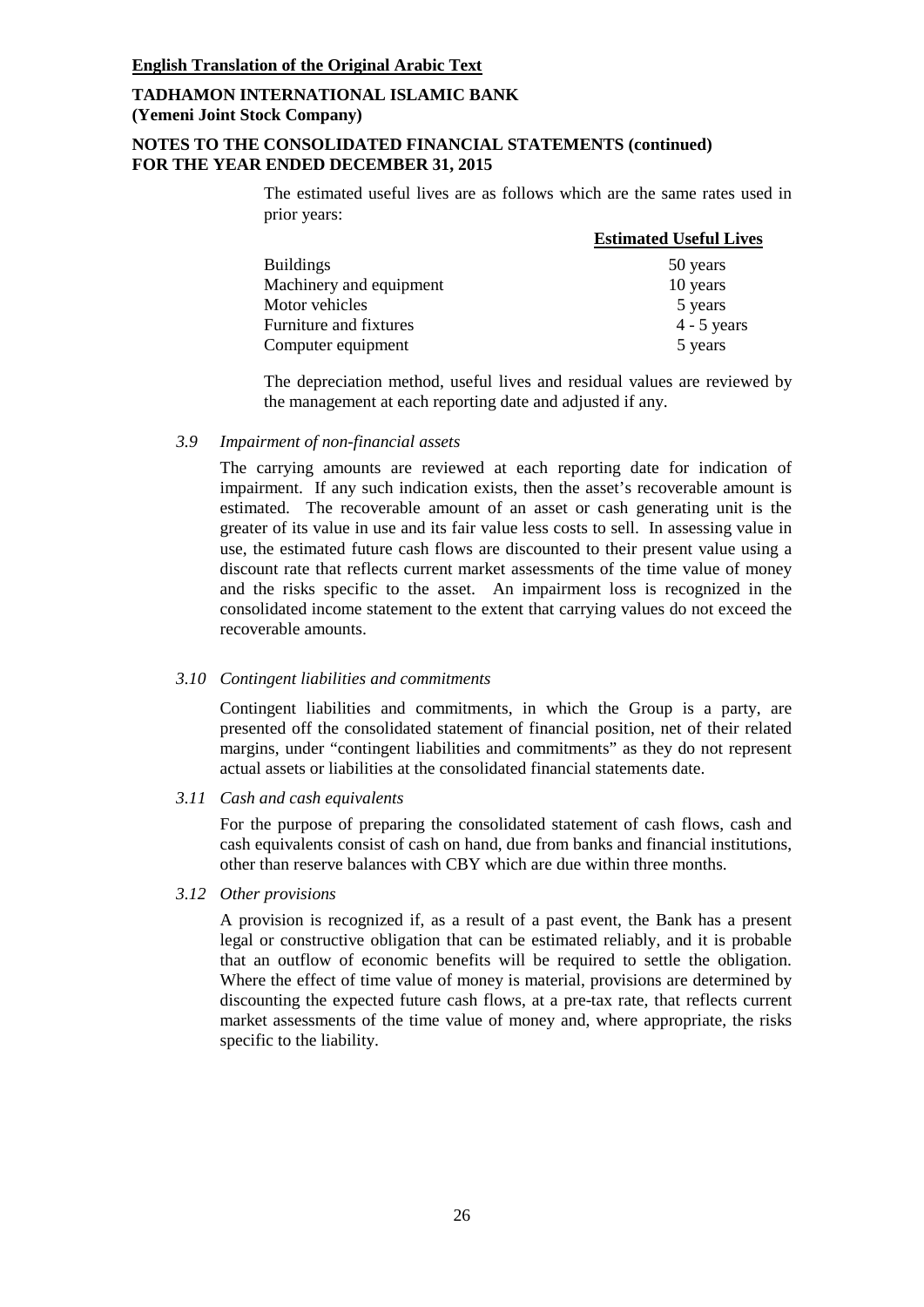The estimated useful lives are as follows which are the same rates used in prior years:

| | Estimated Useful Lives |
|---|---|
| Buildings | 50 years |
| Machinery and equipment | 10 years |
| Motor vehicles | 5 years |
| Furniture and fixtures | 4 - 5 years |
| Computer equipment | 5 years |

The depreciation method, useful lives and residual values are reviewed by the management at each reporting date and adjusted if any.

### *3.9 Impairment of non-financial assets*

The carrying amounts are reviewed at each reporting date for indication of impairment. If any such indication exists, then the asset's recoverable amount is estimated. The recoverable amount of an asset or cash generating unit is the greater of its value in use and its fair value less costs to sell. In assessing value in use, the estimated future cash flows are discounted to their present value using a discount rate that reflects current market assessments of the time value of money and the risks specific to the asset. An impairment loss is recognized in the consolidated income statement to the extent that carrying values do not exceed the recoverable amounts.

### *3.10 Contingent liabilities and commitments*

Contingent liabilities and commitments, in which the Group is a party, are presented off the consolidated statement of financial position, net of their related margins, under "contingent liabilities and commitments" as they do not represent actual assets or liabilities at the consolidated financial statements date.

### *3.11 Cash and cash equivalents*

For the purpose of preparing the consolidated statement of cash flows, cash and cash equivalents consist of cash on hand, due from banks and financial institutions, other than reserve balances with CBY which are due within three months.

### *3.12 Other provisions*

A provision is recognized if, as a result of a past event, the Bank has a present legal or constructive obligation that can be estimated reliably, and it is probable that an outflow of economic benefits will be required to settle the obligation. Where the effect of time value of money is material, provisions are determined by discounting the expected future cash flows, at a pre-tax rate, that reflects current market assessments of the time value of money and, where appropriate, the risks specific to the liability.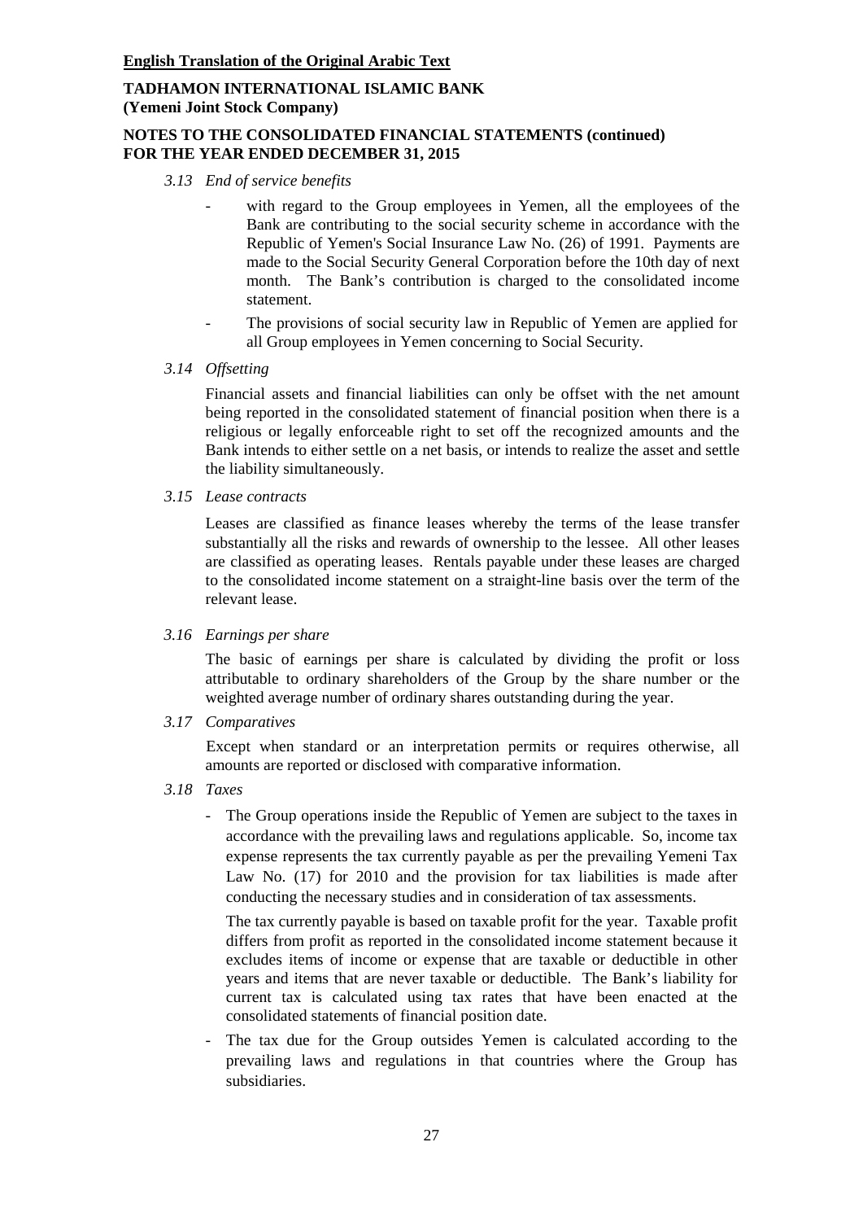**English Translation of the Original Arabic Text**

**TADHAMON INTERNATIONAL ISLAMIC BANK**
**(Yemeni Joint Stock Company)**

**NOTES TO THE CONSOLIDATED FINANCIAL STATEMENTS (continued)**
**FOR THE YEAR ENDED DECEMBER 31, 2015**

*3.13 End of service benefits*

- with regard to the Group employees in Yemen, all the employees of the Bank are contributing to the social security scheme in accordance with the Republic of Yemen's Social Insurance Law No. (26) of 1991. Payments are made to the Social Security General Corporation before the 10th day of next month. The Bank's contribution is charged to the consolidated income statement.
- The provisions of social security law in Republic of Yemen are applied for all Group employees in Yemen concerning to Social Security.

*3.14 Offsetting*

Financial assets and financial liabilities can only be offset with the net amount being reported in the consolidated statement of financial position when there is a religious or legally enforceable right to set off the recognized amounts and the Bank intends to either settle on a net basis, or intends to realize the asset and settle the liability simultaneously.

*3.15 Lease contracts*

Leases are classified as finance leases whereby the terms of the lease transfer substantially all the risks and rewards of ownership to the lessee. All other leases are classified as operating leases. Rentals payable under these leases are charged to the consolidated income statement on a straight-line basis over the term of the relevant lease.

*3.16 Earnings per share*

The basic of earnings per share is calculated by dividing the profit or loss attributable to ordinary shareholders of the Group by the share number or the weighted average number of ordinary shares outstanding during the year.

*3.17 Comparatives*

Except when standard or an interpretation permits or requires otherwise, all amounts are reported or disclosed with comparative information.

*3.18 Taxes*

- The Group operations inside the Republic of Yemen are subject to the taxes in accordance with the prevailing laws and regulations applicable. So, income tax expense represents the tax currently payable as per the prevailing Yemeni Tax Law No. (17) for 2010 and the provision for tax liabilities is made after conducting the necessary studies and in consideration of tax assessments.

  The tax currently payable is based on taxable profit for the year. Taxable profit differs from profit as reported in the consolidated income statement because it excludes items of income or expense that are taxable or deductible in other years and items that are never taxable or deductible. The Bank's liability for current tax is calculated using tax rates that have been enacted at the consolidated statements of financial position date.

- The tax due for the Group outsides Yemen is calculated according to the prevailing laws and regulations in that countries where the Group has subsidiaries.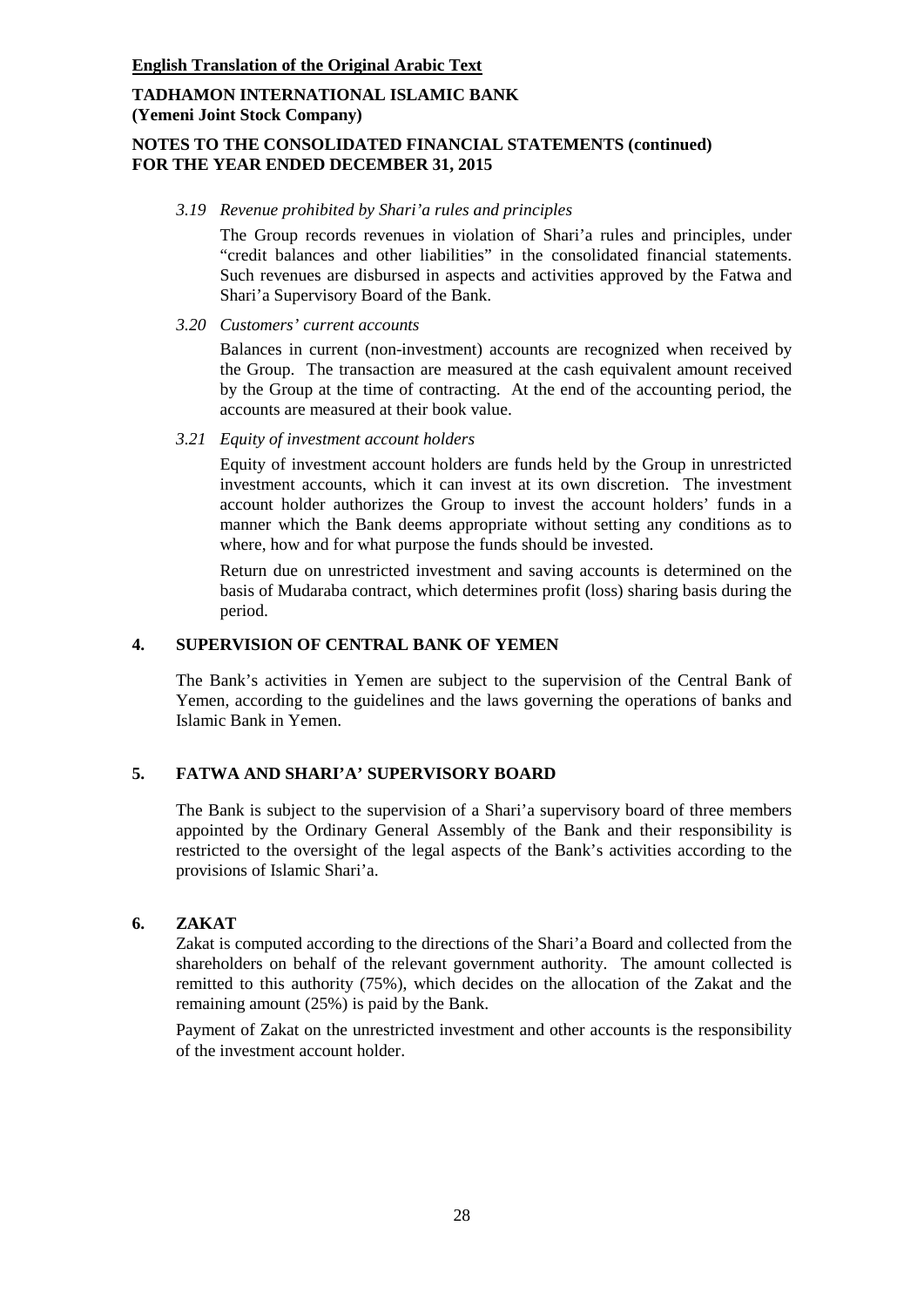*3.19 Revenue prohibited by Shari'a rules and principles*

The Group records revenues in violation of Shari'a rules and principles, under "credit balances and other liabilities" in the consolidated financial statements. Such revenues are disbursed in aspects and activities approved by the Fatwa and Shari'a Supervisory Board of the Bank.

*3.20 Customers' current accounts*

Balances in current (non-investment) accounts are recognized when received by the Group. The transaction are measured at the cash equivalent amount received by the Group at the time of contracting. At the end of the accounting period, the accounts are measured at their book value.

*3.21 Equity of investment account holders*

Equity of investment account holders are funds held by the Group in unrestricted investment accounts, which it can invest at its own discretion. The investment account holder authorizes the Group to invest the account holders' funds in a manner which the Bank deems appropriate without setting any conditions as to where, how and for what purpose the funds should be invested.

Return due on unrestricted investment and saving accounts is determined on the basis of Mudaraba contract, which determines profit (loss) sharing basis during the period.

## 4. SUPERVISION OF CENTRAL BANK OF YEMEN

The Bank's activities in Yemen are subject to the supervision of the Central Bank of Yemen, according to the guidelines and the laws governing the operations of banks and Islamic Bank in Yemen.

## 5. FATWA AND SHARI'A' SUPERVISORY BOARD

The Bank is subject to the supervision of a Shari'a supervisory board of three members appointed by the Ordinary General Assembly of the Bank and their responsibility is restricted to the oversight of the legal aspects of the Bank's activities according to the provisions of Islamic Shari'a.

## 6. ZAKAT

Zakat is computed according to the directions of the Shari'a Board and collected from the shareholders on behalf of the relevant government authority. The amount collected is remitted to this authority (75%), which decides on the allocation of the Zakat and the remaining amount (25%) is paid by the Bank.

Payment of Zakat on the unrestricted investment and other accounts is the responsibility of the investment account holder.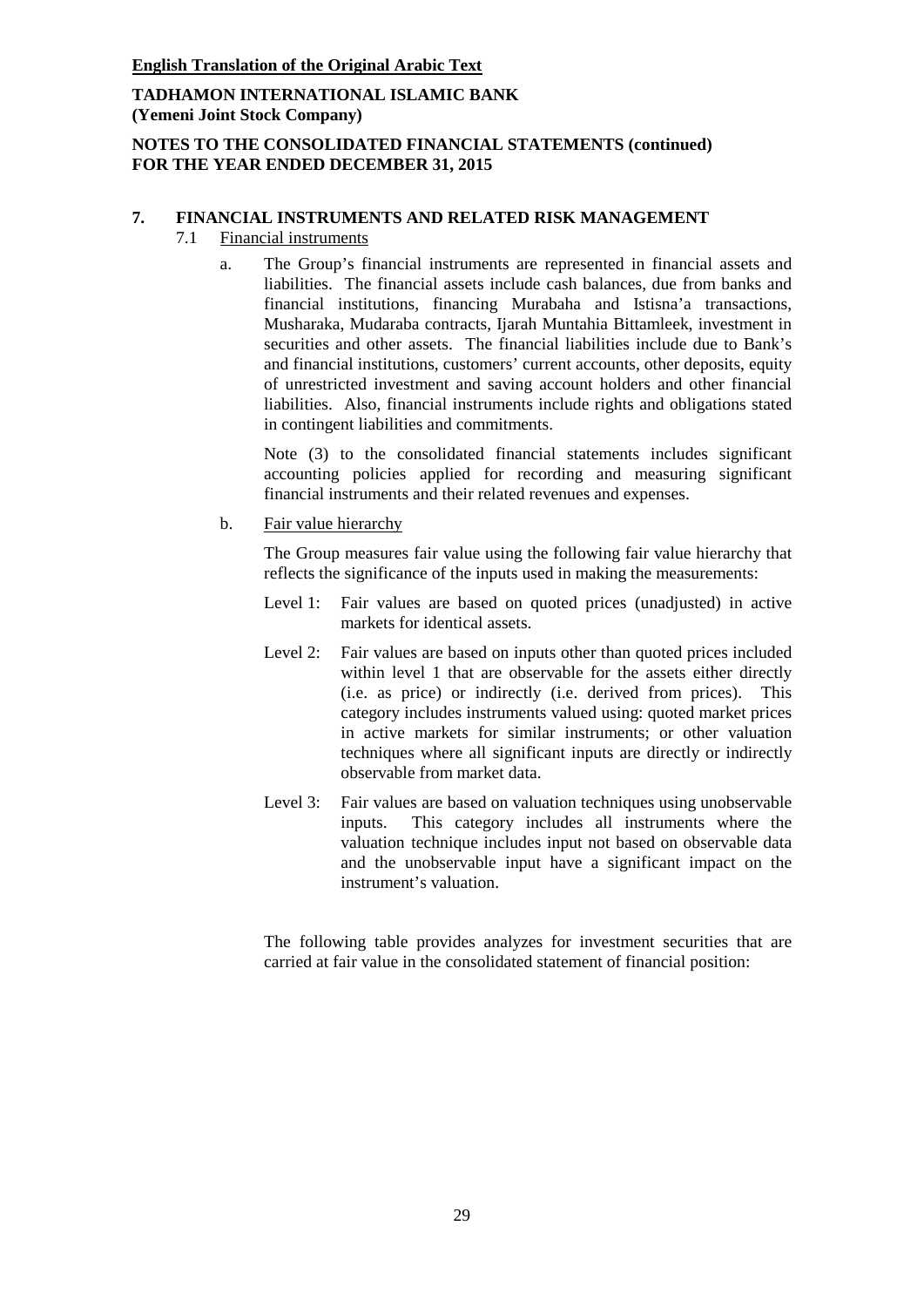**English Translation of the Original Arabic Text**

**TADHAMON INTERNATIONAL ISLAMIC BANK**
**(Yemeni Joint Stock Company)**

**NOTES TO THE CONSOLIDATED FINANCIAL STATEMENTS (continued)**
**FOR THE YEAR ENDED DECEMBER 31, 2015**

## 7. FINANCIAL INSTRUMENTS AND RELATED RISK MANAGEMENT

### 7.1 Financial instruments

a. The Group's financial instruments are represented in financial assets and liabilities. The financial assets include cash balances, due from banks and financial institutions, financing Murabaha and Istisna'a transactions, Musharaka, Mudaraba contracts, Ijarah Muntahia Bittamleek, investment in securities and other assets. The financial liabilities include due to Bank's and financial institutions, customers' current accounts, other deposits, equity of unrestricted investment and saving account holders and other financial liabilities. Also, financial instruments include rights and obligations stated in contingent liabilities and commitments.

   Note (3) to the consolidated financial statements includes significant accounting policies applied for recording and measuring significant financial instruments and their related revenues and expenses.

b. Fair value hierarchy

   The Group measures fair value using the following fair value hierarchy that reflects the significance of the inputs used in making the measurements:

   Level 1: Fair values are based on quoted prices (unadjusted) in active markets for identical assets.

   Level 2: Fair values are based on inputs other than quoted prices included within level 1 that are observable for the assets either directly (i.e. as price) or indirectly (i.e. derived from prices). This category includes instruments valued using: quoted market prices in active markets for similar instruments; or other valuation techniques where all significant inputs are directly or indirectly observable from market data.

   Level 3: Fair values are based on valuation techniques using unobservable inputs. This category includes all instruments where the valuation technique includes input not based on observable data and the unobservable input have a significant impact on the instrument's valuation.

   The following table provides analyzes for investment securities that are carried at fair value in the consolidated statement of financial position: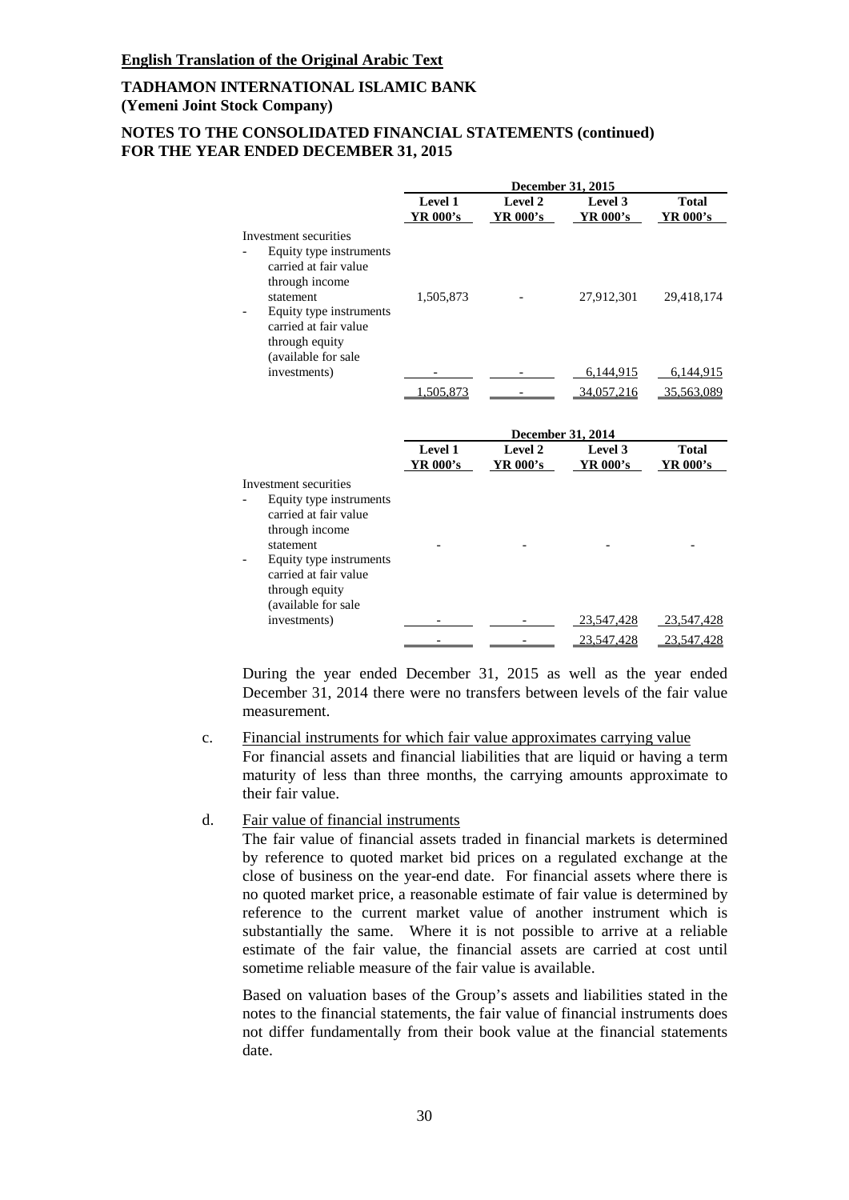**English Translation of the Original Arabic Text**

**TADHAMON INTERNATIONAL ISLAMIC BANK**
**(Yemeni Joint Stock Company)**

**NOTES TO THE CONSOLIDATED FINANCIAL STATEMENTS (continued)**
**FOR THE YEAR ENDED DECEMBER 31, 2015**

| | December 31, 2015 | | | |
|---|---|---|---|---|
| | **Level 1 YR 000's** | **Level 2 YR 000's** | **Level 3 YR 000's** | **Total YR 000's** |
| Investment securities | | | | |
| - Equity type instruments carried at fair value through income statement | 1,505,873 | - | 27,912,301 | 29,418,174 |
| - Equity type instruments carried at fair value through equity (available for sale investments) | - | - | 6,144,915 | 6,144,915 |
| | 1,505,873 | - | 34,057,216 | 35,563,089 |

| | December 31, 2014 | | | |
|---|---|---|---|---|
| | **Level 1 YR 000's** | **Level 2 YR 000's** | **Level 3 YR 000's** | **Total YR 000's** |
| Investment securities | | | | |
| - Equity type instruments carried at fair value through income statement | - | - | - | - |
| - Equity type instruments carried at fair value through equity (available for sale investments) | - | - | 23,547,428 | 23,547,428 |
| | - | - | 23,547,428 | 23,547,428 |

During the year ended December 31, 2015 as well as the year ended December 31, 2014 there were no transfers between levels of the fair value measurement.

c. Financial instruments for which fair value approximates carrying value

For financial assets and financial liabilities that are liquid or having a term maturity of less than three months, the carrying amounts approximate to their fair value.

d. Fair value of financial instruments

The fair value of financial assets traded in financial markets is determined by reference to quoted market bid prices on a regulated exchange at the close of business on the year-end date. For financial assets where there is no quoted market price, a reasonable estimate of fair value is determined by reference to the current market value of another instrument which is substantially the same. Where it is not possible to arrive at a reliable estimate of the fair value, the financial assets are carried at cost until sometime reliable measure of the fair value is available.

Based on valuation bases of the Group's assets and liabilities stated in the notes to the financial statements, the fair value of financial instruments does not differ fundamentally from their book value at the financial statements date.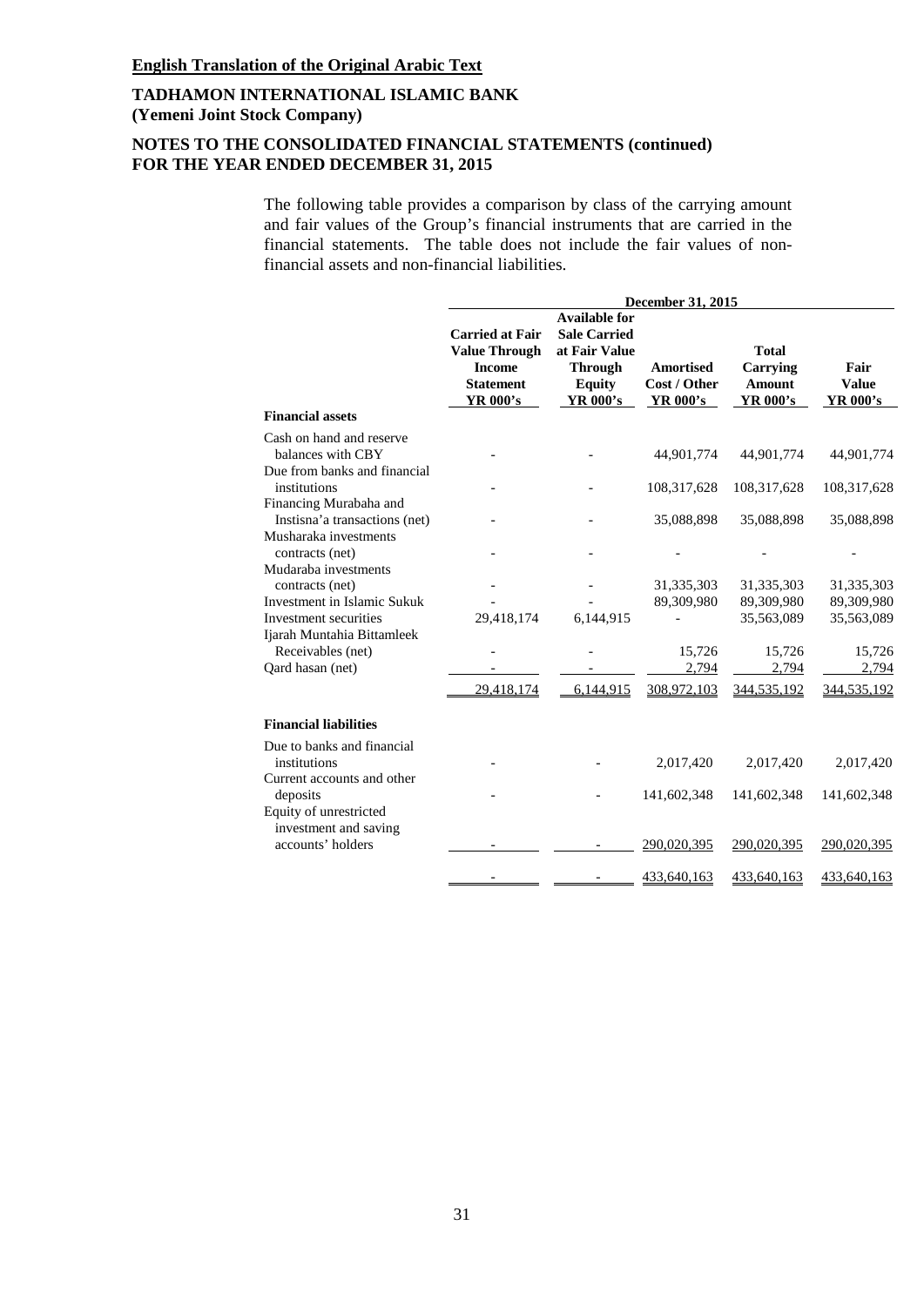**English Translation of the Original Arabic Text**

**TADHAMON INTERNATIONAL ISLAMIC BANK**
**(Yemeni Joint Stock Company)**

**NOTES TO THE CONSOLIDATED FINANCIAL STATEMENTS (continued)**
**FOR THE YEAR ENDED DECEMBER 31, 2015**

The following table provides a comparison by class of the carrying amount and fair values of the Group's financial instruments that are carried in the financial statements. The table does not include the fair values of non-financial assets and non-financial liabilities.

| | December 31, 2015 | | | | |
|---|---|---|---|---|---|
| | Carried at Fair Value Through Income Statement YR 000's | Available for Sale Carried at Fair Value Through Equity YR 000's | Amortised Cost / Other YR 000's | Total Carrying Amount YR 000's | Fair Value YR 000's |
| **Financial assets** | | | | | |
| Cash on hand and reserve balances with CBY | - | - | 44,901,774 | 44,901,774 | 44,901,774 |
| Due from banks and financial institutions | - | - | 108,317,628 | 108,317,628 | 108,317,628 |
| Financing Murabaha and Instisna'a transactions (net) | - | - | 35,088,898 | 35,088,898 | 35,088,898 |
| Musharaka investments contracts (net) | - | - | - | - | - |
| Mudaraba investments contracts (net) | - | - | 31,335,303 | 31,335,303 | 31,335,303 |
| Investment in Islamic Sukuk | - | - | 89,309,980 | 89,309,980 | 89,309,980 |
| Investment securities | 29,418,174 | 6,144,915 | - | 35,563,089 | 35,563,089 |
| Ijarah Muntahia Bittamleek Receivables (net) | - | - | 15,726 | 15,726 | 15,726 |
| Qard hasan (net) | - | - | 2,794 | 2,794 | 2,794 |
| | 29,418,174 | 6,144,915 | 308,972,103 | 344,535,192 | 344,535,192 |
| **Financial liabilities** | | | | | |
| Due to banks and financial institutions | - | - | 2,017,420 | 2,017,420 | 2,017,420 |
| Current accounts and other deposits | - | - | 141,602,348 | 141,602,348 | 141,602,348 |
| Equity of unrestricted investment and saving accounts' holders | - | - | 290,020,395 | 290,020,395 | 290,020,395 |
| | - | - | 433,640,163 | 433,640,163 | 433,640,163 |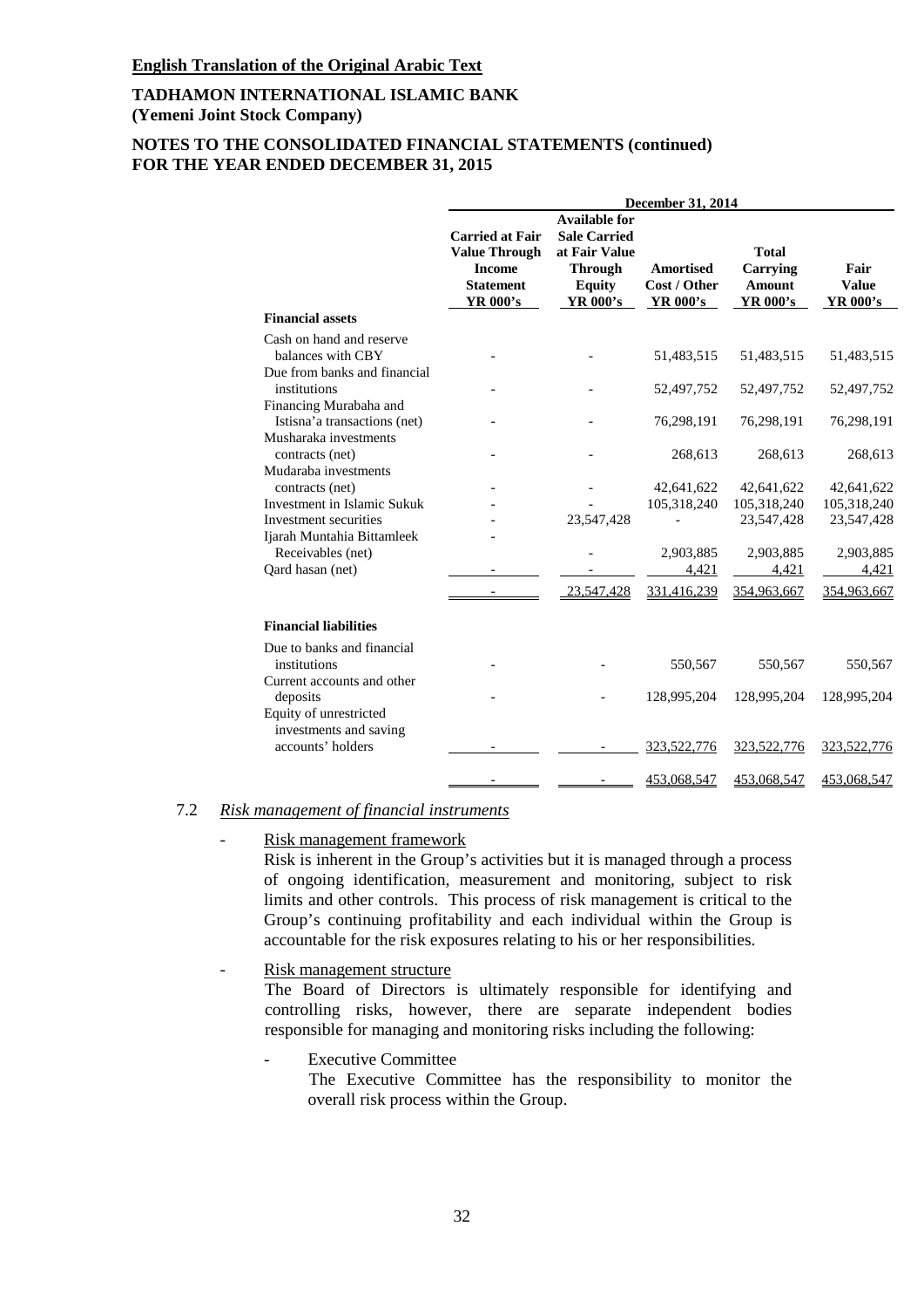**English Translation of the Original Arabic Text**

**TADHAMON INTERNATIONAL ISLAMIC BANK**
**(Yemeni Joint Stock Company)**

**NOTES TO THE CONSOLIDATED FINANCIAL STATEMENTS (continued)**
**FOR THE YEAR ENDED DECEMBER 31, 2015**

| | December 31, 2014 | | | | |
|---|---|---|---|---|---|
| | Carried at Fair Value Through Income Statement YR 000's | Available for Sale Carried at Fair Value Through Equity YR 000's | Amortised Cost / Other YR 000's | Total Carrying Amount YR 000's | Fair Value YR 000's |
| **Financial assets** | | | | | |
| Cash on hand and reserve balances with CBY | - | - | 51,483,515 | 51,483,515 | 51,483,515 |
| Due from banks and financial institutions | - | - | 52,497,752 | 52,497,752 | 52,497,752 |
| Financing Murabaha and Istisna'a transactions (net) | - | - | 76,298,191 | 76,298,191 | 76,298,191 |
| Musharaka investments contracts (net) | - | - | 268,613 | 268,613 | 268,613 |
| Mudaraba investments contracts (net) | - | - | 42,641,622 | 42,641,622 | 42,641,622 |
| Investment in Islamic Sukuk | - | - | 105,318,240 | 105,318,240 | 105,318,240 |
| Investment securities | - | 23,547,428 | - | 23,547,428 | 23,547,428 |
| Ijarah Muntahia Bittamleek Receivables (net) | - | - | 2,903,885 | 2,903,885 | 2,903,885 |
| Qard hasan (net) | - | - | 4,421 | 4,421 | 4,421 |
| | - | 23,547,428 | 331,416,239 | 354,963,667 | 354,963,667 |
| **Financial liabilities** | | | | | |
| Due to banks and financial institutions | - | - | 550,567 | 550,567 | 550,567 |
| Current accounts and other deposits | - | - | 128,995,204 | 128,995,204 | 128,995,204 |
| Equity of unrestricted investments and saving accounts' holders | - | - | 323,522,776 | 323,522,776 | 323,522,776 |
| | - | - | 453,068,547 | 453,068,547 | 453,068,547 |

7.2 *Risk management of financial instruments*

- Risk management framework

  Risk is inherent in the Group's activities but it is managed through a process of ongoing identification, measurement and monitoring, subject to risk limits and other controls. This process of risk management is critical to the Group's continuing profitability and each individual within the Group is accountable for the risk exposures relating to his or her responsibilities.

- Risk management structure

  The Board of Directors is ultimately responsible for identifying and controlling risks, however, there are separate independent bodies responsible for managing and monitoring risks including the following:

  - Executive Committee

    The Executive Committee has the responsibility to monitor the overall risk process within the Group.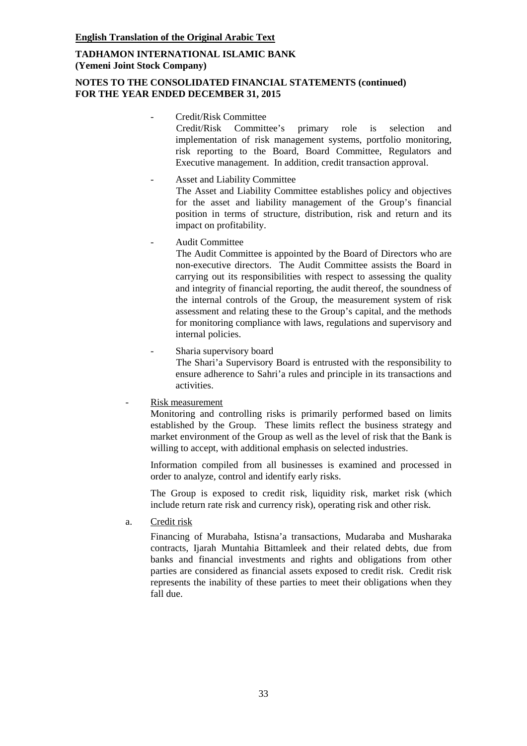**English Translation of the Original Arabic Text**

**TADHAMON INTERNATIONAL ISLAMIC BANK**
**(Yemeni Joint Stock Company)**

**NOTES TO THE CONSOLIDATED FINANCIAL STATEMENTS (continued)**
**FOR THE YEAR ENDED DECEMBER 31, 2015**

- Credit/Risk Committee

  Credit/Risk Committee's primary role is selection and implementation of risk management systems, portfolio monitoring, risk reporting to the Board, Board Committee, Regulators and Executive management. In addition, credit transaction approval.

- Asset and Liability Committee

  The Asset and Liability Committee establishes policy and objectives for the asset and liability management of the Group's financial position in terms of structure, distribution, risk and return and its impact on profitability.

- Audit Committee

  The Audit Committee is appointed by the Board of Directors who are non-executive directors. The Audit Committee assists the Board in carrying out its responsibilities with respect to assessing the quality and integrity of financial reporting, the audit thereof, the soundness of the internal controls of the Group, the measurement system of risk assessment and relating these to the Group's capital, and the methods for monitoring compliance with laws, regulations and supervisory and internal policies.

- Sharia supervisory board

  The Shari'a Supervisory Board is entrusted with the responsibility to ensure adherence to Sahri'a rules and principle in its transactions and activities.

- Risk measurement

  Monitoring and controlling risks is primarily performed based on limits established by the Group. These limits reflect the business strategy and market environment of the Group as well as the level of risk that the Bank is willing to accept, with additional emphasis on selected industries.

  Information compiled from all businesses is examined and processed in order to analyze, control and identify early risks.

  The Group is exposed to credit risk, liquidity risk, market risk (which include return rate risk and currency risk), operating risk and other risk.

a. Credit risk

   Financing of Murabaha, Istisna'a transactions, Mudaraba and Musharaka contracts, Ijarah Muntahia Bittamleek and their related debts, due from banks and financial investments and rights and obligations from other parties are considered as financial assets exposed to credit risk. Credit risk represents the inability of these parties to meet their obligations when they fall due.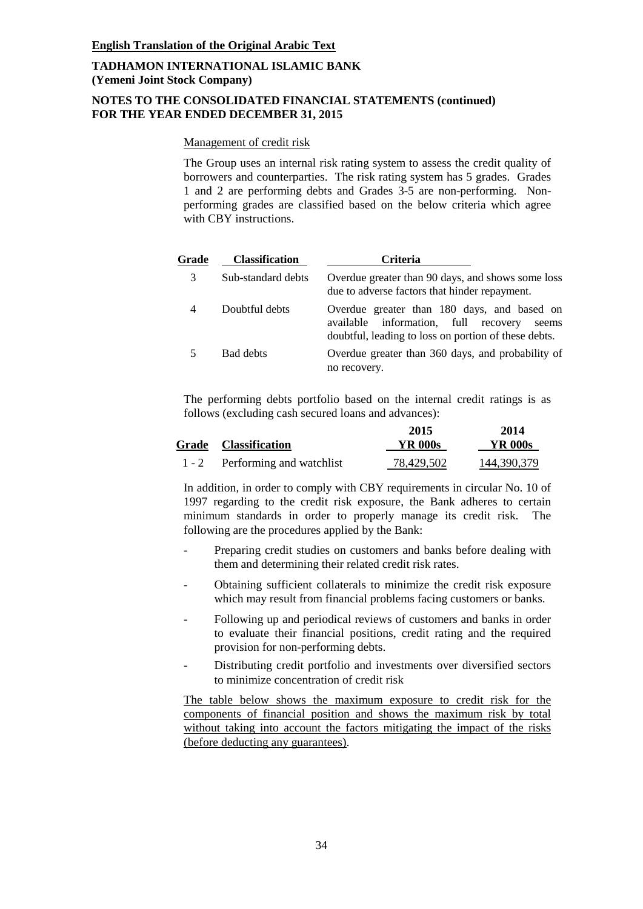**English Translation of the Original Arabic Text**

**TADHAMON INTERNATIONAL ISLAMIC BANK**
**(Yemeni Joint Stock Company)**

**NOTES TO THE CONSOLIDATED FINANCIAL STATEMENTS (continued)**
**FOR THE YEAR ENDED DECEMBER 31, 2015**

Management of credit risk

The Group uses an internal risk rating system to assess the credit quality of borrowers and counterparties. The risk rating system has 5 grades. Grades 1 and 2 are performing debts and Grades 3-5 are non-performing. Non-performing grades are classified based on the below criteria which agree with CBY instructions.

| Grade | Classification | Criteria |
|---|---|---|
| 3 | Sub-standard debts | Overdue greater than 90 days, and shows some loss due to adverse factors that hinder repayment. |
| 4 | Doubtful debts | Overdue greater than 180 days, and based on available information, full recovery seems doubtful, leading to loss on portion of these debts. |
| 5 | Bad debts | Overdue greater than 360 days, and probability of no recovery. |

The performing debts portfolio based on the internal credit ratings is as follows (excluding cash secured loans and advances):

| Grade | Classification | 2015 YR 000s | 2014 YR 000s |
|---|---|---|---|
| 1 - 2 | Performing and watchlist | 78,429,502 | 144,390,379 |

In addition, in order to comply with CBY requirements in circular No. 10 of 1997 regarding to the credit risk exposure, the Bank adheres to certain minimum standards in order to properly manage its credit risk. The following are the procedures applied by the Bank:

- Preparing credit studies on customers and banks before dealing with them and determining their related credit risk rates.
- Obtaining sufficient collaterals to minimize the credit risk exposure which may result from financial problems facing customers or banks.
- Following up and periodical reviews of customers and banks in order to evaluate their financial positions, credit rating and the required provision for non-performing debts.
- Distributing credit portfolio and investments over diversified sectors to minimize concentration of credit risk

The table below shows the maximum exposure to credit risk for the components of financial position and shows the maximum risk by total without taking into account the factors mitigating the impact of the risks (before deducting any guarantees).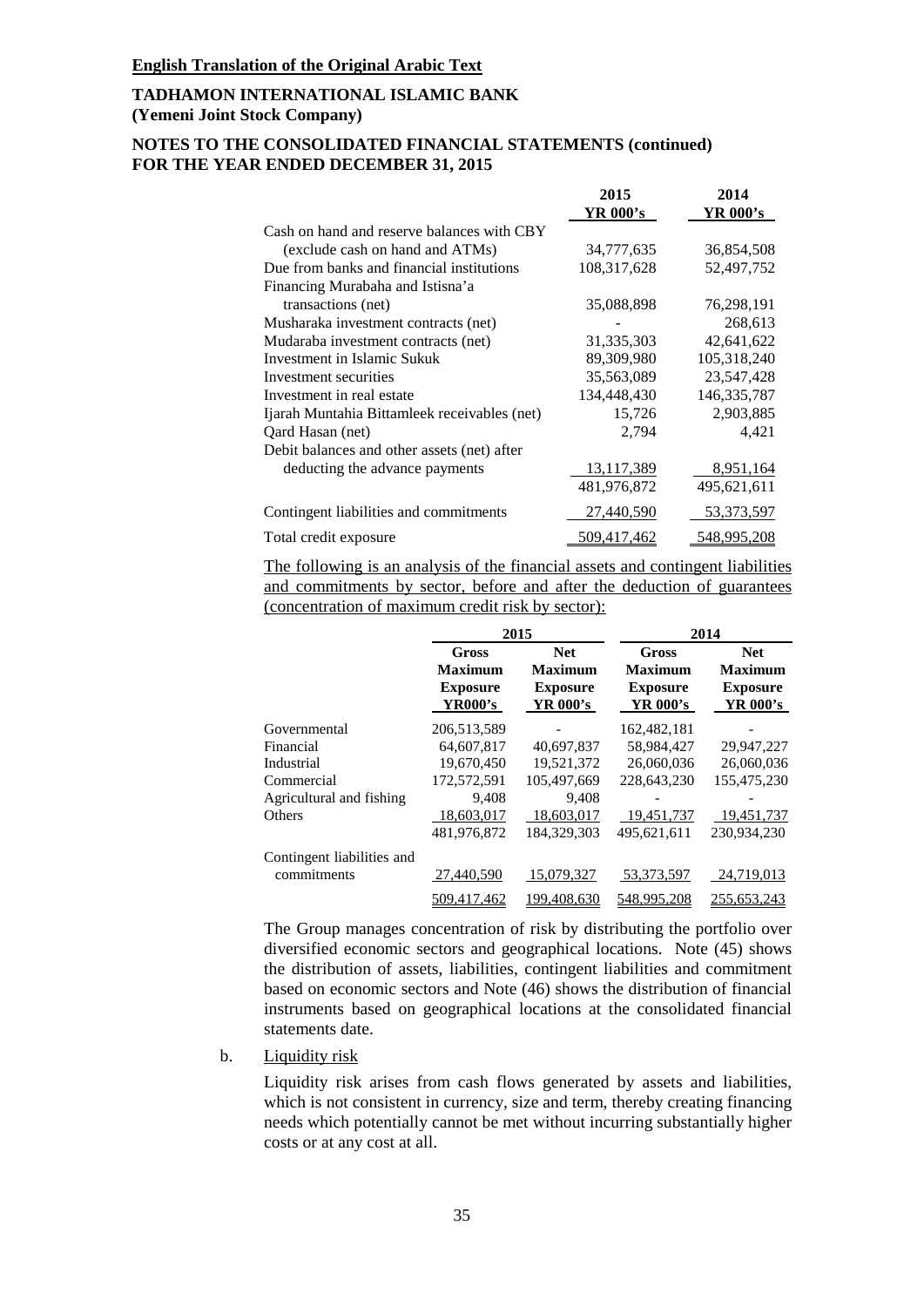**English Translation of the Original Arabic Text**

**TADHAMON INTERNATIONAL ISLAMIC BANK**
**(Yemeni Joint Stock Company)**

**NOTES TO THE CONSOLIDATED FINANCIAL STATEMENTS (continued)**
**FOR THE YEAR ENDED DECEMBER 31, 2015**

| | 2015 YR 000's | 2014 YR 000's |
|---|---|---|
| Cash on hand and reserve balances with CBY (exclude cash on hand and ATMs) | 34,777,635 | 36,854,508 |
| Due from banks and financial institutions | 108,317,628 | 52,497,752 |
| Financing Murabaha and Istisna'a transactions (net) | 35,088,898 | 76,298,191 |
| Musharaka investment contracts (net) | - | 268,613 |
| Mudaraba investment contracts (net) | 31,335,303 | 42,641,622 |
| Investment in Islamic Sukuk | 89,309,980 | 105,318,240 |
| Investment securities | 35,563,089 | 23,547,428 |
| Investment in real estate | 134,448,430 | 146,335,787 |
| Ijarah Muntahia Bittamleek receivables (net) | 15,726 | 2,903,885 |
| Qard Hasan (net) | 2,794 | 4,421 |
| Debit balances and other assets (net) after deducting the advance payments | 13,117,389 | 8,951,164 |
| | 481,976,872 | 495,621,611 |
| Contingent liabilities and commitments | 27,440,590 | 53,373,597 |
| Total credit exposure | 509,417,462 | 548,995,208 |

The following is an analysis of the financial assets and contingent liabilities and commitments by sector, before and after the deduction of guarantees (concentration of maximum credit risk by sector):

| | 2015 | | 2014 | |
|---|---|---|---|---|
| | Gross Maximum Exposure YR000's | Net Maximum Exposure YR 000's | Gross Maximum Exposure YR 000's | Net Maximum Exposure YR 000's |
| Governmental | 206,513,589 | - | 162,482,181 | - |
| Financial | 64,607,817 | 40,697,837 | 58,984,427 | 29,947,227 |
| Industrial | 19,670,450 | 19,521,372 | 26,060,036 | 26,060,036 |
| Commercial | 172,572,591 | 105,497,669 | 228,643,230 | 155,475,230 |
| Agricultural and fishing | 9,408 | 9,408 | - | - |
| Others | 18,603,017 | 18,603,017 | 19,451,737 | 19,451,737 |
| | 481,976,872 | 184,329,303 | 495,621,611 | 230,934,230 |
| Contingent liabilities and commitments | 27,440,590 | 15,079,327 | 53,373,597 | 24,719,013 |
| | 509,417,462 | 199,408,630 | 548,995,208 | 255,653,243 |

The Group manages concentration of risk by distributing the portfolio over diversified economic sectors and geographical locations. Note (45) shows the distribution of assets, liabilities, contingent liabilities and commitment based on economic sectors and Note (46) shows the distribution of financial instruments based on geographical locations at the consolidated financial statements date.

b. Liquidity risk

Liquidity risk arises from cash flows generated by assets and liabilities, which is not consistent in currency, size and term, thereby creating financing needs which potentially cannot be met without incurring substantially higher costs or at any cost at all.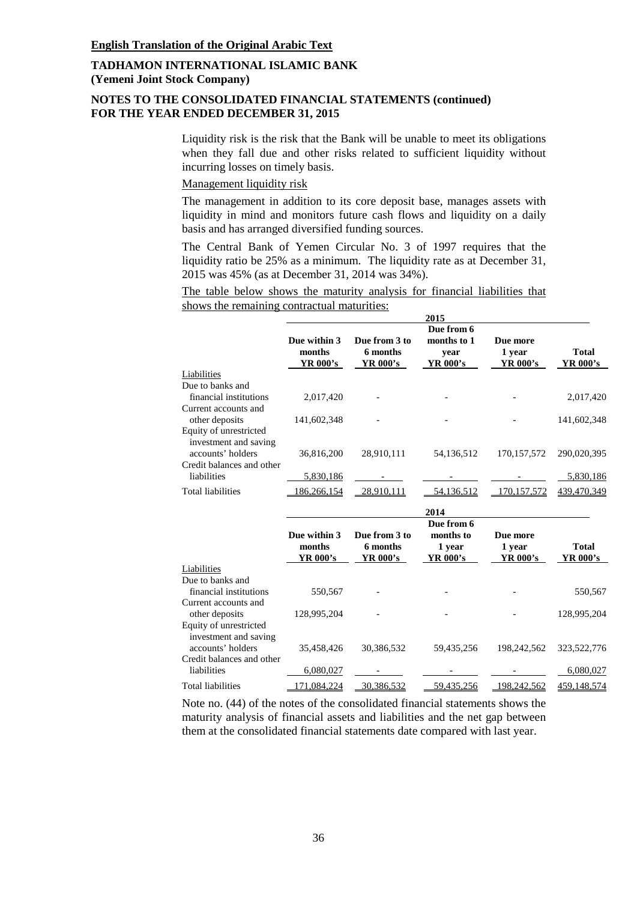**English Translation of the Original Arabic Text**

**TADHAMON INTERNATIONAL ISLAMIC BANK**
**(Yemeni Joint Stock Company)**

**NOTES TO THE CONSOLIDATED FINANCIAL STATEMENTS (continued)**
**FOR THE YEAR ENDED DECEMBER 31, 2015**

Liquidity risk is the risk that the Bank will be unable to meet its obligations when they fall due and other risks related to sufficient liquidity without incurring losses on timely basis.

Management liquidity risk

The management in addition to its core deposit base, manages assets with liquidity in mind and monitors future cash flows and liquidity on a daily basis and has arranged diversified funding sources.

The Central Bank of Yemen Circular No. 3 of 1997 requires that the liquidity ratio be 25% as a minimum. The liquidity rate as at December 31, 2015 was 45% (as at December 31, 2014 was 34%).

The table below shows the maturity analysis for financial liabilities that shows the remaining contractual maturities:

| | 2015 | | | | |
|---|---|---|---|---|---|
| | **Due within 3 months YR 000's** | **Due from 3 to 6 months YR 000's** | **Due from 6 months to 1 year YR 000's** | **Due more 1 year YR 000's** | **Total YR 000's** |
| Liabilities | | | | | |
| Due to banks and financial institutions | 2,017,420 | - | - | - | 2,017,420 |
| Current accounts and other deposits | 141,602,348 | - | - | - | 141,602,348 |
| Equity of unrestricted investment and saving accounts' holders | 36,816,200 | 28,910,111 | 54,136,512 | 170,157,572 | 290,020,395 |
| Credit balances and other liabilities | 5,830,186 | - | - | - | 5,830,186 |
| Total liabilities | 186,266,154 | 28,910,111 | 54,136,512 | 170,157,572 | 439,470,349 |

| | 2014 | | | | |
|---|---|---|---|---|---|
| | **Due within 3 months YR 000's** | **Due from 3 to 6 months YR 000's** | **Due from 6 months to 1 year YR 000's** | **Due more 1 year YR 000's** | **Total YR 000's** |
| Liabilities | | | | | |
| Due to banks and financial institutions | 550,567 | - | - | - | 550,567 |
| Current accounts and other deposits | 128,995,204 | - | - | - | 128,995,204 |
| Equity of unrestricted investment and saving accounts' holders | 35,458,426 | 30,386,532 | 59,435,256 | 198,242,562 | 323,522,776 |
| Credit balances and other liabilities | 6,080,027 | - | - | - | 6,080,027 |
| Total liabilities | 171,084,224 | 30,386,532 | 59,435,256 | 198,242,562 | 459,148,574 |

Note no. (44) of the notes of the consolidated financial statements shows the maturity analysis of financial assets and liabilities and the net gap between them at the consolidated financial statements date compared with last year.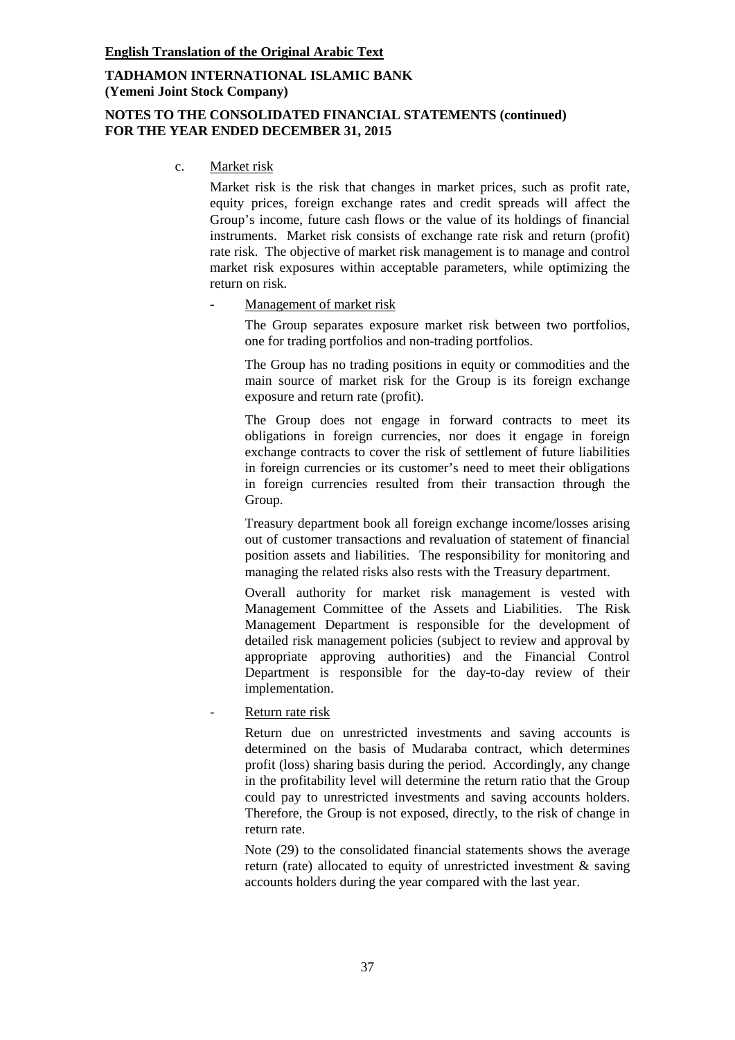c. Market risk

Market risk is the risk that changes in market prices, such as profit rate, equity prices, foreign exchange rates and credit spreads will affect the Group's income, future cash flows or the value of its holdings of financial instruments. Market risk consists of exchange rate risk and return (profit) rate risk. The objective of market risk management is to manage and control market risk exposures within acceptable parameters, while optimizing the return on risk.

- Management of market risk

  The Group separates exposure market risk between two portfolios, one for trading portfolios and non-trading portfolios.

  The Group has no trading positions in equity or commodities and the main source of market risk for the Group is its foreign exchange exposure and return rate (profit).

  The Group does not engage in forward contracts to meet its obligations in foreign currencies, nor does it engage in foreign exchange contracts to cover the risk of settlement of future liabilities in foreign currencies or its customer's need to meet their obligations in foreign currencies resulted from their transaction through the Group.

  Treasury department book all foreign exchange income/losses arising out of customer transactions and revaluation of statement of financial position assets and liabilities. The responsibility for monitoring and managing the related risks also rests with the Treasury department.

  Overall authority for market risk management is vested with Management Committee of the Assets and Liabilities. The Risk Management Department is responsible for the development of detailed risk management policies (subject to review and approval by appropriate approving authorities) and the Financial Control Department is responsible for the day-to-day review of their implementation.

- Return rate risk

  Return due on unrestricted investments and saving accounts is determined on the basis of Mudaraba contract, which determines profit (loss) sharing basis during the period. Accordingly, any change in the profitability level will determine the return ratio that the Group could pay to unrestricted investments and saving accounts holders. Therefore, the Group is not exposed, directly, to the risk of change in return rate.

  Note (29) to the consolidated financial statements shows the average return (rate) allocated to equity of unrestricted investment & saving accounts holders during the year compared with the last year.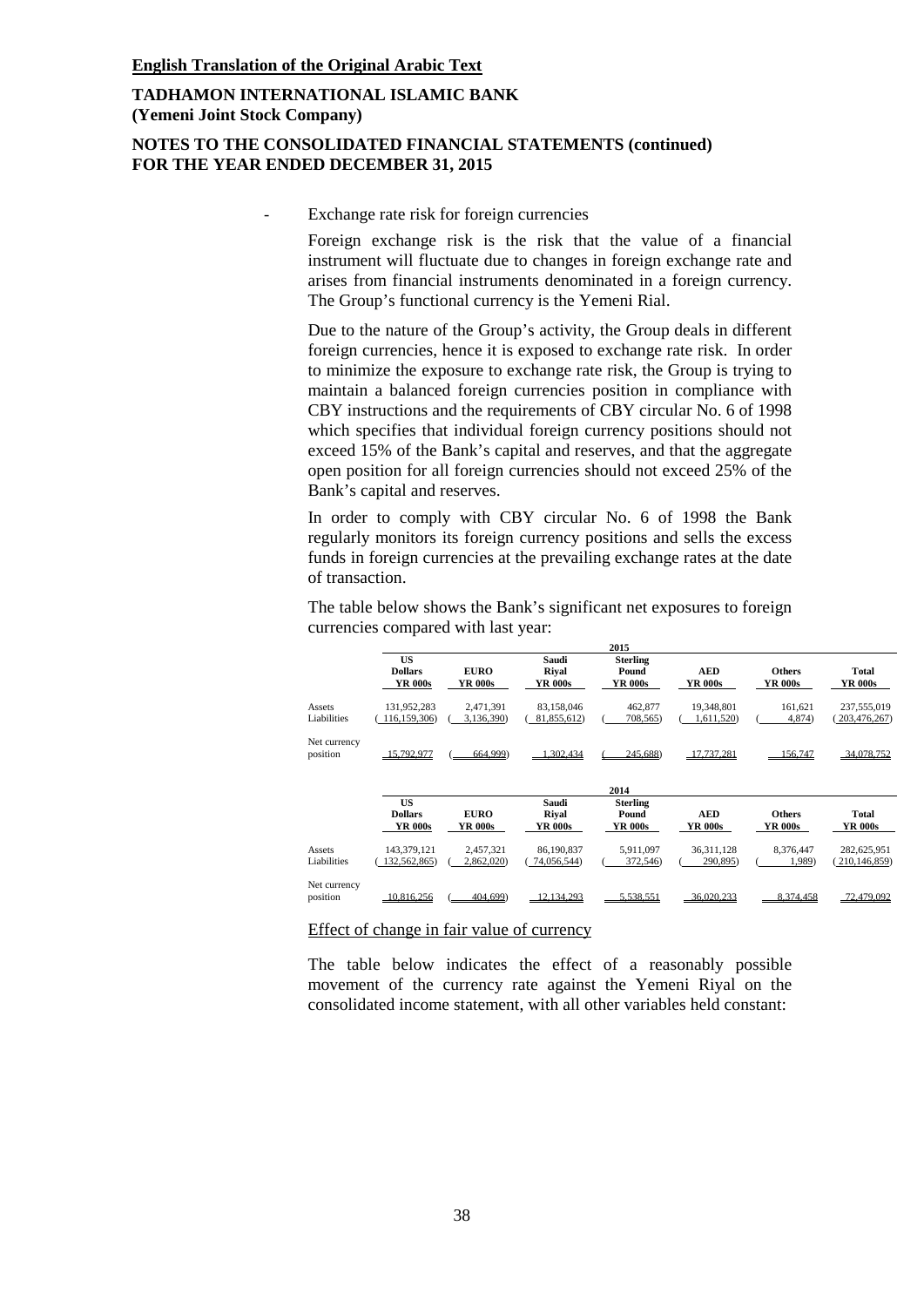**English Translation of the Original Arabic Text**

**TADHAMON INTERNATIONAL ISLAMIC BANK**
**(Yemeni Joint Stock Company)**

**NOTES TO THE CONSOLIDATED FINANCIAL STATEMENTS (continued)**
**FOR THE YEAR ENDED DECEMBER 31, 2015**

- Exchange rate risk for foreign currencies

Foreign exchange risk is the risk that the value of a financial instrument will fluctuate due to changes in foreign exchange rate and arises from financial instruments denominated in a foreign currency. The Group's functional currency is the Yemeni Rial.

Due to the nature of the Group's activity, the Group deals in different foreign currencies, hence it is exposed to exchange rate risk. In order to minimize the exposure to exchange rate risk, the Group is trying to maintain a balanced foreign currencies position in compliance with CBY instructions and the requirements of CBY circular No. 6 of 1998 which specifies that individual foreign currency positions should not exceed 15% of the Bank's capital and reserves, and that the aggregate open position for all foreign currencies should not exceed 25% of the Bank's capital and reserves.

In order to comply with CBY circular No. 6 of 1998 the Bank regularly monitors its foreign currency positions and sells the excess funds in foreign currencies at the prevailing exchange rates at the date of transaction.

The table below shows the Bank's significant net exposures to foreign currencies compared with last year:

| | 2015 | | | | | | |
|---|---|---|---|---|---|---|---|
| | **US Dollars YR 000s** | **EURO YR 000s** | **Saudi Riyal YR 000s** | **Sterling Pound YR 000s** | **AED YR 000s** | **Others YR 000s** | **Total YR 000s** |
| Assets | 131,952,283 | 2,471,391 | 83,158,046 | 462,877 | 19,348,801 | 161,621 | 237,555,019 |
| Liabilities | (116,159,306) | (3,136,390) | (81,855,612) | (708,565) | (1,611,520) | (4,874) | (203,476,267) |
| Net currency position | 15,792,977 | (664,999) | 1,302,434 | (245,688) | 17,737,281 | 156,747 | 34,078,752 |

| | 2014 | | | | | | |
|---|---|---|---|---|---|---|---|
| | **US Dollars YR 000s** | **EURO YR 000s** | **Saudi Riyal YR 000s** | **Sterling Pound YR 000s** | **AED YR 000s** | **Others YR 000s** | **Total YR 000s** |
| Assets | 143,379,121 | 2,457,321 | 86,190,837 | 5,911,097 | 36,311,128 | 8,376,447 | 282,625,951 |
| Liabilities | (132,562,865) | (2,862,020) | (74,056,544) | (372,546) | (290,895) | (1,989) | (210,146,859) |
| Net currency position | 10,816,256 | (404,699) | 12,134,293 | 5,538,551 | 36,020,233 | 8,374,458 | 72,479,092 |

Effect of change in fair value of currency

The table below indicates the effect of a reasonably possible movement of the currency rate against the Yemeni Riyal on the consolidated income statement, with all other variables held constant: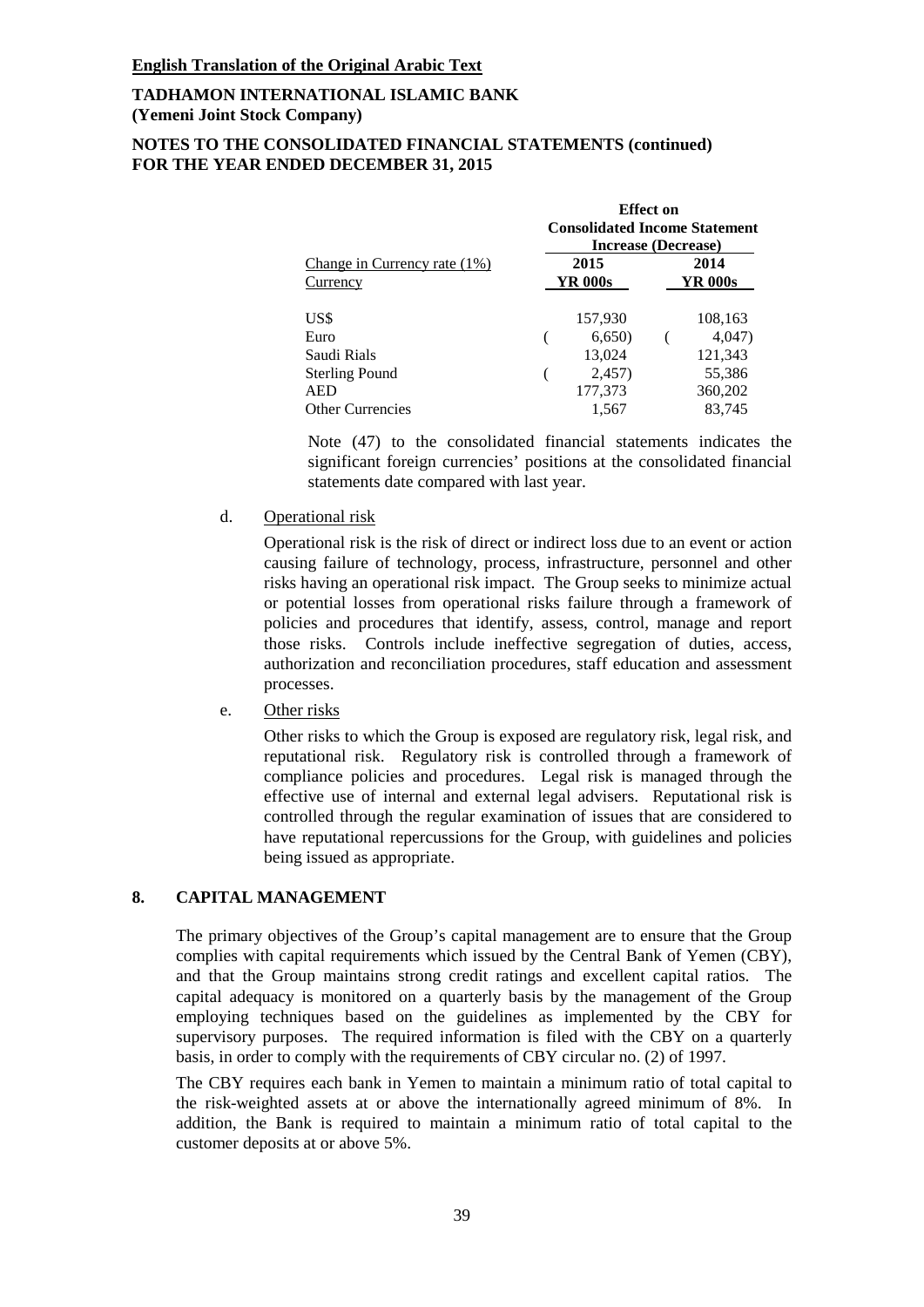**English Translation of the Original Arabic Text**

**TADHAMON INTERNATIONAL ISLAMIC BANK**
**(Yemeni Joint Stock Company)**

**NOTES TO THE CONSOLIDATED FINANCIAL STATEMENTS (continued)**
**FOR THE YEAR ENDED DECEMBER 31, 2015**

| Change in Currency rate (1%) | Effect on Consolidated Income Statement Increase (Decrease) | |
|---|---|---|
| Currency | 2015 YR 000s | 2014 YR 000s |
| US$ | 157,930 | 108,163 |
| Euro | (6,650) | (4,047) |
| Saudi Rials | 13,024 | 121,343 |
| Sterling Pound | (2,457) | 55,386 |
| AED | 177,373 | 360,202 |
| Other Currencies | 1,567 | 83,745 |

Note (47) to the consolidated financial statements indicates the significant foreign currencies' positions at the consolidated financial statements date compared with last year.

d. Operational risk

Operational risk is the risk of direct or indirect loss due to an event or action causing failure of technology, process, infrastructure, personnel and other risks having an operational risk impact. The Group seeks to minimize actual or potential losses from operational risks failure through a framework of policies and procedures that identify, assess, control, manage and report those risks. Controls include ineffective segregation of duties, access, authorization and reconciliation procedures, staff education and assessment processes.

e. Other risks

Other risks to which the Group is exposed are regulatory risk, legal risk, and reputational risk. Regulatory risk is controlled through a framework of compliance policies and procedures. Legal risk is managed through the effective use of internal and external legal advisers. Reputational risk is controlled through the regular examination of issues that are considered to have reputational repercussions for the Group, with guidelines and policies being issued as appropriate.

## 8. CAPITAL MANAGEMENT

The primary objectives of the Group's capital management are to ensure that the Group complies with capital requirements which issued by the Central Bank of Yemen (CBY), and that the Group maintains strong credit ratings and excellent capital ratios. The capital adequacy is monitored on a quarterly basis by the management of the Group employing techniques based on the guidelines as implemented by the CBY for supervisory purposes. The required information is filed with the CBY on a quarterly basis, in order to comply with the requirements of CBY circular no. (2) of 1997.

The CBY requires each bank in Yemen to maintain a minimum ratio of total capital to the risk-weighted assets at or above the internationally agreed minimum of 8%. In addition, the Bank is required to maintain a minimum ratio of total capital to the customer deposits at or above 5%.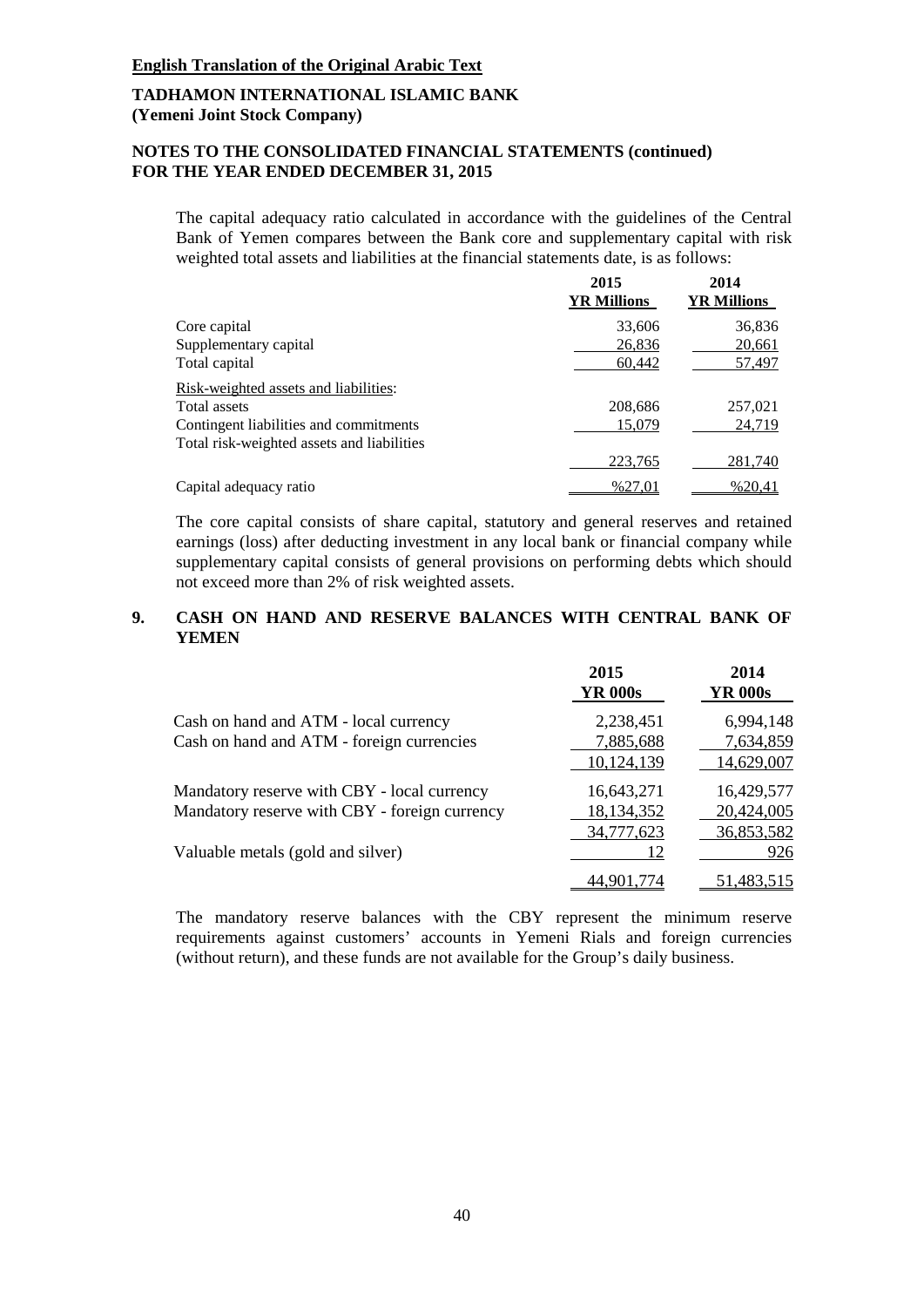**English Translation of the Original Arabic Text**

**TADHAMON INTERNATIONAL ISLAMIC BANK**
**(Yemeni Joint Stock Company)**

**NOTES TO THE CONSOLIDATED FINANCIAL STATEMENTS (continued)**
**FOR THE YEAR ENDED DECEMBER 31, 2015**

The capital adequacy ratio calculated in accordance with the guidelines of the Central Bank of Yemen compares between the Bank core and supplementary capital with risk weighted total assets and liabilities at the financial statements date, is as follows:

| | 2015 YR Millions | 2014 YR Millions |
|---|---|---|
| Core capital | 33,606 | 36,836 |
| Supplementary capital | 26,836 | 20,661 |
| Total capital | 60,442 | 57,497 |
| Risk-weighted assets and liabilities: | | |
| Total assets | 208,686 | 257,021 |
| Contingent liabilities and commitments | 15,079 | 24,719 |
| Total risk-weighted assets and liabilities | 223,765 | 281,740 |
| Capital adequacy ratio | %27,01 | %20,41 |

The core capital consists of share capital, statutory and general reserves and retained earnings (loss) after deducting investment in any local bank or financial company while supplementary capital consists of general provisions on performing debts which should not exceed more than 2% of risk weighted assets.

## 9. CASH ON HAND AND RESERVE BALANCES WITH CENTRAL BANK OF YEMEN

| | 2015 YR 000s | 2014 YR 000s |
|---|---|---|
| Cash on hand and ATM - local currency | 2,238,451 | 6,994,148 |
| Cash on hand and ATM - foreign currencies | 7,885,688 | 7,634,859 |
| | 10,124,139 | 14,629,007 |
| Mandatory reserve with CBY - local currency | 16,643,271 | 16,429,577 |
| Mandatory reserve with CBY - foreign currency | 18,134,352 | 20,424,005 |
| | 34,777,623 | 36,853,582 |
| Valuable metals (gold and silver) | 12 | 926 |
| | 44,901,774 | 51,483,515 |

The mandatory reserve balances with the CBY represent the minimum reserve requirements against customers' accounts in Yemeni Rials and foreign currencies (without return), and these funds are not available for the Group's daily business.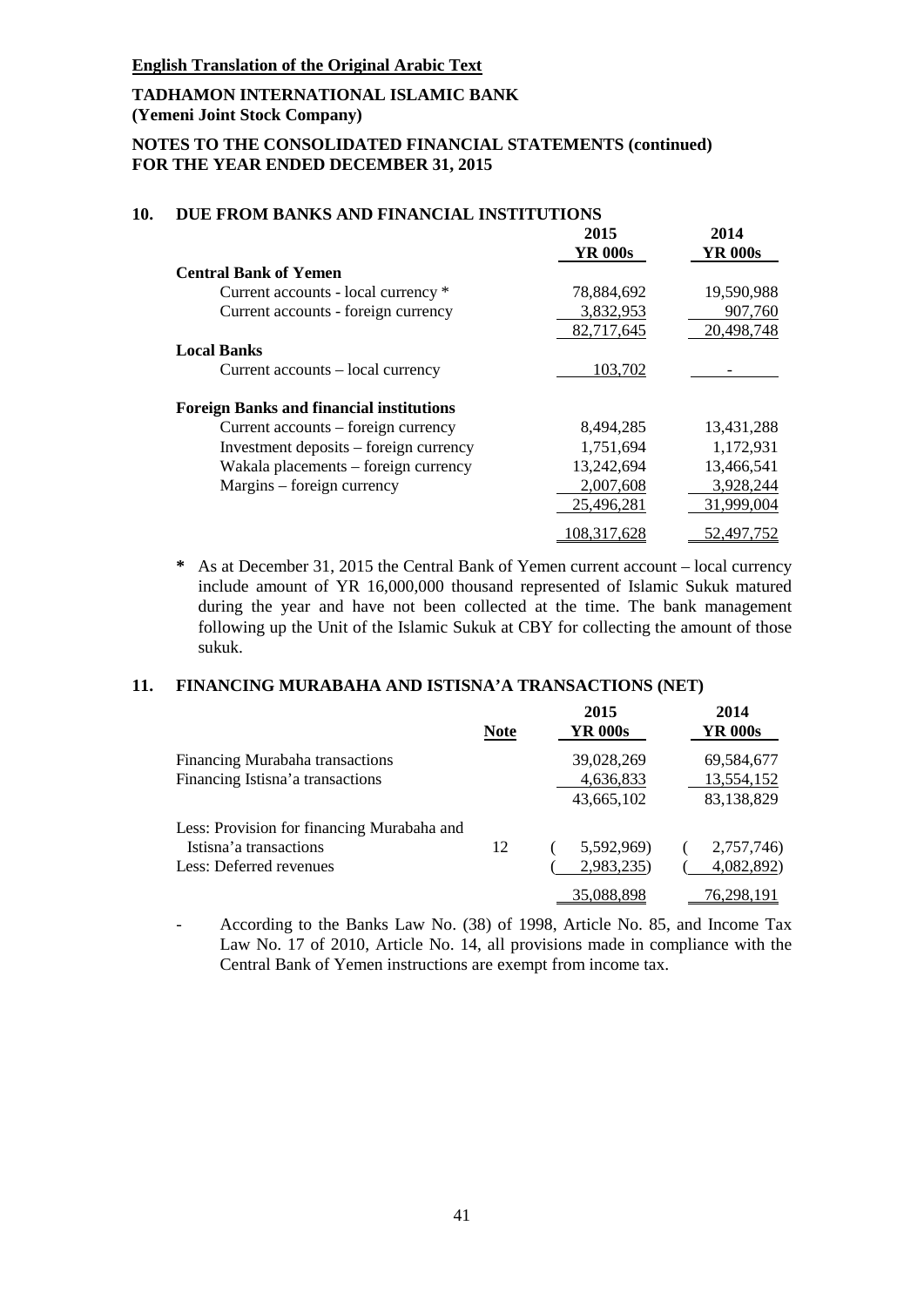**English Translation of the Original Arabic Text**

**TADHAMON INTERNATIONAL ISLAMIC BANK**
**(Yemeni Joint Stock Company)**

**NOTES TO THE CONSOLIDATED FINANCIAL STATEMENTS (continued)**
**FOR THE YEAR ENDED DECEMBER 31, 2015**

## 10. DUE FROM BANKS AND FINANCIAL INSTITUTIONS

| | 2015 YR 000s | 2014 YR 000s |
|---|---|---|
| **Central Bank of Yemen** | | |
| Current accounts - local currency * | 78,884,692 | 19,590,988 |
| Current accounts - foreign currency | 3,832,953 | 907,760 |
| | 82,717,645 | 20,498,748 |
| **Local Banks** | | |
| Current accounts – local currency | 103,702 | - |
| **Foreign Banks and financial institutions** | | |
| Current accounts – foreign currency | 8,494,285 | 13,431,288 |
| Investment deposits – foreign currency | 1,751,694 | 1,172,931 |
| Wakala placements – foreign currency | 13,242,694 | 13,466,541 |
| Margins – foreign currency | 2,007,608 | 3,928,244 |
| | 25,496,281 | 31,999,004 |
| | 108,317,628 | 52,497,752 |

\* As at December 31, 2015 the Central Bank of Yemen current account – local currency include amount of YR 16,000,000 thousand represented of Islamic Sukuk matured during the year and have not been collected at the time. The bank management following up the Unit of the Islamic Sukuk at CBY for collecting the amount of those sukuk.

## 11. FINANCING MURABAHA AND ISTISNA'A TRANSACTIONS (NET)

| | Note | 2015 YR 000s | 2014 YR 000s |
|---|---|---|---|
| Financing Murabaha transactions | | 39,028,269 | 69,584,677 |
| Financing Istisna'a transactions | | 4,636,833 | 13,554,152 |
| | | 43,665,102 | 83,138,829 |
| Less: Provision for financing Murabaha and Istisna'a transactions | 12 | (5,592,969) | (2,757,746) |
| Less: Deferred revenues | | (2,983,235) | (4,082,892) |
| | | 35,088,898 | 76,298,191 |

- According to the Banks Law No. (38) of 1998, Article No. 85, and Income Tax Law No. 17 of 2010, Article No. 14, all provisions made in compliance with the Central Bank of Yemen instructions are exempt from income tax.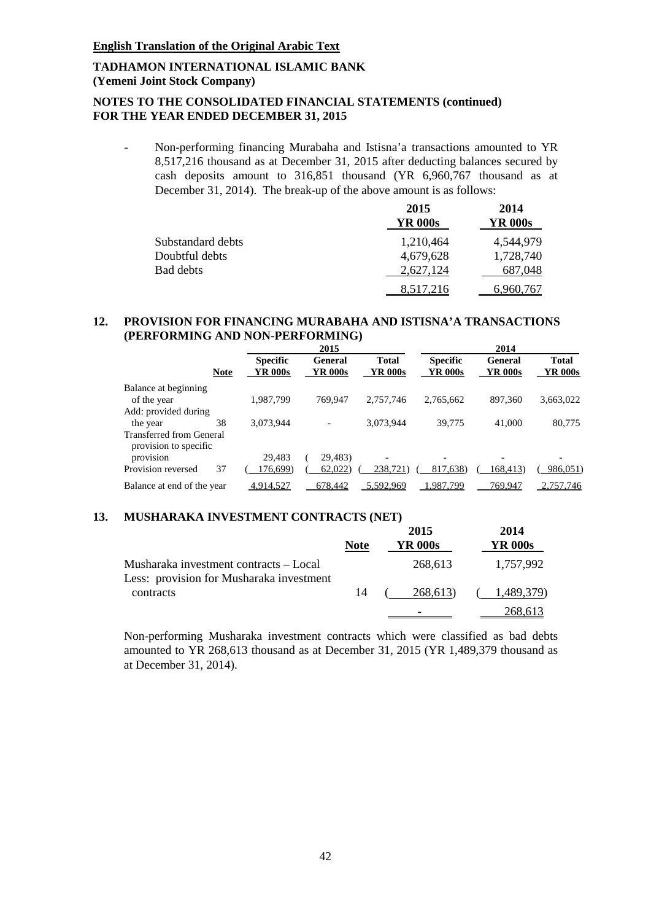**English Translation of the Original Arabic Text**

**TADHAMON INTERNATIONAL ISLAMIC BANK**
**(Yemeni Joint Stock Company)**

**NOTES TO THE CONSOLIDATED FINANCIAL STATEMENTS (continued)**
**FOR THE YEAR ENDED DECEMBER 31, 2015**

- Non-performing financing Murabaha and Istisna'a transactions amounted to YR 8,517,216 thousand as at December 31, 2015 after deducting balances secured by cash deposits amount to 316,851 thousand (YR 6,960,767 thousand as at December 31, 2014). The break-up of the above amount is as follows:

| | 2015 YR 000s | 2014 YR 000s |
|---|---|---|
| Substandard debts | 1,210,464 | 4,544,979 |
| Doubtful debts | 4,679,628 | 1,728,740 |
| Bad debts | 2,627,124 | 687,048 |
| | 8,517,216 | 6,960,767 |

## 12. PROVISION FOR FINANCING MURABAHA AND ISTISNA'A TRANSACTIONS (PERFORMING AND NON-PERFORMING)

| | Note | 2015 | | | 2014 | | |
|---|---|---|---|---|---|---|---|
| | | Specific YR 000s | General YR 000s | Total YR 000s | Specific YR 000s | General YR 000s | Total YR 000s |
| Balance at beginning of the year | | 1,987,799 | 769,947 | 2,757,746 | 2,765,662 | 897,360 | 3,663,022 |
| Add: provided during the year | 38 | 3,073,944 | - | 3,073,944 | 39,775 | 41,000 | 80,775 |
| Transferred from General provision to specific provision | | 29,483 | (29,483) | - | - | - | - |
| Provision reversed | 37 | (176,699) | (62,022) | (238,721) | (817,638) | (168,413) | (986,051) |
| Balance at end of the year | | 4,914,527 | 678,442 | 5,592,969 | 1,987,799 | 769,947 | 2,757,746 |

## 13. MUSHARAKA INVESTMENT CONTRACTS (NET)

| | Note | 2015 YR 000s | 2014 YR 000s |
|---|---|---|---|
| Musharaka investment contracts – Local | | 268,613 | 1,757,992 |
| Less: provision for Musharaka investment contracts | 14 | (268,613) | (1,489,379) |
| | | - | 268,613 |

Non-performing Musharaka investment contracts which were classified as bad debts amounted to YR 268,613 thousand as at December 31, 2015 (YR 1,489,379 thousand as at December 31, 2014).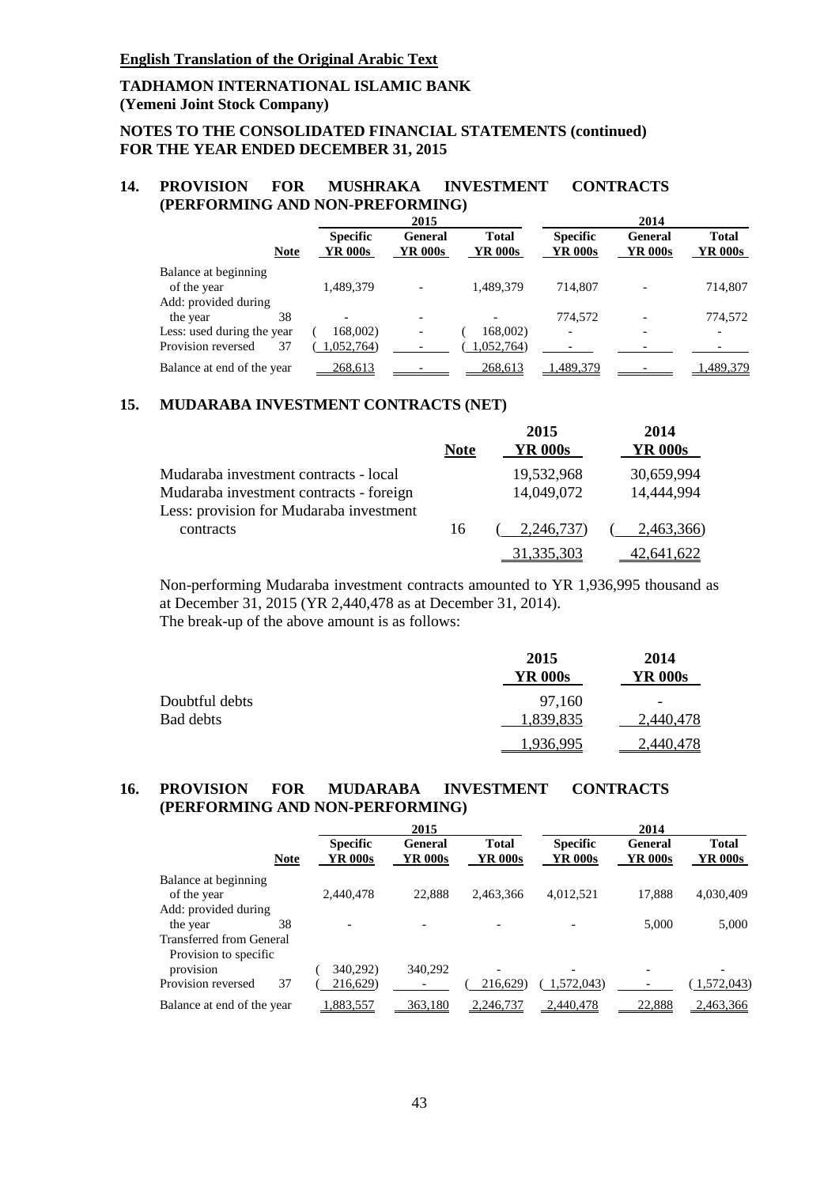**English Translation of the Original Arabic Text**

**TADHAMON INTERNATIONAL ISLAMIC BANK**
**(Yemeni Joint Stock Company)**

**NOTES TO THE CONSOLIDATED FINANCIAL STATEMENTS (continued)**
**FOR THE YEAR ENDED DECEMBER 31, 2015**

## 14. PROVISION FOR MUSHRAKA INVESTMENT CONTRACTS (PERFORMING AND NON-PREFORMING)

| | Note | 2015 | | | 2014 | | |
|---|---|---|---|---|---|---|---|
| | | Specific YR 000s | General YR 000s | Total YR 000s | Specific YR 000s | General YR 000s | Total YR 000s |
| Balance at beginning of the year | | 1,489,379 | - | 1,489,379 | 714,807 | - | 714,807 |
| Add: provided during the year | 38 | - | - | - | 774,572 | - | 774,572 |
| Less: used during the year | | (168,002) | - | (168,002) | - | - | - |
| Provision reversed | 37 | (1,052,764) | - | (1,052,764) | - | - | - |
| Balance at end of the year | | 268,613 | - | 268,613 | 1,489,379 | - | 1,489,379 |

## 15. MUDARABA INVESTMENT CONTRACTS (NET)

| | Note | 2015 YR 000s | 2014 YR 000s |
|---|---|---|---|
| Mudaraba investment contracts - local | | 19,532,968 | 30,659,994 |
| Mudaraba investment contracts - foreign | | 14,049,072 | 14,444,994 |
| Less: provision for Mudaraba investment contracts | 16 | (2,246,737) | (2,463,366) |
| | | 31,335,303 | 42,641,622 |

Non-performing Mudaraba investment contracts amounted to YR 1,936,995 thousand as at December 31, 2015 (YR 2,440,478 as at December 31, 2014).
The break-up of the above amount is as follows:

| | 2015 YR 000s | 2014 YR 000s |
|---|---|---|
| Doubtful debts | 97,160 | - |
| Bad debts | 1,839,835 | 2,440,478 |
| | 1,936,995 | 2,440,478 |

## 16. PROVISION FOR MUDARABA INVESTMENT CONTRACTS (PERFORMING AND NON-PERFORMING)

| | Note | 2015 | | | 2014 | | |
|---|---|---|---|---|---|---|---|
| | | Specific YR 000s | General YR 000s | Total YR 000s | Specific YR 000s | General YR 000s | Total YR 000s |
| Balance at beginning of the year | | 2,440,478 | 22,888 | 2,463,366 | 4,012,521 | 17,888 | 4,030,409 |
| Add: provided during the year | 38 | - | - | - | - | 5,000 | 5,000 |
| Transferred from General Provision to specific provision | | (340,292) | 340,292 | - | - | - | - |
| Provision reversed | 37 | (216,629) | - | (216,629) | (1,572,043) | - | (1,572,043) |
| Balance at end of the year | | 1,883,557 | 363,180 | 2,246,737 | 2,440,478 | 22,888 | 2,463,366 |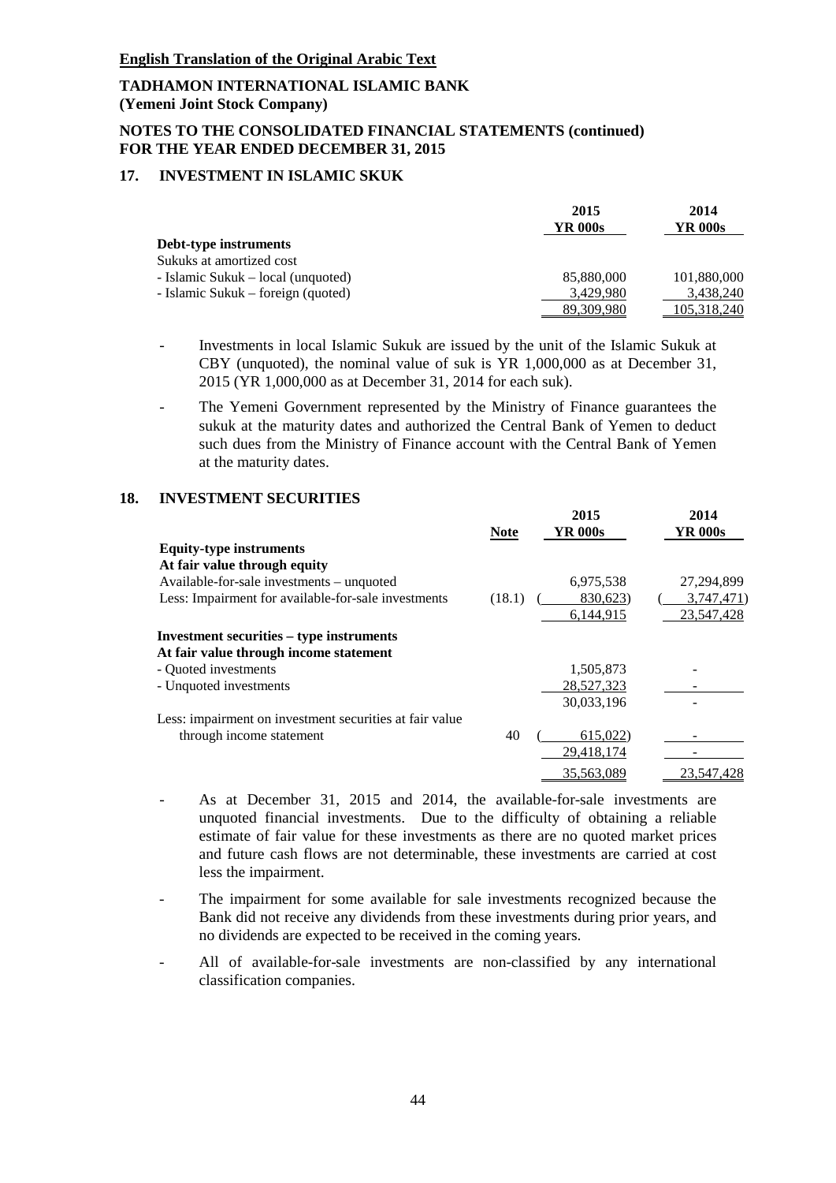**English Translation of the Original Arabic Text**

**TADHAMON INTERNATIONAL ISLAMIC BANK**
**(Yemeni Joint Stock Company)**

**NOTES TO THE CONSOLIDATED FINANCIAL STATEMENTS (continued)**
**FOR THE YEAR ENDED DECEMBER 31, 2015**

## 17. INVESTMENT IN ISLAMIC SUKUK

| | 2015 YR 000s | 2014 YR 000s |
|---|---|---|
| **Debt-type instruments** | | |
| Sukuks at amortized cost | | |
| - Islamic Sukuk – local (unquoted) | 85,880,000 | 101,880,000 |
| - Islamic Sukuk – foreign (quoted) | 3,429,980 | 3,438,240 |
| | 89,309,980 | 105,318,240 |

- Investments in local Islamic Sukuk are issued by the unit of the Islamic Sukuk at CBY (unquoted), the nominal value of suk is YR 1,000,000 as at December 31, 2015 (YR 1,000,000 as at December 31, 2014 for each suk).
- The Yemeni Government represented by the Ministry of Finance guarantees the sukuk at the maturity dates and authorized the Central Bank of Yemen to deduct such dues from the Ministry of Finance account with the Central Bank of Yemen at the maturity dates.

## 18. INVESTMENT SECURITIES

| | Note | 2015 YR 000s | 2014 YR 000s |
|---|---|---|---|
| **Equity-type instruments** | | | |
| **At fair value through equity** | | | |
| Available-for-sale investments – unquoted | | 6,975,538 | 27,294,899 |
| Less: Impairment for available-for-sale investments | (18.1) | (830,623) | (3,747,471) |
| | | 6,144,915 | 23,547,428 |
| **Investment securities – type instruments** | | | |
| **At fair value through income statement** | | | |
| - Quoted investments | | 1,505,873 | - |
| - Unquoted investments | | 28,527,323 | - |
| | | 30,033,196 | - |
| Less: impairment on investment securities at fair value through income statement | 40 | (615,022) | - |
| | | 29,418,174 | - |
| | | 35,563,089 | 23,547,428 |

- As at December 31, 2015 and 2014, the available-for-sale investments are unquoted financial investments. Due to the difficulty of obtaining a reliable estimate of fair value for these investments as there are no quoted market prices and future cash flows are not determinable, these investments are carried at cost less the impairment.
- The impairment for some available for sale investments recognized because the Bank did not receive any dividends from these investments during prior years, and no dividends are expected to be received in the coming years.
- All of available-for-sale investments are non-classified by any international classification companies.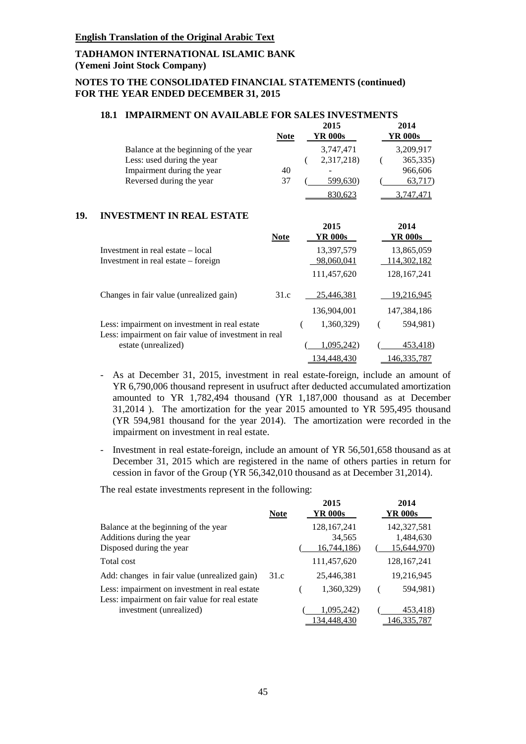**English Translation of the Original Arabic Text**

**TADHAMON INTERNATIONAL ISLAMIC BANK**
**(Yemeni Joint Stock Company)**

**NOTES TO THE CONSOLIDATED FINANCIAL STATEMENTS (continued)**
**FOR THE YEAR ENDED DECEMBER 31, 2015**

### 18.1 IMPAIRMENT ON AVAILABLE FOR SALES INVESTMENTS

| | Note | 2015 YR 000s | 2014 YR 000s |
|---|---|---|---|
| Balance at the beginning of the year | | 3,747,471 | 3,209,917 |
| Less: used during the year | | (2,317,218) | (365,335) |
| Impairment during the year | 40 | - | 966,606 |
| Reversed during the year | 37 | (599,630) | (63,717) |
| | | 830,623 | 3,747,471 |

## 19. INVESTMENT IN REAL ESTATE

| | Note | 2015 YR 000s | 2014 YR 000s |
|---|---|---|---|
| Investment in real estate – local | | 13,397,579 | 13,865,059 |
| Investment in real estate – foreign | | 98,060,041 | 114,302,182 |
| | | 111,457,620 | 128,167,241 |
| Changes in fair value (unrealized gain) | 31.c | 25,446,381 | 19,216,945 |
| | | 136,904,001 | 147,384,186 |
| Less: impairment on investment in real estate | | (1,360,329) | (594,981) |
| Less: impairment on fair value of investment in real estate (unrealized) | | (1,095,242) | (453,418) |
| | | 134,448,430 | 146,335,787 |

- As at December 31, 2015, investment in real estate-foreign, include an amount of YR 6,790,006 thousand represent in usufruct after deducted accumulated amortization amounted to YR 1,782,494 thousand (YR 1,187,000 thousand as at December 31,2014 ). The amortization for the year 2015 amounted to YR 595,495 thousand (YR 594,981 thousand for the year 2014). The amortization were recorded in the impairment on investment in real estate.

- Investment in real estate-foreign, include an amount of YR 56,501,658 thousand as at December 31, 2015 which are registered in the name of others parties in return for cession in favor of the Group (YR 56,342,010 thousand as at December 31,2014).

The real estate investments represent in the following:

| | Note | 2015 YR 000s | 2014 YR 000s |
|---|---|---|---|
| Balance at the beginning of the year | | 128,167,241 | 142,327,581 |
| Additions during the year | | 34,565 | 1,484,630 |
| Disposed during the year | | (16,744,186) | (15,644,970) |
| Total cost | | 111,457,620 | 128,167,241 |
| Add: changes in fair value (unrealized gain) | 31.c | 25,446,381 | 19,216,945 |
| Less: impairment on investment in real estate | | (1,360,329) | (594,981) |
| Less: impairment on fair value for real estate investment (unrealized) | | (1,095,242) | (453,418) |
| | | 134,448,430 | 146,335,787 |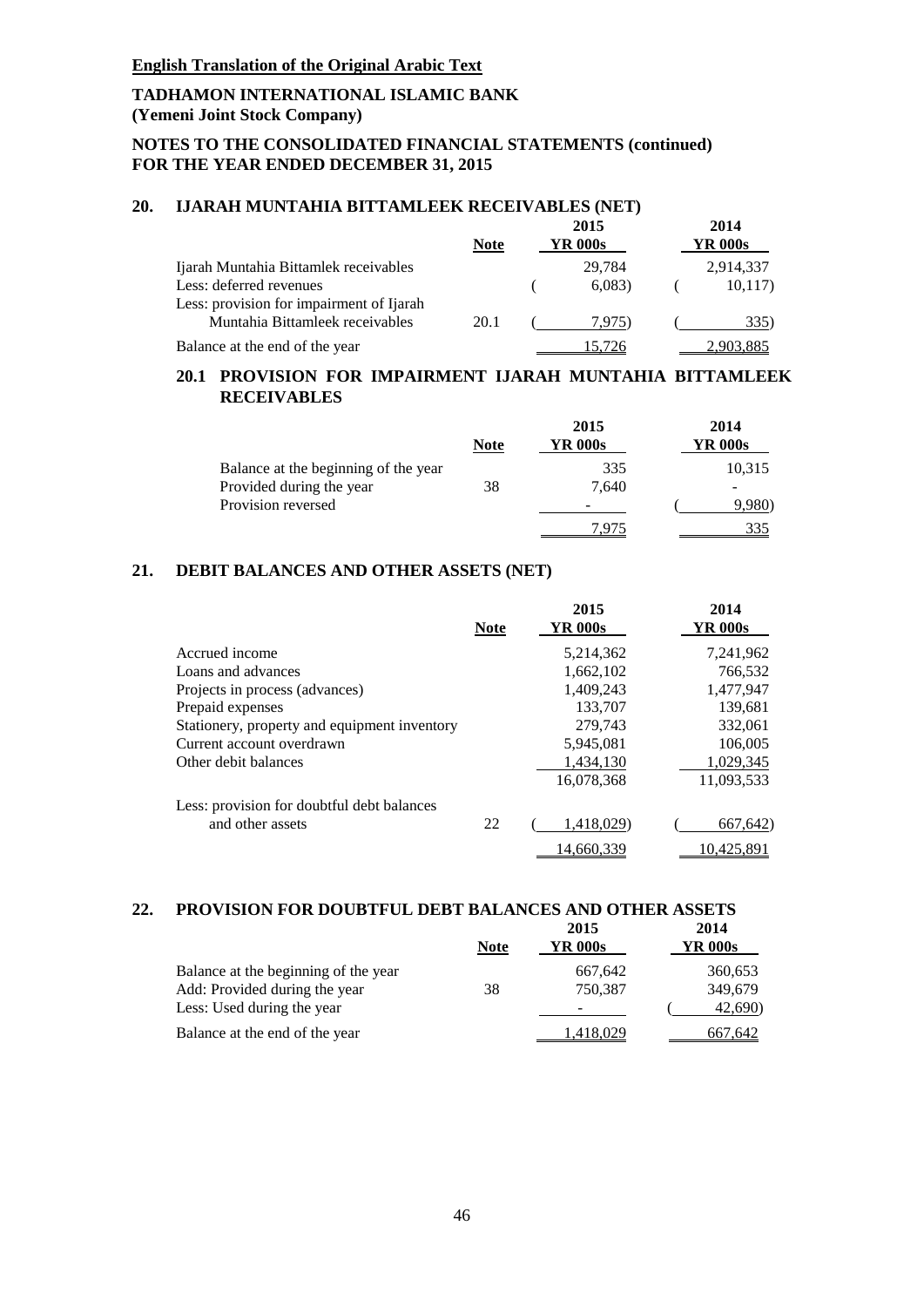**English Translation of the Original Arabic Text**

**TADHAMON INTERNATIONAL ISLAMIC BANK**
**(Yemeni Joint Stock Company)**

**NOTES TO THE CONSOLIDATED FINANCIAL STATEMENTS (continued)**
**FOR THE YEAR ENDED DECEMBER 31, 2015**

## 20. IJARAH MUNTAHIA BITTAMLEEK RECEIVABLES (NET)

| | Note | 2015 YR 000s | 2014 YR 000s |
|---|---|---|---|
| Ijarah Muntahia Bittamlek receivables | | 29,784 | 2,914,337 |
| Less: deferred revenues | | (6,083) | (10,117) |
| Less: provision for impairment of Ijarah Muntahia Bittamleek receivables | 20.1 | (7,975) | (335) |
| Balance at the end of the year | | 15,726 | 2,903,885 |

### 20.1 PROVISION FOR IMPAIRMENT IJARAH MUNTAHIA BITTAMLEEK RECEIVABLES

| | Note | 2015 YR 000s | 2014 YR 000s |
|---|---|---|---|
| Balance at the beginning of the year | | 335 | 10,315 |
| Provided during the year | 38 | 7,640 | - |
| Provision reversed | | - | (9,980) |
| | | 7,975 | 335 |

## 21. DEBIT BALANCES AND OTHER ASSETS (NET)

| | Note | 2015 YR 000s | 2014 YR 000s |
|---|---|---|---|
| Accrued income | | 5,214,362 | 7,241,962 |
| Loans and advances | | 1,662,102 | 766,532 |
| Projects in process (advances) | | 1,409,243 | 1,477,947 |
| Prepaid expenses | | 133,707 | 139,681 |
| Stationery, property and equipment inventory | | 279,743 | 332,061 |
| Current account overdrawn | | 5,945,081 | 106,005 |
| Other debit balances | | 1,434,130 | 1,029,345 |
| | | 16,078,368 | 11,093,533 |
| Less: provision for doubtful debt balances and other assets | 22 | (1,418,029) | (667,642) |
| | | 14,660,339 | 10,425,891 |

## 22. PROVISION FOR DOUBTFUL DEBT BALANCES AND OTHER ASSETS

| | Note | 2015 YR 000s | 2014 YR 000s |
|---|---|---|---|
| Balance at the beginning of the year | | 667,642 | 360,653 |
| Add: Provided during the year | 38 | 750,387 | 349,679 |
| Less: Used during the year | | - | (42,690) |
| Balance at the end of the year | | 1,418,029 | 667,642 |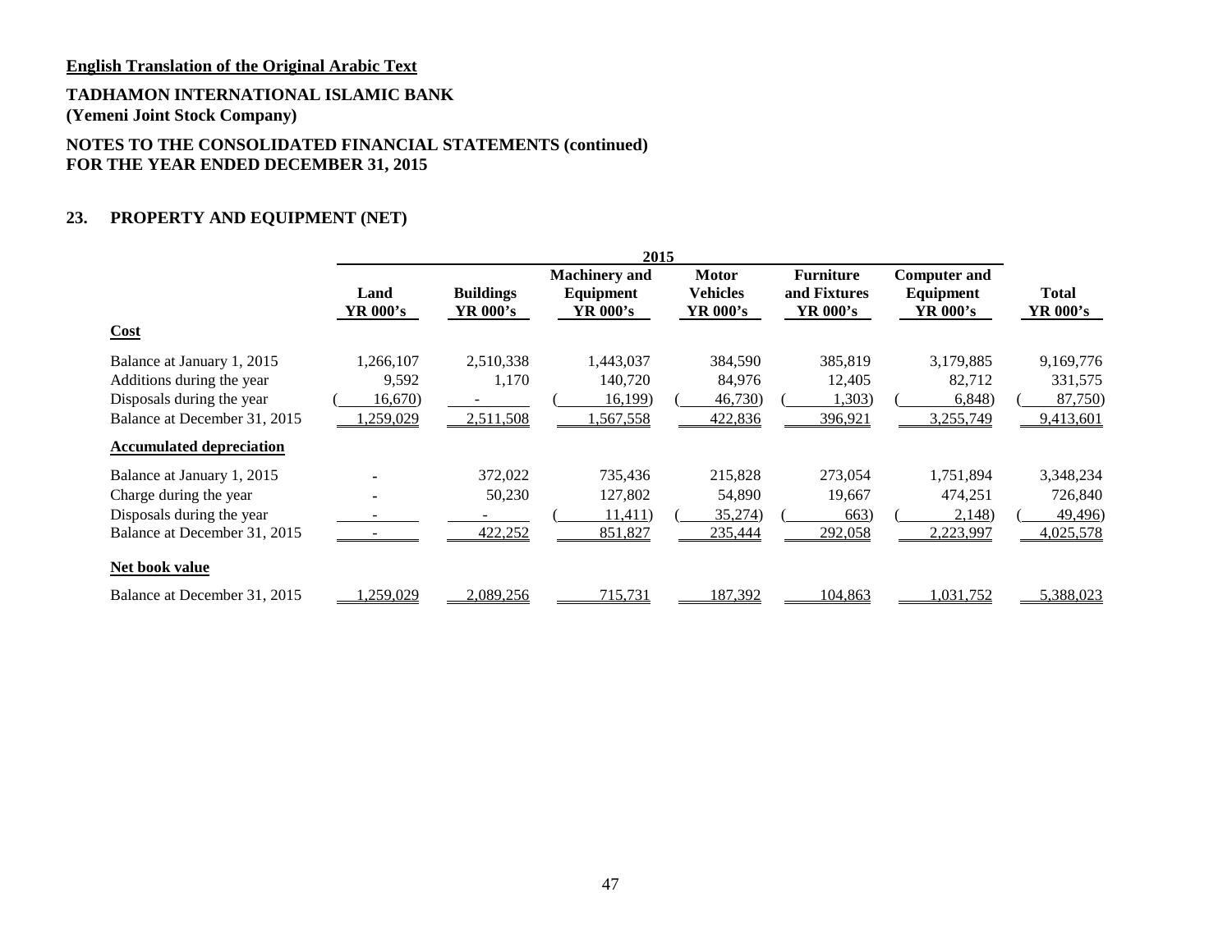**English Translation of the Original Arabic Text**

**TADHAMON INTERNATIONAL ISLAMIC BANK**
**(Yemeni Joint Stock Company)**

**NOTES TO THE CONSOLIDATED FINANCIAL STATEMENTS (continued)**
**FOR THE YEAR ENDED DECEMBER 31, 2015**

## 23. PROPERTY AND EQUIPMENT (NET)

| | 2015 | | | | | | |
|---|---|---|---|---|---|---|---|
| | Land YR 000's | Buildings YR 000's | Machinery and Equipment YR 000's | Motor Vehicles YR 000's | Furniture and Fixtures YR 000's | Computer and Equipment YR 000's | Total YR 000's |
| **Cost** | | | | | | | |
| Balance at January 1, 2015 | 1,266,107 | 2,510,338 | 1,443,037 | 384,590 | 385,819 | 3,179,885 | 9,169,776 |
| Additions during the year | 9,592 | 1,170 | 140,720 | 84,976 | 12,405 | 82,712 | 331,575 |
| Disposals during the year | (16,670) | - | (16,199) | (46,730) | (1,303) | (6,848) | (87,750) |
| Balance at December 31, 2015 | 1,259,029 | 2,511,508 | 1,567,558 | 422,836 | 396,921 | 3,255,749 | 9,413,601 |
| **Accumulated depreciation** | | | | | | | |
| Balance at January 1, 2015 | - | 372,022 | 735,436 | 215,828 | 273,054 | 1,751,894 | 3,348,234 |
| Charge during the year | - | 50,230 | 127,802 | 54,890 | 19,667 | 474,251 | 726,840 |
| Disposals during the year | - | - | (11,411) | (35,274) | (663) | (2,148) | (49,496) |
| Balance at December 31, 2015 | - | 422,252 | 851,827 | 235,444 | 292,058 | 2,223,997 | 4,025,578 |
| **Net book value** | | | | | | | |
| Balance at December 31, 2015 | 1,259,029 | 2,089,256 | 715,731 | 187,392 | 104,863 | 1,031,752 | 5,388,023 |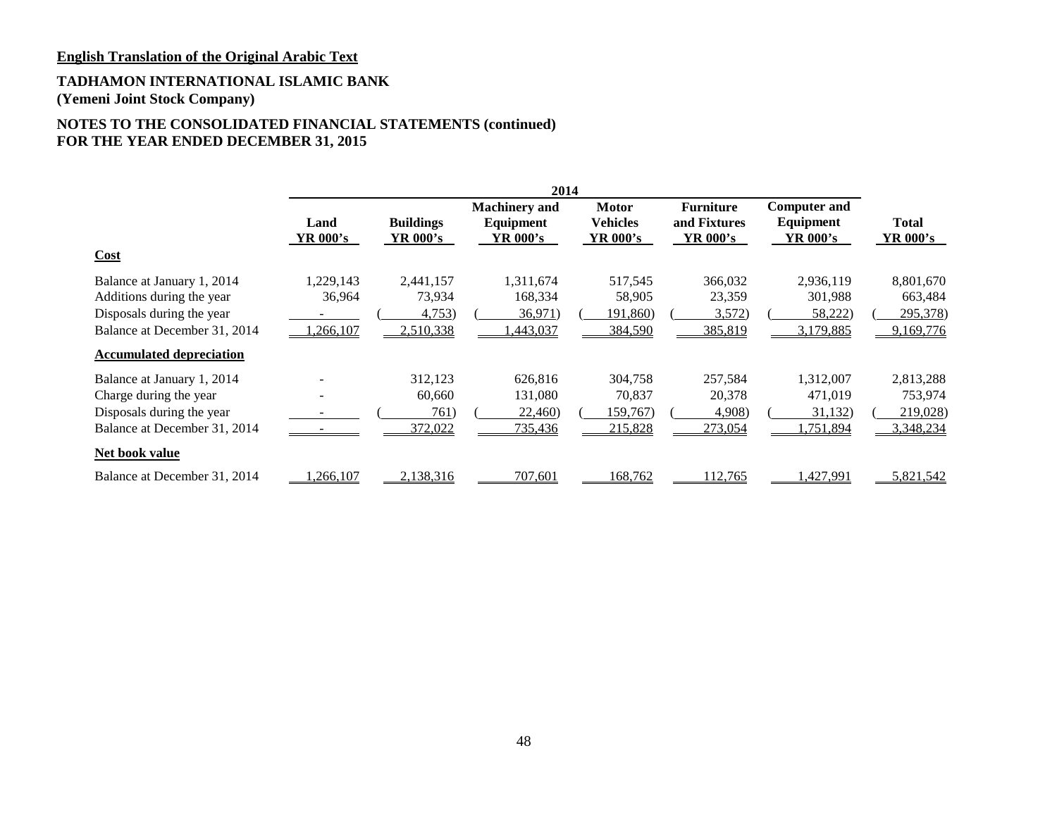**English Translation of the Original Arabic Text**

**TADHAMON INTERNATIONAL ISLAMIC BANK**
**(Yemeni Joint Stock Company)**

**NOTES TO THE CONSOLIDATED FINANCIAL STATEMENTS (continued)**
**FOR THE YEAR ENDED DECEMBER 31, 2015**

| | 2014 | | | | | | |
|---|---|---|---|---|---|---|---|
| | **Land** **YR 000's** | **Buildings** **YR 000's** | **Machinery and Equipment** **YR 000's** | **Motor Vehicles** **YR 000's** | **Furniture and Fixtures** **YR 000's** | **Computer and Equipment** **YR 000's** | **Total** **YR 000's** |
| **Cost** | | | | | | | |
| Balance at January 1, 2014 | 1,229,143 | 2,441,157 | 1,311,674 | 517,545 | 366,032 | 2,936,119 | 8,801,670 |
| Additions during the year | 36,964 | 73,934 | 168,334 | 58,905 | 23,359 | 301,988 | 663,484 |
| Disposals during the year | - | (4,753) | (36,971) | (191,860) | (3,572) | (58,222) | (295,378) |
| Balance at December 31, 2014 | 1,266,107 | 2,510,338 | 1,443,037 | 384,590 | 385,819 | 3,179,885 | 9,169,776 |
| **Accumulated depreciation** | | | | | | | |
| Balance at January 1, 2014 | - | 312,123 | 626,816 | 304,758 | 257,584 | 1,312,007 | 2,813,288 |
| Charge during the year | - | 60,660 | 131,080 | 70,837 | 20,378 | 471,019 | 753,974 |
| Disposals during the year | - | (761) | (22,460) | (159,767) | (4,908) | (31,132) | (219,028) |
| Balance at December 31, 2014 | - | 372,022 | 735,436 | 215,828 | 273,054 | 1,751,894 | 3,348,234 |
| **Net book value** | | | | | | | |
| Balance at December 31, 2014 | 1,266,107 | 2,138,316 | 707,601 | 168,762 | 112,765 | 1,427,991 | 5,821,542 |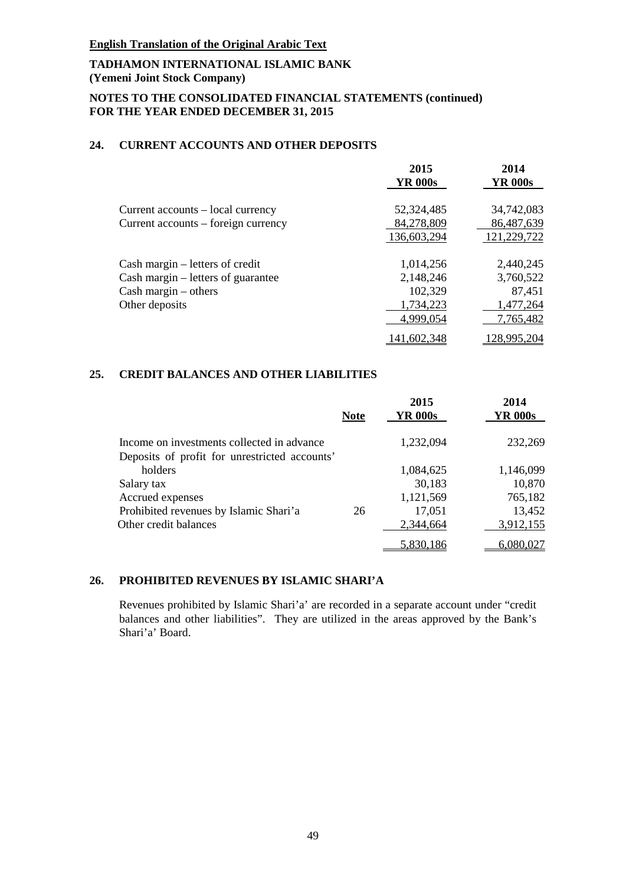**English Translation of the Original Arabic Text**

**TADHAMON INTERNATIONAL ISLAMIC BANK**
**(Yemeni Joint Stock Company)**

**NOTES TO THE CONSOLIDATED FINANCIAL STATEMENTS (continued)**
**FOR THE YEAR ENDED DECEMBER 31, 2015**

## 24. CURRENT ACCOUNTS AND OTHER DEPOSITS

| | 2015 YR 000s | 2014 YR 000s |
|---|---|---|
| Current accounts – local currency | 52,324,485 | 34,742,083 |
| Current accounts – foreign currency | 84,278,809 | 86,487,639 |
| | 136,603,294 | 121,229,722 |
| Cash margin – letters of credit | 1,014,256 | 2,440,245 |
| Cash margin – letters of guarantee | 2,148,246 | 3,760,522 |
| Cash margin – others | 102,329 | 87,451 |
| Other deposits | 1,734,223 | 1,477,264 |
| | 4,999,054 | 7,765,482 |
| | 141,602,348 | 128,995,204 |

## 25. CREDIT BALANCES AND OTHER LIABILITIES

| | Note | 2015 YR 000s | 2014 YR 000s |
|---|---|---|---|
| Income on investments collected in advance | | 1,232,094 | 232,269 |
| Deposits of profit for unrestricted accounts' holders | | 1,084,625 | 1,146,099 |
| Salary tax | | 30,183 | 10,870 |
| Accrued expenses | | 1,121,569 | 765,182 |
| Prohibited revenues by Islamic Shari'a | 26 | 17,051 | 13,452 |
| Other credit balances | | 2,344,664 | 3,912,155 |
| | | 5,830,186 | 6,080,027 |

## 26. PROHIBITED REVENUES BY ISLAMIC SHARI'A

Revenues prohibited by Islamic Shari'a' are recorded in a separate account under "credit balances and other liabilities". They are utilized in the areas approved by the Bank's Shari'a' Board.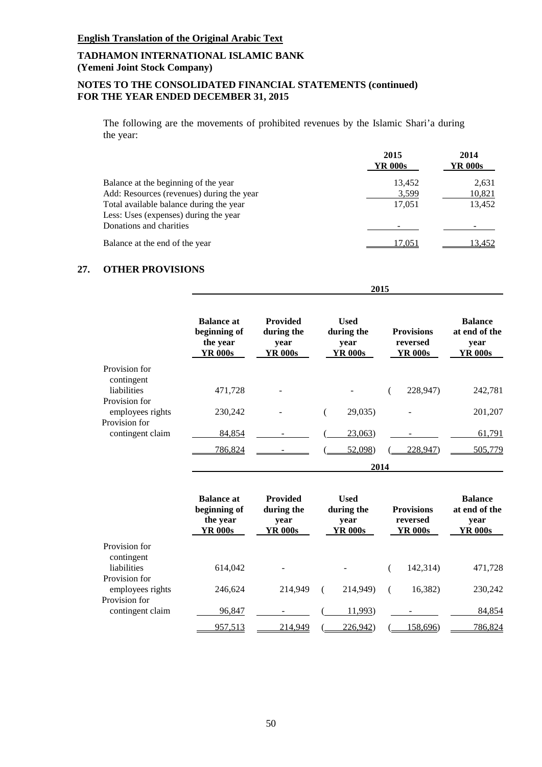**English Translation of the Original Arabic Text**

**TADHAMON INTERNATIONAL ISLAMIC BANK**
**(Yemeni Joint Stock Company)**

**NOTES TO THE CONSOLIDATED FINANCIAL STATEMENTS (continued)**
**FOR THE YEAR ENDED DECEMBER 31, 2015**

The following are the movements of prohibited revenues by the Islamic Shari'a during the year:

| | 2015 YR 000s | 2014 YR 000s |
|---|---|---|
| Balance at the beginning of the year | 13,452 | 2,631 |
| Add: Resources (revenues) during the year | 3,599 | 10,821 |
| Total available balance during the year | 17,051 | 13,452 |
| Less: Uses (expenses) during the year | | |
| Donations and charities | - | - |
| Balance at the end of the year | 17,051 | 13,452 |

## 27. OTHER PROVISIONS

| 2015 | Balance at beginning of the year YR 000s | Provided during the year YR 000s | Used during the year YR 000s | Provisions reversed YR 000s | Balance at end of the year YR 000s |
|---|---|---|---|---|---|
| Provision for contingent liabilities | 471,728 | - | - | (228,947) | 242,781 |
| Provision for employees rights | 230,242 | - | (29,035) | - | 201,207 |
| Provision for contingent claim | 84,854 | - | (23,063) | - | 61,791 |
| | 786,824 | - | (52,098) | (228,947) | 505,779 |

| 2014 | Balance at beginning of the year YR 000s | Provided during the year YR 000s | Used during the year YR 000s | Provisions reversed YR 000s | Balance at end of the year YR 000s |
|---|---|---|---|---|---|
| Provision for contingent liabilities | 614,042 | - | - | (142,314) | 471,728 |
| Provision for employees rights | 246,624 | 214,949 | (214,949) | (16,382) | 230,242 |
| Provision for contingent claim | 96,847 | - | (11,993) | - | 84,854 |
| | 957,513 | 214,949 | (226,942) | (158,696) | 786,824 |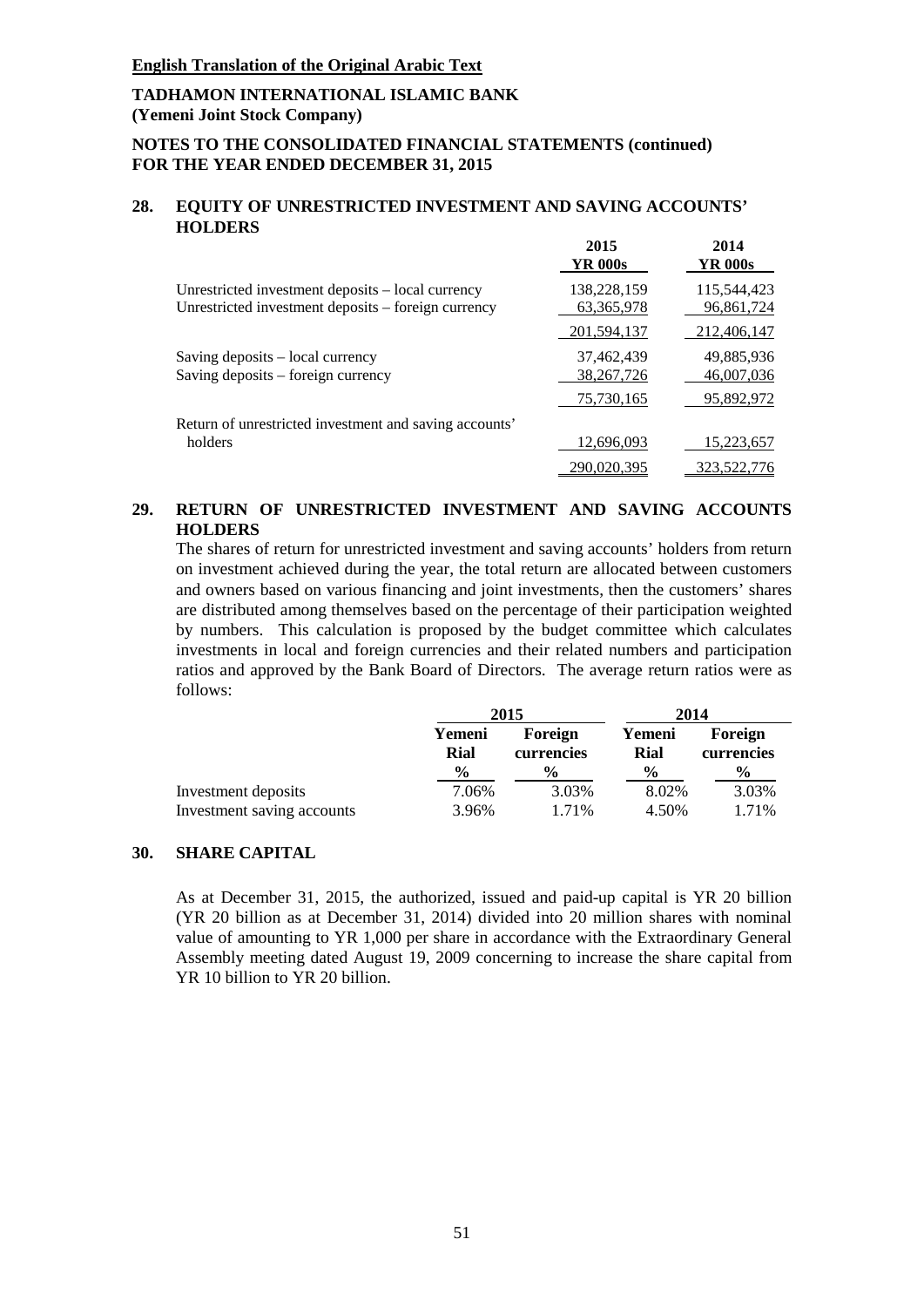**English Translation of the Original Arabic Text**

**TADHAMON INTERNATIONAL ISLAMIC BANK**
**(Yemeni Joint Stock Company)**

**NOTES TO THE CONSOLIDATED FINANCIAL STATEMENTS (continued)**
**FOR THE YEAR ENDED DECEMBER 31, 2015**

## 28. EQUITY OF UNRESTRICTED INVESTMENT AND SAVING ACCOUNTS' HOLDERS

| | 2015<br>YR 000s | 2014<br>YR 000s |
|---|---|---|
| Unrestricted investment deposits – local currency | 138,228,159 | 115,544,423 |
| Unrestricted investment deposits – foreign currency | 63,365,978 | 96,861,724 |
| | 201,594,137 | 212,406,147 |
| Saving deposits – local currency | 37,462,439 | 49,885,936 |
| Saving deposits – foreign currency | 38,267,726 | 46,007,036 |
| | 75,730,165 | 95,892,972 |
| Return of unrestricted investment and saving accounts' holders | 12,696,093 | 15,223,657 |
| | 290,020,395 | 323,522,776 |

## 29. RETURN OF UNRESTRICTED INVESTMENT AND SAVING ACCOUNTS HOLDERS

The shares of return for unrestricted investment and saving accounts' holders from return on investment achieved during the year, the total return are allocated between customers and owners based on various financing and joint investments, then the customers' shares are distributed among themselves based on the percentage of their participation weighted by numbers. This calculation is proposed by the budget committee which calculates investments in local and foreign currencies and their related numbers and participation ratios and approved by the Bank Board of Directors. The average return ratios were as follows:

| | 2015 | | 2014 | |
|---|---|---|---|---|
| | Yemeni Rial<br>% | Foreign currencies<br>% | Yemeni Rial<br>% | Foreign currencies<br>% |
| Investment deposits | 7.06% | 3.03% | 8.02% | 3.03% |
| Investment saving accounts | 3.96% | 1.71% | 4.50% | 1.71% |

## 30. SHARE CAPITAL

As at December 31, 2015, the authorized, issued and paid-up capital is YR 20 billion (YR 20 billion as at December 31, 2014) divided into 20 million shares with nominal value of amounting to YR 1,000 per share in accordance with the Extraordinary General Assembly meeting dated August 19, 2009 concerning to increase the share capital from YR 10 billion to YR 20 billion.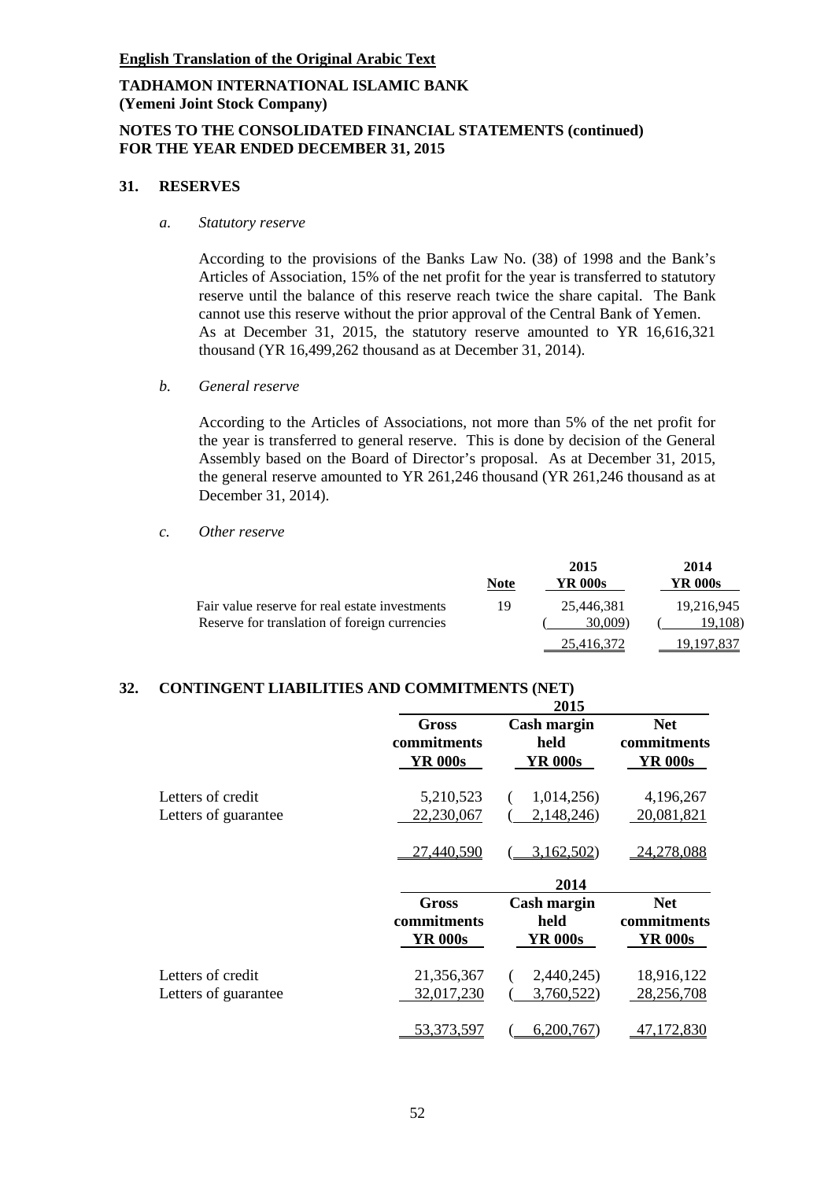**English Translation of the Original Arabic Text**

**TADHAMON INTERNATIONAL ISLAMIC BANK**
**(Yemeni Joint Stock Company)**

**NOTES TO THE CONSOLIDATED FINANCIAL STATEMENTS (continued)**
**FOR THE YEAR ENDED DECEMBER 31, 2015**

## 31. RESERVES

*a. Statutory reserve*

According to the provisions of the Banks Law No. (38) of 1998 and the Bank's Articles of Association, 15% of the net profit for the year is transferred to statutory reserve until the balance of this reserve reach twice the share capital. The Bank cannot use this reserve without the prior approval of the Central Bank of Yemen. As at December 31, 2015, the statutory reserve amounted to YR 16,616,321 thousand (YR 16,499,262 thousand as at December 31, 2014).

*b. General reserve*

According to the Articles of Associations, not more than 5% of the net profit for the year is transferred to general reserve. This is done by decision of the General Assembly based on the Board of Director's proposal. As at December 31, 2015, the general reserve amounted to YR 261,246 thousand (YR 261,246 thousand as at December 31, 2014).

*c. Other reserve*

| | Note | 2015 YR 000s | 2014 YR 000s |
|---|---|---|---|
| Fair value reserve for real estate investments | 19 | 25,446,381 | 19,216,945 |
| Reserve for translation of foreign currencies | | (30,009) | (19,108) |
| | | 25,416,372 | 19,197,837 |

## 32. CONTINGENT LIABILITIES AND COMMITMENTS (NET)

| | 2015 | | |
|---|---|---|---|
| | Gross commitments YR 000s | Cash margin held YR 000s | Net commitments YR 000s |
| Letters of credit | 5,210,523 | (1,014,256) | 4,196,267 |
| Letters of guarantee | 22,230,067 | (2,148,246) | 20,081,821 |
| | 27,440,590 | (3,162,502) | 24,278,088 |

| | 2014 | | |
|---|---|---|---|
| | Gross commitments YR 000s | Cash margin held YR 000s | Net commitments YR 000s |
| Letters of credit | 21,356,367 | (2,440,245) | 18,916,122 |
| Letters of guarantee | 32,017,230 | (3,760,522) | 28,256,708 |
| | 53,373,597 | (6,200,767) | 47,172,830 |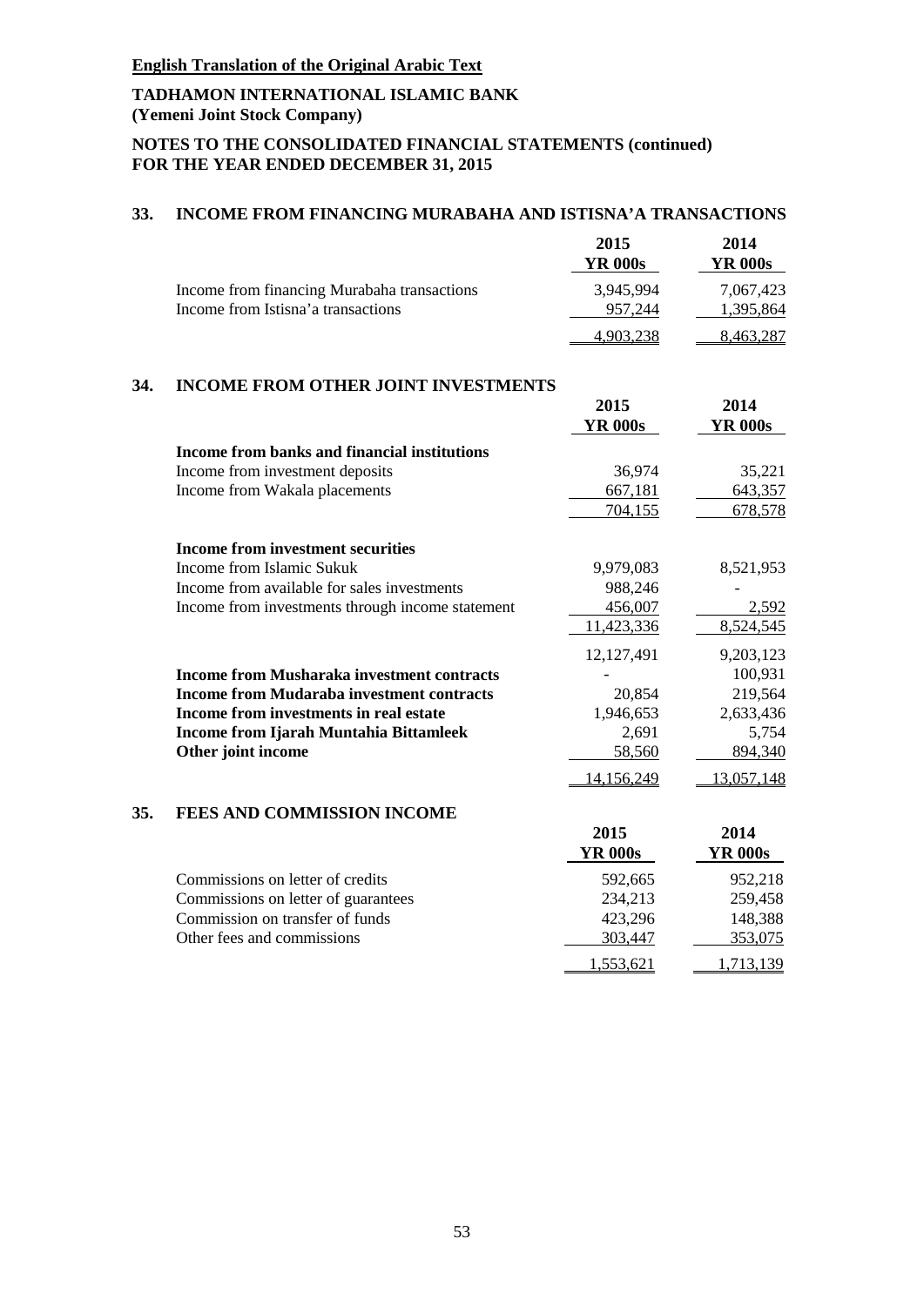**English Translation of the Original Arabic Text**

**TADHAMON INTERNATIONAL ISLAMIC BANK**
**(Yemeni Joint Stock Company)**

**NOTES TO THE CONSOLIDATED FINANCIAL STATEMENTS (continued)**
**FOR THE YEAR ENDED DECEMBER 31, 2015**

## 33. INCOME FROM FINANCING MURABAHA AND ISTISNA'A TRANSACTIONS

| | 2015<br>YR 000s | 2014<br>YR 000s |
|---|---|---|
| Income from financing Murabaha transactions | 3,945,994 | 7,067,423 |
| Income from Istisna'a transactions | 957,244 | 1,395,864 |
| | 4,903,238 | 8,463,287 |

## 34. INCOME FROM OTHER JOINT INVESTMENTS

| | 2015<br>YR 000s | 2014<br>YR 000s |
|---|---|---|
| **Income from banks and financial institutions** | | |
| Income from investment deposits | 36,974 | 35,221 |
| Income from Wakala placements | 667,181 | 643,357 |
| | 704,155 | 678,578 |
| **Income from investment securities** | | |
| Income from Islamic Sukuk | 9,979,083 | 8,521,953 |
| Income from available for sales investments | 988,246 | - |
| Income from investments through income statement | 456,007 | 2,592 |
| | 11,423,336 | 8,524,545 |
| | 12,127,491 | 9,203,123 |
| **Income from Musharaka investment contracts** | - | 100,931 |
| **Income from Mudaraba investment contracts** | 20,854 | 219,564 |
| **Income from investments in real estate** | 1,946,653 | 2,633,436 |
| **Income from Ijarah Muntahia Bittamleek** | 2,691 | 5,754 |
| **Other joint income** | 58,560 | 894,340 |
| | 14,156,249 | 13,057,148 |

## 35. FEES AND COMMISSION INCOME

| | 2015<br>YR 000s | 2014<br>YR 000s |
|---|---|---|
| Commissions on letter of credits | 592,665 | 952,218 |
| Commissions on letter of guarantees | 234,213 | 259,458 |
| Commission on transfer of funds | 423,296 | 148,388 |
| Other fees and commissions | 303,447 | 353,075 |
| | 1,553,621 | 1,713,139 |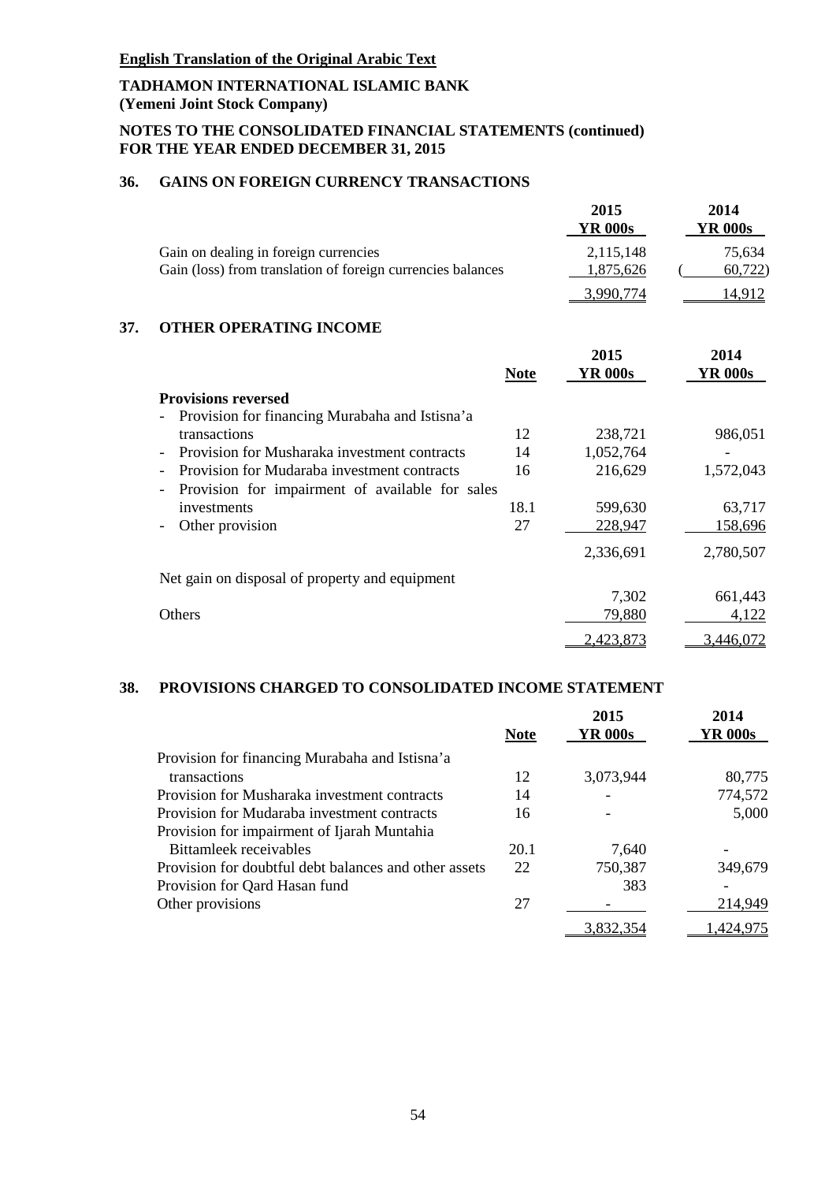**English Translation of the Original Arabic Text**

**TADHAMON INTERNATIONAL ISLAMIC BANK**
**(Yemeni Joint Stock Company)**

**NOTES TO THE CONSOLIDATED FINANCIAL STATEMENTS (continued)**
**FOR THE YEAR ENDED DECEMBER 31, 2015**

## 36. GAINS ON FOREIGN CURRENCY TRANSACTIONS

| | 2015 YR 000s | 2014 YR 000s |
|---|---|---|
| Gain on dealing in foreign currencies | 2,115,148 | 75,634 |
| Gain (loss) from translation of foreign currencies balances | 1,875,626 | (60,722) |
| | 3,990,774 | 14,912 |

## 37. OTHER OPERATING INCOME

| | Note | 2015 YR 000s | 2014 YR 000s |
|---|---|---|---|
| **Provisions reversed** | | | |
| - Provision for financing Murabaha and Istisna'a transactions | 12 | 238,721 | 986,051 |
| - Provision for Musharaka investment contracts | 14 | 1,052,764 | - |
| - Provision for Mudaraba investment contracts | 16 | 216,629 | 1,572,043 |
| - Provision for impairment of available for sales investments | 18.1 | 599,630 | 63,717 |
| - Other provision | 27 | 228,947 | 158,696 |
| | | 2,336,691 | 2,780,507 |
| Net gain on disposal of property and equipment | | 7,302 | 661,443 |
| Others | | 79,880 | 4,122 |
| | | 2,423,873 | 3,446,072 |

## 38. PROVISIONS CHARGED TO CONSOLIDATED INCOME STATEMENT

| | Note | 2015 YR 000s | 2014 YR 000s |
|---|---|---|---|
| Provision for financing Murabaha and Istisna'a transactions | 12 | 3,073,944 | 80,775 |
| Provision for Musharaka investment contracts | 14 | - | 774,572 |
| Provision for Mudaraba investment contracts | 16 | - | 5,000 |
| Provision for impairment of Ijarah Muntahia Bittamleek receivables | 20.1 | 7,640 | - |
| Provision for doubtful debt balances and other assets | 22 | 750,387 | 349,679 |
| Provision for Qard Hasan fund | | 383 | - |
| Other provisions | 27 | - | 214,949 |
| | | 3,832,354 | 1,424,975 |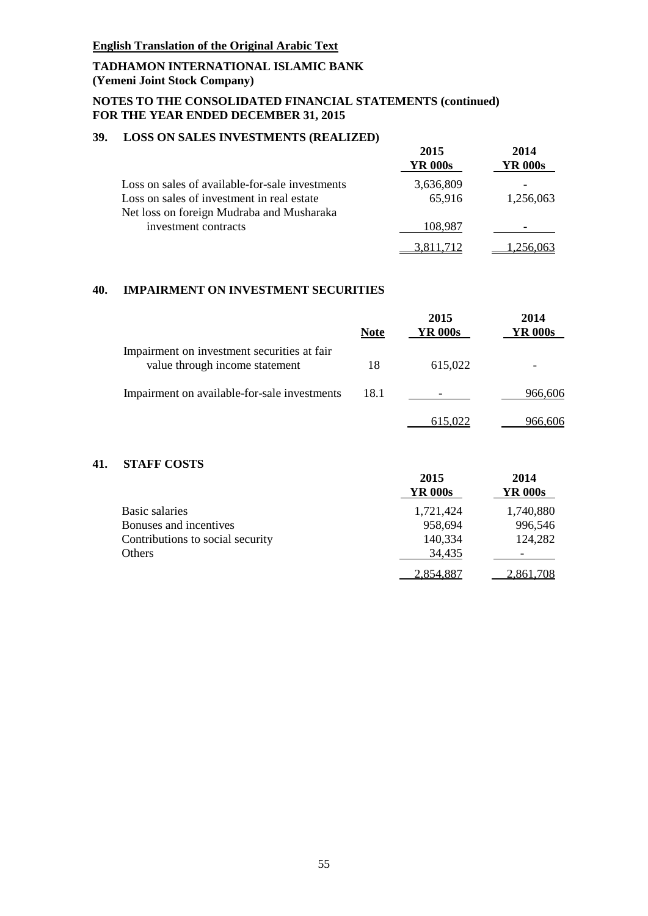**English Translation of the Original Arabic Text**

**TADHAMON INTERNATIONAL ISLAMIC BANK**
**(Yemeni Joint Stock Company)**

**NOTES TO THE CONSOLIDATED FINANCIAL STATEMENTS (continued)**
**FOR THE YEAR ENDED DECEMBER 31, 2015**

## 39. LOSS ON SALES INVESTMENTS (REALIZED)

| | 2015 YR 000s | 2014 YR 000s |
|---|---|---|
| Loss on sales of available-for-sale investments | 3,636,809 | - |
| Loss on sales of investment in real estate | 65,916 | 1,256,063 |
| Net loss on foreign Mudraba and Musharaka investment contracts | 108,987 | - |
| | 3,811,712 | 1,256,063 |

## 40. IMPAIRMENT ON INVESTMENT SECURITIES

| | Note | 2015 YR 000s | 2014 YR 000s |
|---|---|---|---|
| Impairment on investment securities at fair value through income statement | 18 | 615,022 | - |
| Impairment on available-for-sale investments | 18.1 | - | 966,606 |
| | | 615,022 | 966,606 |

## 41. STAFF COSTS

| | 2015 YR 000s | 2014 YR 000s |
|---|---|---|
| Basic salaries | 1,721,424 | 1,740,880 |
| Bonuses and incentives | 958,694 | 996,546 |
| Contributions to social security | 140,334 | 124,282 |
| Others | 34,435 | - |
| | 2,854,887 | 2,861,708 |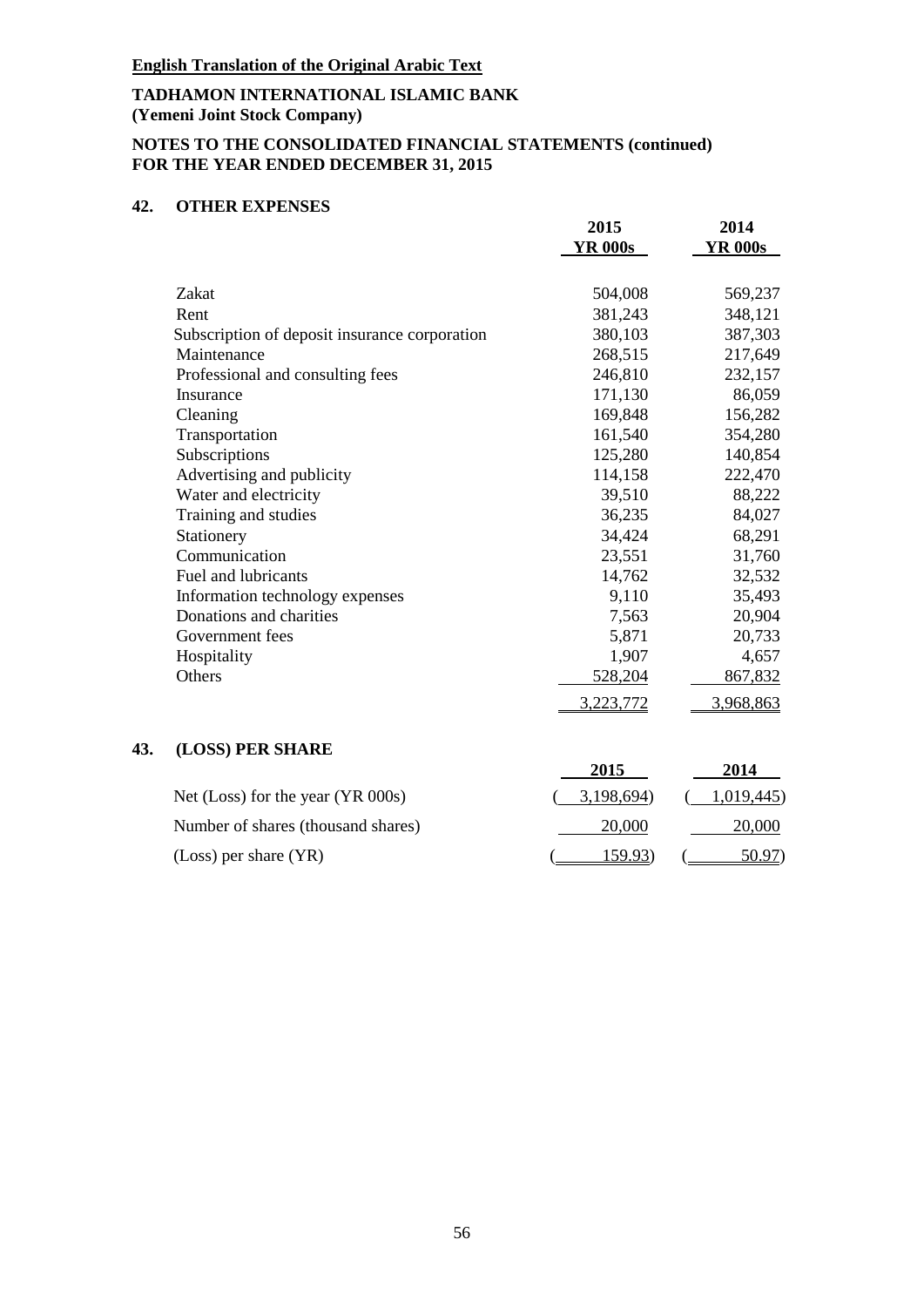**English Translation of the Original Arabic Text**

**TADHAMON INTERNATIONAL ISLAMIC BANK**
**(Yemeni Joint Stock Company)**

**NOTES TO THE CONSOLIDATED FINANCIAL STATEMENTS (continued)**
**FOR THE YEAR ENDED DECEMBER 31, 2015**

## 42. OTHER EXPENSES

| | 2015 YR 000s | 2014 YR 000s |
|---|---|---|
| Zakat | 504,008 | 569,237 |
| Rent | 381,243 | 348,121 |
| Subscription of deposit insurance corporation | 380,103 | 387,303 |
| Maintenance | 268,515 | 217,649 |
| Professional and consulting fees | 246,810 | 232,157 |
| Insurance | 171,130 | 86,059 |
| Cleaning | 169,848 | 156,282 |
| Transportation | 161,540 | 354,280 |
| Subscriptions | 125,280 | 140,854 |
| Advertising and publicity | 114,158 | 222,470 |
| Water and electricity | 39,510 | 88,222 |
| Training and studies | 36,235 | 84,027 |
| Stationery | 34,424 | 68,291 |
| Communication | 23,551 | 31,760 |
| Fuel and lubricants | 14,762 | 32,532 |
| Information technology expenses | 9,110 | 35,493 |
| Donations and charities | 7,563 | 20,904 |
| Government fees | 5,871 | 20,733 |
| Hospitality | 1,907 | 4,657 |
| Others | 528,204 | 867,832 |
| | 3,223,772 | 3,968,863 |

## 43. (LOSS) PER SHARE

| | 2015 | 2014 |
|---|---|---|
| Net (Loss) for the year (YR 000s) | (3,198,694) | (1,019,445) |
| Number of shares (thousand shares) | 20,000 | 20,000 |
| (Loss) per share (YR) | (159.93) | (50.97) |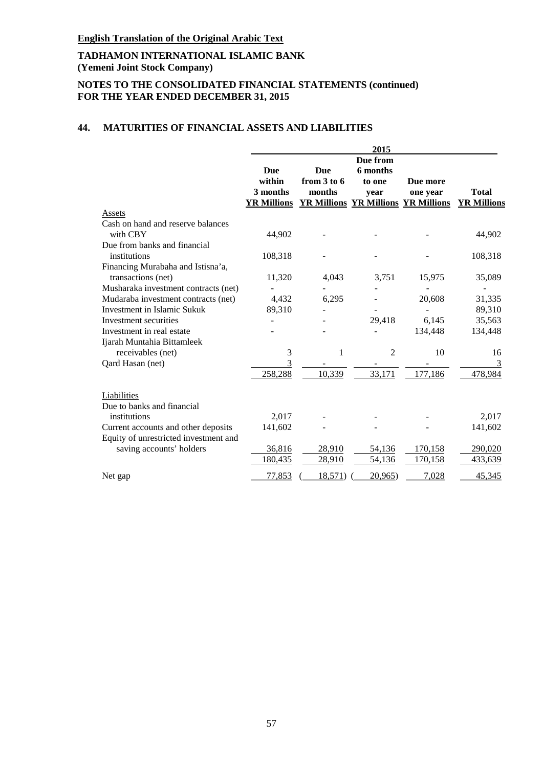**English Translation of the Original Arabic Text**

**TADHAMON INTERNATIONAL ISLAMIC BANK**
**(Yemeni Joint Stock Company)**

**NOTES TO THE CONSOLIDATED FINANCIAL STATEMENTS (continued)**
**FOR THE YEAR ENDED DECEMBER 31, 2015**

## 44. MATURITIES OF FINANCIAL ASSETS AND LIABILITIES

| | 2015 | | | | |
|---|---|---|---|---|---|
| | Due within 3 months YR Millions | Due from 3 to 6 months YR Millions | Due from 6 months to one year YR Millions | Due more one year YR Millions | Total YR Millions |
| **Assets** | | | | | |
| Cash on hand and reserve balances with CBY | 44,902 | - | - | - | 44,902 |
| Due from banks and financial institutions | 108,318 | - | - | - | 108,318 |
| Financing Murabaha and Istisna'a, transactions (net) | 11,320 | 4,043 | 3,751 | 15,975 | 35,089 |
| Musharaka investment contracts (net) | - | - | - | - | - |
| Mudaraba investment contracts (net) | 4,432 | 6,295 | - | 20,608 | 31,335 |
| Investment in Islamic Sukuk | 89,310 | - | - | - | 89,310 |
| Investment securities | - | - | 29,418 | 6,145 | 35,563 |
| Investment in real estate | - | - | - | 134,448 | 134,448 |
| Ijarah Muntahia Bittamleek receivables (net) | 3 | 1 | 2 | 10 | 16 |
| Qard Hasan (net) | 3 | - | - | - | 3 |
| | 258,288 | 10,339 | 33,171 | 177,186 | 478,984 |
| **Liabilities** | | | | | |
| Due to banks and financial institutions | 2,017 | - | - | - | 2,017 |
| Current accounts and other deposits | 141,602 | - | - | - | 141,602 |
| Equity of unrestricted investment and saving accounts' holders | 36,816 | 28,910 | 54,136 | 170,158 | 290,020 |
| | 180,435 | 28,910 | 54,136 | 170,158 | 433,639 |
| Net gap | 77,853 | (18,571) | (20,965) | 7,028 | 45,345 |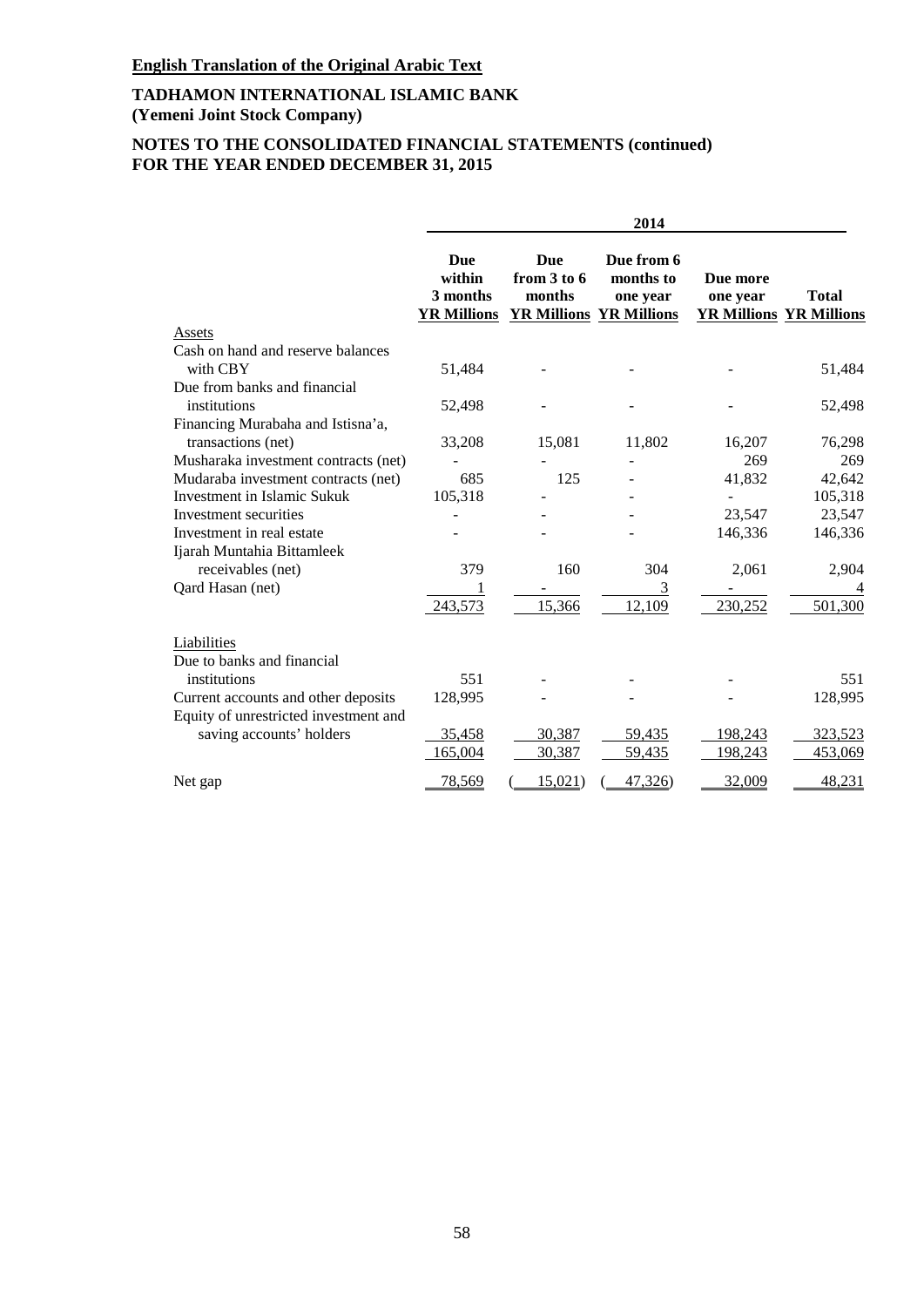**English Translation of the Original Arabic Text**

**TADHAMON INTERNATIONAL ISLAMIC BANK**
**(Yemeni Joint Stock Company)**

**NOTES TO THE CONSOLIDATED FINANCIAL STATEMENTS (continued)**
**FOR THE YEAR ENDED DECEMBER 31, 2015**

| | 2014 | | | | |
|---|---|---|---|---|---|
| | Due within 3 months YR Millions | Due from 3 to 6 months YR Millions | Due from 6 months to one year YR Millions | Due more one year YR Millions | Total YR Millions |
| Assets | | | | | |
| Cash on hand and reserve balances with CBY | 51,484 | - | - | - | 51,484 |
| Due from banks and financial institutions | 52,498 | - | - | - | 52,498 |
| Financing Murabaha and Istisna'a, transactions (net) | 33,208 | 15,081 | 11,802 | 16,207 | 76,298 |
| Musharaka investment contracts (net) | - | - | - | 269 | 269 |
| Mudaraba investment contracts (net) | 685 | 125 | - | 41,832 | 42,642 |
| Investment in Islamic Sukuk | 105,318 | - | - | - | 105,318 |
| Investment securities | - | - | - | 23,547 | 23,547 |
| Investment in real estate | - | - | - | 146,336 | 146,336 |
| Ijarah Muntahia Bittamleek receivables (net) | 379 | 160 | 304 | 2,061 | 2,904 |
| Qard Hasan (net) | 1 | - | 3 | - | 4 |
| | 243,573 | 15,366 | 12,109 | 230,252 | 501,300 |
| Liabilities | | | | | |
| Due to banks and financial institutions | 551 | - | - | - | 551 |
| Current accounts and other deposits | 128,995 | - | - | - | 128,995 |
| Equity of unrestricted investment and saving accounts' holders | 35,458 | 30,387 | 59,435 | 198,243 | 323,523 |
| | 165,004 | 30,387 | 59,435 | 198,243 | 453,069 |
| Net gap | 78,569 | (15,021) | (47,326) | 32,009 | 48,231 |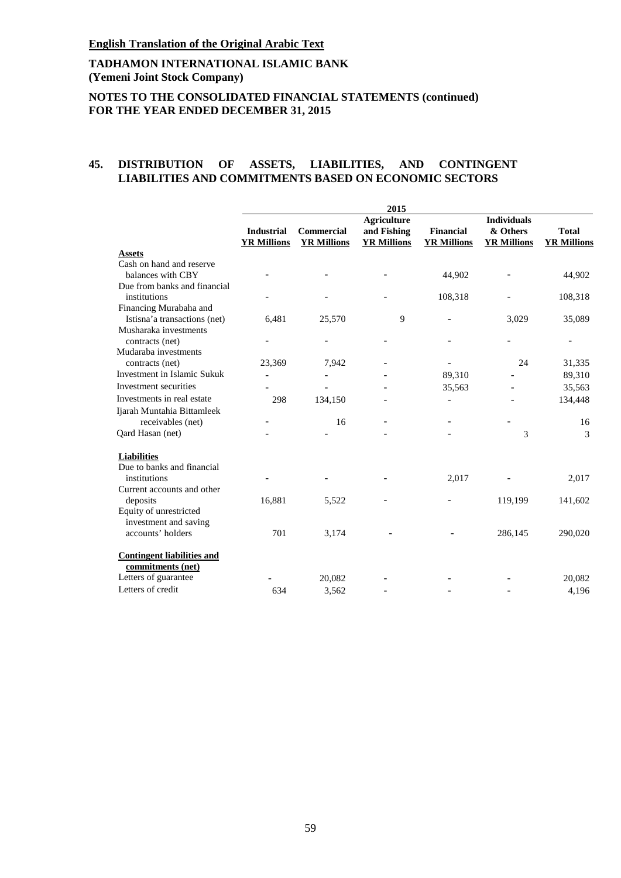**English Translation of the Original Arabic Text**

**TADHAMON INTERNATIONAL ISLAMIC BANK**
**(Yemeni Joint Stock Company)**

**NOTES TO THE CONSOLIDATED FINANCIAL STATEMENTS (continued)**
**FOR THE YEAR ENDED DECEMBER 31, 2015**

## 45. DISTRIBUTION OF ASSETS, LIABILITIES, AND CONTINGENT LIABILITIES AND COMMITMENTS BASED ON ECONOMIC SECTORS

| | 2015 | | | | | |
|---|---|---|---|---|---|---|
| | **Industrial** **YR Millions** | **Commercial** **YR Millions** | **Agriculture and Fishing** **YR Millions** | **Financial** **YR Millions** | **Individuals & Others** **YR Millions** | **Total** **YR Millions** |
| **Assets** | | | | | | |
| Cash on hand and reserve balances with CBY | - | - | - | 44,902 | - | 44,902 |
| Due from banks and financial institutions | - | - | - | 108,318 | - | 108,318 |
| Financing Murabaha and Istisna'a transactions (net) | 6,481 | 25,570 | 9 | - | 3,029 | 35,089 |
| Musharaka investments contracts (net) | - | - | - | - | - | - |
| Mudaraba investments contracts (net) | 23,369 | 7,942 | - | - | 24 | 31,335 |
| Investment in Islamic Sukuk | - | - | - | 89,310 | - | 89,310 |
| Investment securities | - | - | - | 35,563 | - | 35,563 |
| Investments in real estate | 298 | 134,150 | - | - | - | 134,448 |
| Ijarah Muntahia Bittamleek receivables (net) | - | 16 | - | - | - | 16 |
| Qard Hasan (net) | - | - | - | - | 3 | 3 |
| **Liabilities** | | | | | | |
| Due to banks and financial institutions | - | - | - | 2,017 | - | 2,017 |
| Current accounts and other deposits | 16,881 | 5,522 | - | - | 119,199 | 141,602 |
| Equity of unrestricted investment and saving accounts' holders | 701 | 3,174 | - | - | 286,145 | 290,020 |
| **Contingent liabilities and commitments (net)** | | | | | | |
| Letters of guarantee | - | 20,082 | - | - | - | 20,082 |
| Letters of credit | 634 | 3,562 | - | - | - | 4,196 |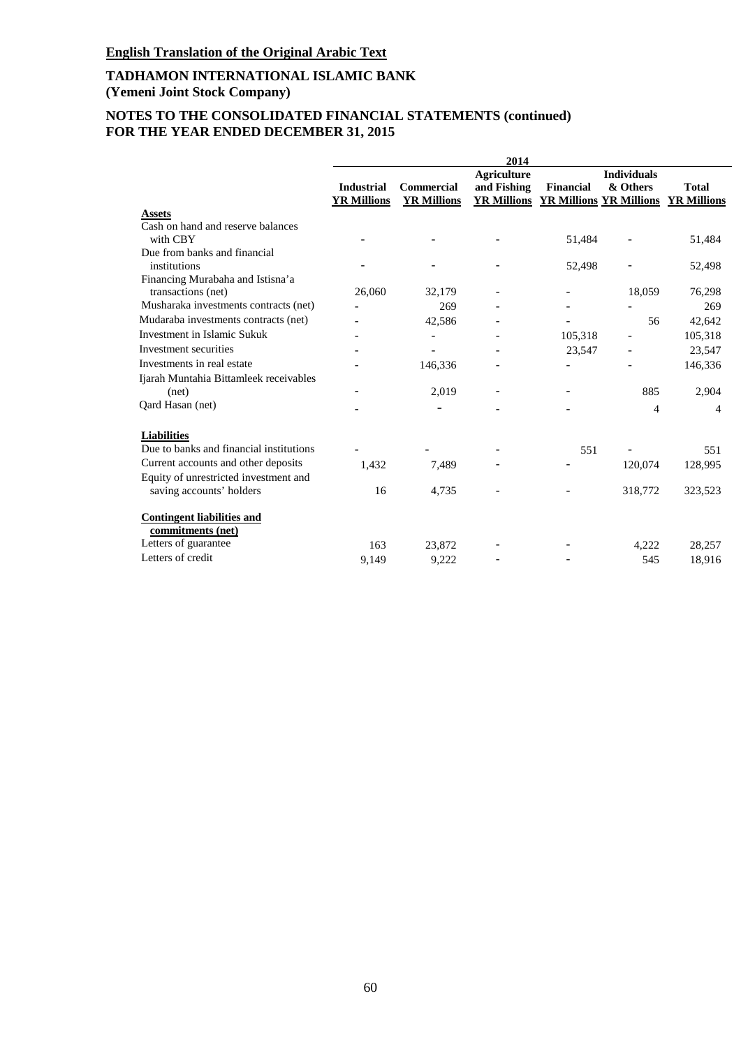**English Translation of the Original Arabic Text**

**TADHAMON INTERNATIONAL ISLAMIC BANK**
**(Yemeni Joint Stock Company)**

**NOTES TO THE CONSOLIDATED FINANCIAL STATEMENTS (continued)**
**FOR THE YEAR ENDED DECEMBER 31, 2015**

| | 2014 | | | | | |
|---|---|---|---|---|---|---|
| | **Industrial** **YR Millions** | **Commercial** **YR Millions** | **Agriculture and Fishing** **YR Millions** | **Financial** **YR Millions** | **Individuals & Others** **YR Millions** | **Total** **YR Millions** |
| **Assets** | | | | | | |
| Cash on hand and reserve balances with CBY | - | - | - | 51,484 | - | 51,484 |
| Due from banks and financial institutions | - | - | - | 52,498 | - | 52,498 |
| Financing Murabaha and Istisna'a transactions (net) | 26,060 | 32,179 | - | - | 18,059 | 76,298 |
| Musharaka investments contracts (net) | - | 269 | - | - | - | 269 |
| Mudaraba investments contracts (net) | - | 42,586 | - | - | 56 | 42,642 |
| Investment in Islamic Sukuk | - | - | - | 105,318 | - | 105,318 |
| Investment securities | - | - | - | 23,547 | - | 23,547 |
| Investments in real estate | - | 146,336 | - | - | - | 146,336 |
| Ijarah Muntahia Bittamleek receivables (net) | - | 2,019 | - | - | 885 | 2,904 |
| Qard Hasan (net) | - | - | - | - | 4 | 4 |
| **Liabilities** | | | | | | |
| Due to banks and financial institutions | - | - | - | 551 | - | 551 |
| Current accounts and other deposits | 1,432 | 7,489 | - | - | 120,074 | 128,995 |
| Equity of unrestricted investment and saving accounts' holders | 16 | 4,735 | - | - | 318,772 | 323,523 |
| **Contingent liabilities and commitments (net)** | | | | | | |
| Letters of guarantee | 163 | 23,872 | - | - | 4,222 | 28,257 |
| Letters of credit | 9,149 | 9,222 | - | - | 545 | 18,916 |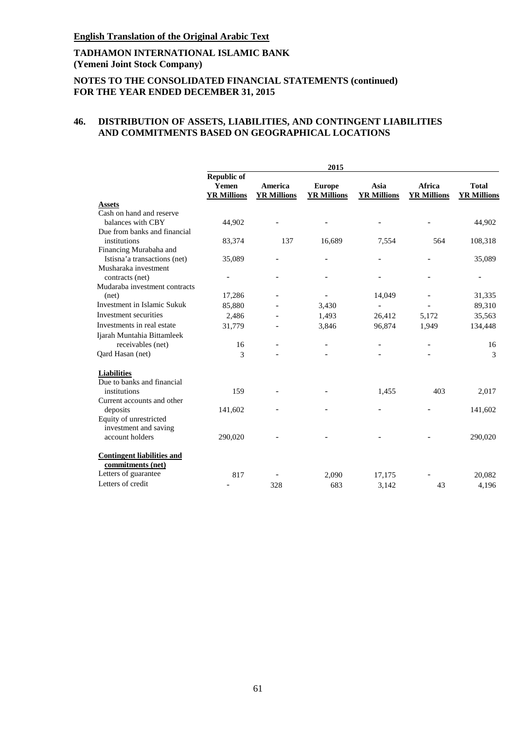**English Translation of the Original Arabic Text**

**TADHAMON INTERNATIONAL ISLAMIC BANK**
**(Yemeni Joint Stock Company)**

**NOTES TO THE CONSOLIDATED FINANCIAL STATEMENTS (continued)**
**FOR THE YEAR ENDED DECEMBER 31, 2015**

## 46. DISTRIBUTION OF ASSETS, LIABILITIES, AND CONTINGENT LIABILITIES AND COMMITMENTS BASED ON GEOGRAPHICAL LOCATIONS

| | 2015 | | | | | |
|---|---|---|---|---|---|---|
| | **Republic of Yemen YR Millions** | **America YR Millions** | **Europe YR Millions** | **Asia YR Millions** | **Africa YR Millions** | **Total YR Millions** |
| **Assets** | | | | | | |
| Cash on hand and reserve balances with CBY | 44,902 | - | - | - | - | 44,902 |
| Due from banks and financial institutions | 83,374 | 137 | 16,689 | 7,554 | 564 | 108,318 |
| Financing Murabaha and Istisna'a transactions (net) | 35,089 | - | - | - | - | 35,089 |
| Musharaka investment contracts (net) | - | - | - | - | - | - |
| Mudaraba investment contracts (net) | 17,286 | - | - | 14,049 | - | 31,335 |
| Investment in Islamic Sukuk | 85,880 | - | 3,430 | - | - | 89,310 |
| Investment securities | 2,486 | - | 1,493 | 26,412 | 5,172 | 35,563 |
| Investments in real estate | 31,779 | - | 3,846 | 96,874 | 1,949 | 134,448 |
| Ijarah Muntahia Bittamleek receivables (net) | 16 | - | - | - | - | 16 |
| Qard Hasan (net) | 3 | - | - | - | - | 3 |
| **Liabilities** | | | | | | |
| Due to banks and financial institutions | 159 | - | - | 1,455 | 403 | 2,017 |
| Current accounts and other deposits | 141,602 | - | - | - | - | 141,602 |
| Equity of unrestricted investment and saving account holders | 290,020 | - | - | - | - | 290,020 |
| **Contingent liabilities and commitments (net)** | | | | | | |
| Letters of guarantee | 817 | - | 2,090 | 17,175 | - | 20,082 |
| Letters of credit | - | 328 | 683 | 3,142 | 43 | 4,196 |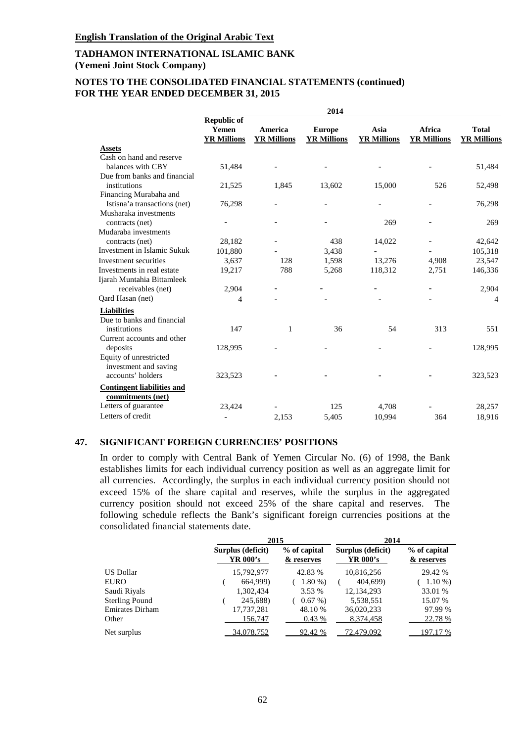**English Translation of the Original Arabic Text**

**TADHAMON INTERNATIONAL ISLAMIC BANK**
**(Yemeni Joint Stock Company)**

**NOTES TO THE CONSOLIDATED FINANCIAL STATEMENTS (continued)**
**FOR THE YEAR ENDED DECEMBER 31, 2015**

| | 2014 | | | | | |
|---|---|---|---|---|---|---|
| | **Republic of Yemen YR Millions** | **America YR Millions** | **Europe YR Millions** | **Asia YR Millions** | **Africa YR Millions** | **Total YR Millions** |
| **Assets** | | | | | | |
| Cash on hand and reserve balances with CBY | 51,484 | - | - | - | - | 51,484 |
| Due from banks and financial institutions | 21,525 | 1,845 | 13,602 | 15,000 | 526 | 52,498 |
| Financing Murabaha and Istisna'a transactions (net) | 76,298 | - | - | - | - | 76,298 |
| Musharaka investments contracts (net) | - | - | - | 269 | - | 269 |
| Mudaraba investments contracts (net) | 28,182 | - | 438 | 14,022 | - | 42,642 |
| Investment in Islamic Sukuk | 101,880 | - | 3,438 | - | - | 105,318 |
| Investment securities | 3,637 | 128 | 1,598 | 13,276 | 4,908 | 23,547 |
| Investments in real estate | 19,217 | 788 | 5,268 | 118,312 | 2,751 | 146,336 |
| Ijarah Muntahia Bittamleek receivables (net) | 2,904 | - | - | - | - | 2,904 |
| Qard Hasan (net) | 4 | - | - | - | - | 4 |
| **Liabilities** | | | | | | |
| Due to banks and financial institutions | 147 | 1 | 36 | 54 | 313 | 551 |
| Current accounts and other deposits | 128,995 | - | - | - | - | 128,995 |
| Equity of unrestricted investment and saving accounts' holders | 323,523 | - | - | - | - | 323,523 |
| **Contingent liabilities and commitments (net)** | | | | | | |
| Letters of guarantee | 23,424 | - | 125 | 4,708 | - | 28,257 |
| Letters of credit | - | 2,153 | 5,405 | 10,994 | 364 | 18,916 |

## 47. SIGNIFICANT FOREIGN CURRENCIES' POSITIONS

In order to comply with Central Bank of Yemen Circular No. (6) of 1998, the Bank establishes limits for each individual currency position as well as an aggregate limit for all currencies. Accordingly, the surplus in each individual currency position should not exceed 15% of the share capital and reserves, while the surplus in the aggregated currency position should not exceed 25% of the share capital and reserves. The following schedule reflects the Bank's significant foreign currencies positions at the consolidated financial statements date.

| | 2015 | | 2014 | |
|---|---|---|---|---|
| | **Surplus (deficit) YR 000's** | **% of capital & reserves** | **Surplus (deficit) YR 000's** | **% of capital & reserves** |
| US Dollar | 15,792,977 | 42.83 % | 10,816,256 | 29.42 % |
| EURO | ( 664,999) | ( 1.80 %) | ( 404,699) | ( 1.10 %) |
| Saudi Riyals | 1,302,434 | 3.53 % | 12,134,293 | 33.01 % |
| Sterling Pound | ( 245,688) | ( 0.67 %) | 5,538,551 | 15.07 % |
| Emirates Dirham | 17,737,281 | 48.10 % | 36,020,233 | 97.99 % |
| Other | 156,747 | 0.43 % | 8,374,458 | 22.78 % |
| Net surplus | 34,078,752 | 92.42 % | 72,479,092 | 197.17 % |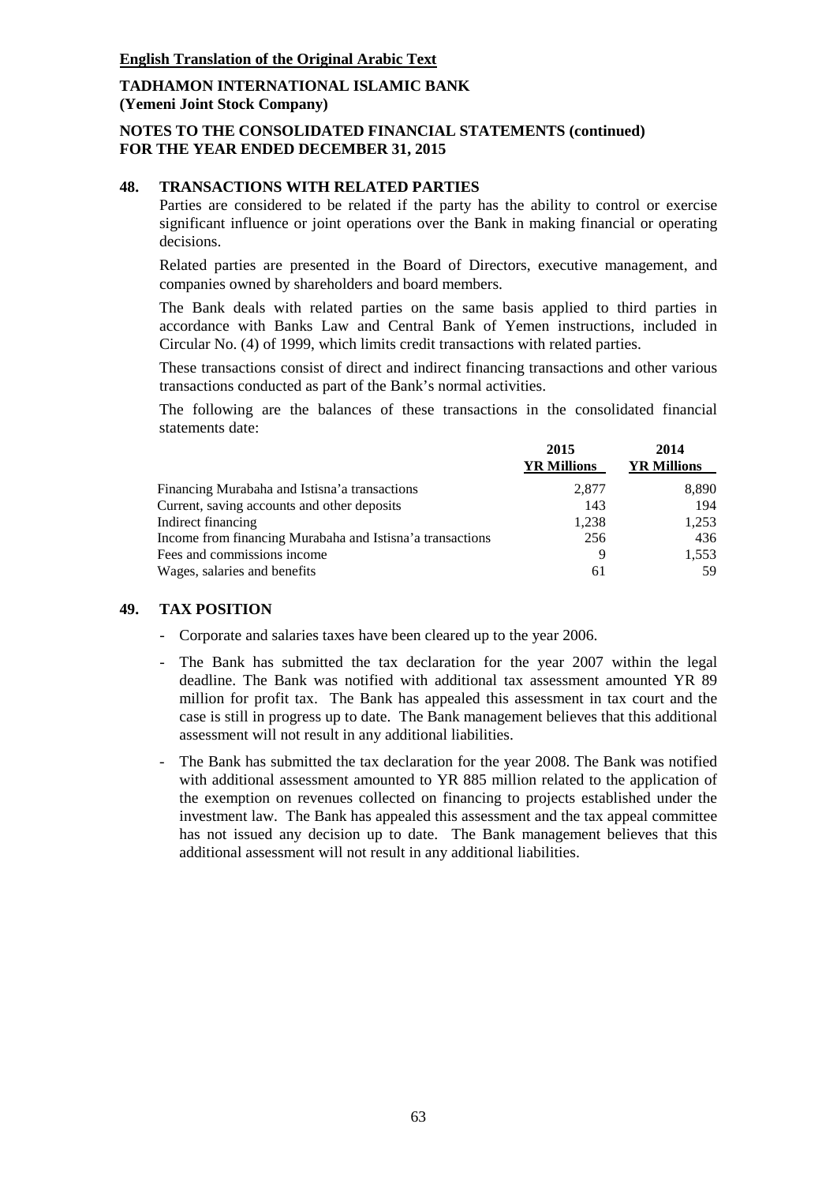**English Translation of the Original Arabic Text**

**TADHAMON INTERNATIONAL ISLAMIC BANK**
**(Yemeni Joint Stock Company)**

**NOTES TO THE CONSOLIDATED FINANCIAL STATEMENTS (continued)**
**FOR THE YEAR ENDED DECEMBER 31, 2015**

## 48. TRANSACTIONS WITH RELATED PARTIES

Parties are considered to be related if the party has the ability to control or exercise significant influence or joint operations over the Bank in making financial or operating decisions.

Related parties are presented in the Board of Directors, executive management, and companies owned by shareholders and board members.

The Bank deals with related parties on the same basis applied to third parties in accordance with Banks Law and Central Bank of Yemen instructions, included in Circular No. (4) of 1999, which limits credit transactions with related parties.

These transactions consist of direct and indirect financing transactions and other various transactions conducted as part of the Bank's normal activities.

The following are the balances of these transactions in the consolidated financial statements date:

| | 2015<br>YR Millions | 2014<br>YR Millions |
|---|---|---|
| Financing Murabaha and Istisna'a transactions | 2,877 | 8,890 |
| Current, saving accounts and other deposits | 143 | 194 |
| Indirect financing | 1,238 | 1,253 |
| Income from financing Murabaha and Istisna'a transactions | 256 | 436 |
| Fees and commissions income | 9 | 1,553 |
| Wages, salaries and benefits | 61 | 59 |

## 49. TAX POSITION

- Corporate and salaries taxes have been cleared up to the year 2006.
- The Bank has submitted the tax declaration for the year 2007 within the legal deadline. The Bank was notified with additional tax assessment amounted YR 89 million for profit tax. The Bank has appealed this assessment in tax court and the case is still in progress up to date. The Bank management believes that this additional assessment will not result in any additional liabilities.
- The Bank has submitted the tax declaration for the year 2008. The Bank was notified with additional assessment amounted to YR 885 million related to the application of the exemption on revenues collected on financing to projects established under the investment law. The Bank has appealed this assessment and the tax appeal committee has not issued any decision up to date. The Bank management believes that this additional assessment will not result in any additional liabilities.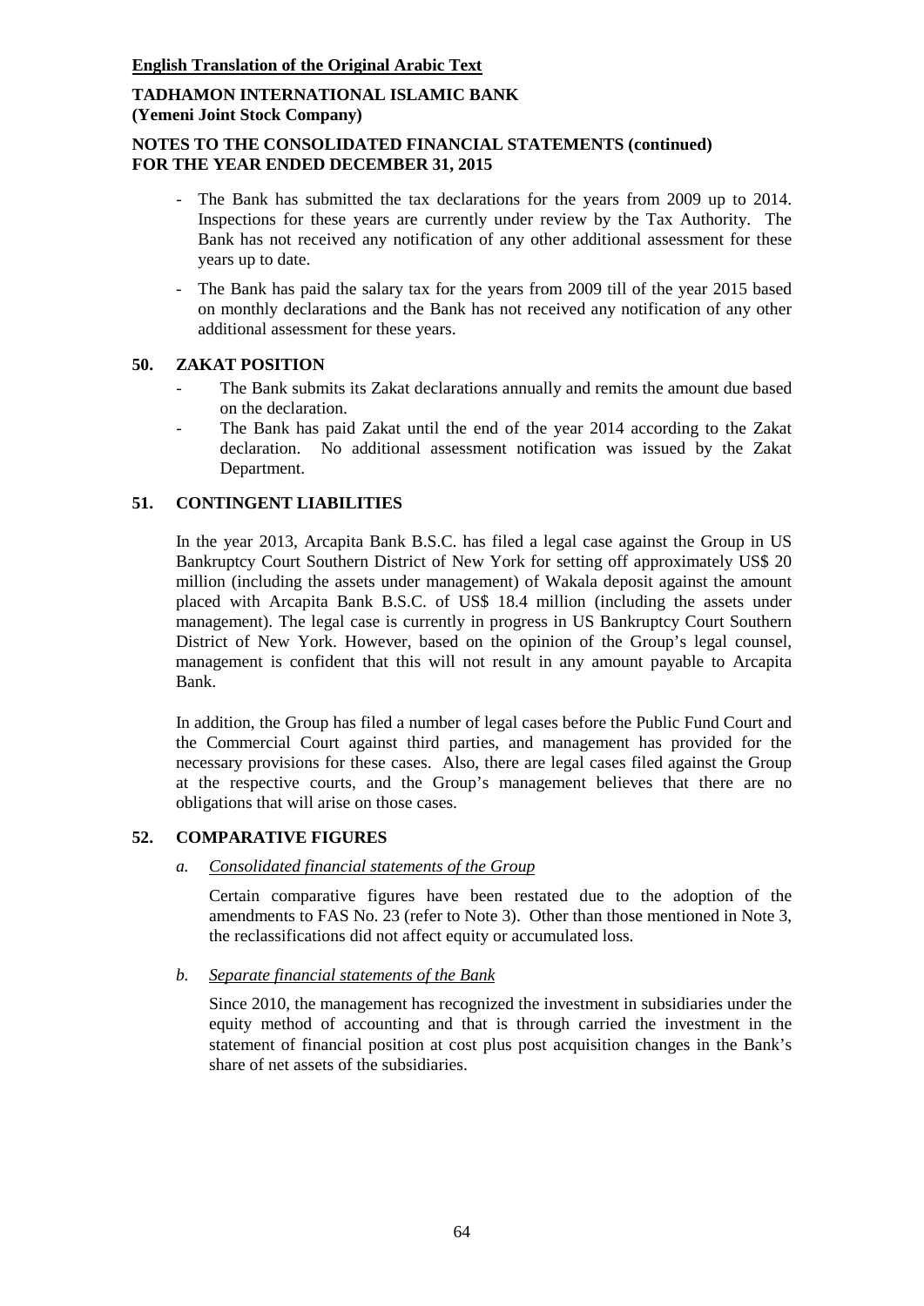- The Bank has submitted the tax declarations for the years from 2009 up to 2014. Inspections for these years are currently under review by the Tax Authority. The Bank has not received any notification of any other additional assessment for these years up to date.
- The Bank has paid the salary tax for the years from 2009 till of the year 2015 based on monthly declarations and the Bank has not received any notification of any other additional assessment for these years.

## 50. ZAKAT POSITION

- The Bank submits its Zakat declarations annually and remits the amount due based on the declaration.
- The Bank has paid Zakat until the end of the year 2014 according to the Zakat declaration. No additional assessment notification was issued by the Zakat Department.

## 51. CONTINGENT LIABILITIES

In the year 2013, Arcapita Bank B.S.C. has filed a legal case against the Group in US Bankruptcy Court Southern District of New York for setting off approximately US$ 20 million (including the assets under management) of Wakala deposit against the amount placed with Arcapita Bank B.S.C. of US$ 18.4 million (including the assets under management). The legal case is currently in progress in US Bankruptcy Court Southern District of New York. However, based on the opinion of the Group's legal counsel, management is confident that this will not result in any amount payable to Arcapita Bank.

In addition, the Group has filed a number of legal cases before the Public Fund Court and the Commercial Court against third parties, and management has provided for the necessary provisions for these cases. Also, there are legal cases filed against the Group at the respective courts, and the Group's management believes that there are no obligations that will arise on those cases.

## 52. COMPARATIVE FIGURES

*a. Consolidated financial statements of the Group*

Certain comparative figures have been restated due to the adoption of the amendments to FAS No. 23 (refer to Note 3). Other than those mentioned in Note 3, the reclassifications did not affect equity or accumulated loss.

*b. Separate financial statements of the Bank*

Since 2010, the management has recognized the investment in subsidiaries under the equity method of accounting and that is through carried the investment in the statement of financial position at cost plus post acquisition changes in the Bank's share of net assets of the subsidiaries.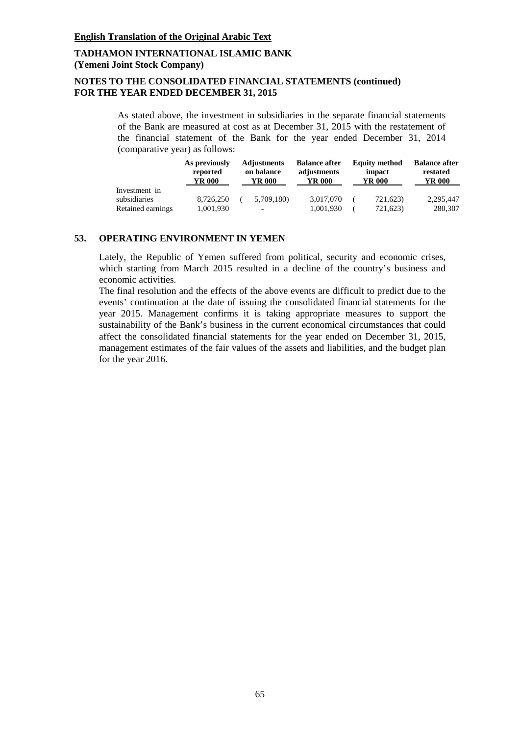As stated above, the investment in subsidiaries in the separate financial statements of the Bank are measured at cost as at December 31, 2015 with the restatement of the financial statement of the Bank for the year ended December 31, 2014 (comparative year) as follows:

| | As previously reported YR 000 | Adjustments on balance YR 000 | Balance after adjustments YR 000 | Equity method impact YR 000 | Balance after restated YR 000 |
|---|---|---|---|---|---|
| Investment in subsidiaries | 8,726,250 | (5,709,180) | 3,017,070 | (721,623) | 2,295,447 |
| Retained earnings | 1,001,930 | - | 1,001,930 | (721,623) | 280,307 |

## 53. OPERATING ENVIRONMENT IN YEMEN

Lately, the Republic of Yemen suffered from political, security and economic crises, which starting from March 2015 resulted in a decline of the country's business and economic activities.

The final resolution and the effects of the above events are difficult to predict due to the events' continuation at the date of issuing the consolidated financial statements for the year 2015. Management confirms it is taking appropriate measures to support the sustainability of the Bank's business in the current economical circumstances that could affect the consolidated financial statements for the year ended on December 31, 2015, management estimates of the fair values of the assets and liabilities, and the budget plan for the year 2016.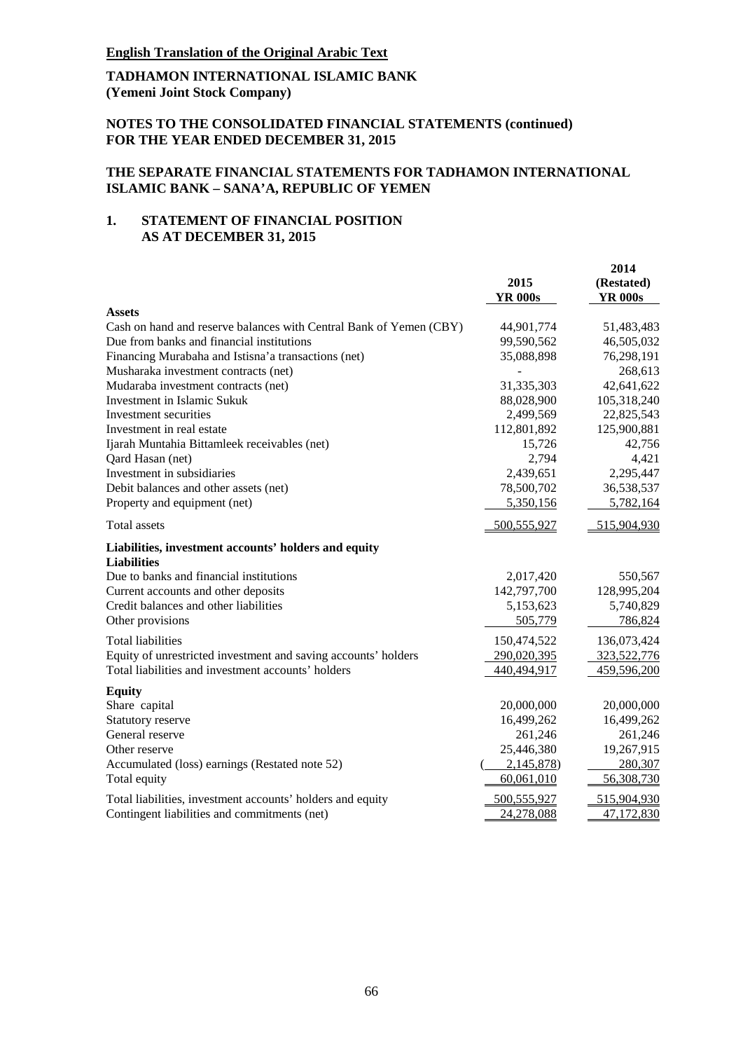**English Translation of the Original Arabic Text**

**TADHAMON INTERNATIONAL ISLAMIC BANK**
**(Yemeni Joint Stock Company)**

**NOTES TO THE CONSOLIDATED FINANCIAL STATEMENTS (continued)**
**FOR THE YEAR ENDED DECEMBER 31, 2015**

**THE SEPARATE FINANCIAL STATEMENTS FOR TADHAMON INTERNATIONAL ISLAMIC BANK – SANA'A, REPUBLIC OF YEMEN**

## 1. STATEMENT OF FINANCIAL POSITION AS AT DECEMBER 31, 2015

| | 2015 YR 000s | 2014 (Restated) YR 000s |
|---|---|---|
| **Assets** | | |
| Cash on hand and reserve balances with Central Bank of Yemen (CBY) | 44,901,774 | 51,483,483 |
| Due from banks and financial institutions | 99,590,562 | 46,505,032 |
| Financing Murabaha and Istisna'a transactions (net) | 35,088,898 | 76,298,191 |
| Musharaka investment contracts (net) | - | 268,613 |
| Mudaraba investment contracts (net) | 31,335,303 | 42,641,622 |
| Investment in Islamic Sukuk | 88,028,900 | 105,318,240 |
| Investment securities | 2,499,569 | 22,825,543 |
| Investment in real estate | 112,801,892 | 125,900,881 |
| Ijarah Muntahia Bittamleek receivables (net) | 15,726 | 42,756 |
| Qard Hasan (net) | 2,794 | 4,421 |
| Investment in subsidiaries | 2,439,651 | 2,295,447 |
| Debit balances and other assets (net) | 78,500,702 | 36,538,537 |
| Property and equipment (net) | 5,350,156 | 5,782,164 |
| Total assets | 500,555,927 | 515,904,930 |
| **Liabilities, investment accounts' holders and equity** | | |
| **Liabilities** | | |
| Due to banks and financial institutions | 2,017,420 | 550,567 |
| Current accounts and other deposits | 142,797,700 | 128,995,204 |
| Credit balances and other liabilities | 5,153,623 | 5,740,829 |
| Other provisions | 505,779 | 786,824 |
| Total liabilities | 150,474,522 | 136,073,424 |
| Equity of unrestricted investment and saving accounts' holders | 290,020,395 | 323,522,776 |
| Total liabilities and investment accounts' holders | 440,494,917 | 459,596,200 |
| **Equity** | | |
| Share capital | 20,000,000 | 20,000,000 |
| Statutory reserve | 16,499,262 | 16,499,262 |
| General reserve | 261,246 | 261,246 |
| Other reserve | 25,446,380 | 19,267,915 |
| Accumulated (loss) earnings (Restated note 52) | (2,145,878) | 280,307 |
| Total equity | 60,061,010 | 56,308,730 |
| Total liabilities, investment accounts' holders and equity | 500,555,927 | 515,904,930 |
| Contingent liabilities and commitments (net) | 24,278,088 | 47,172,830 |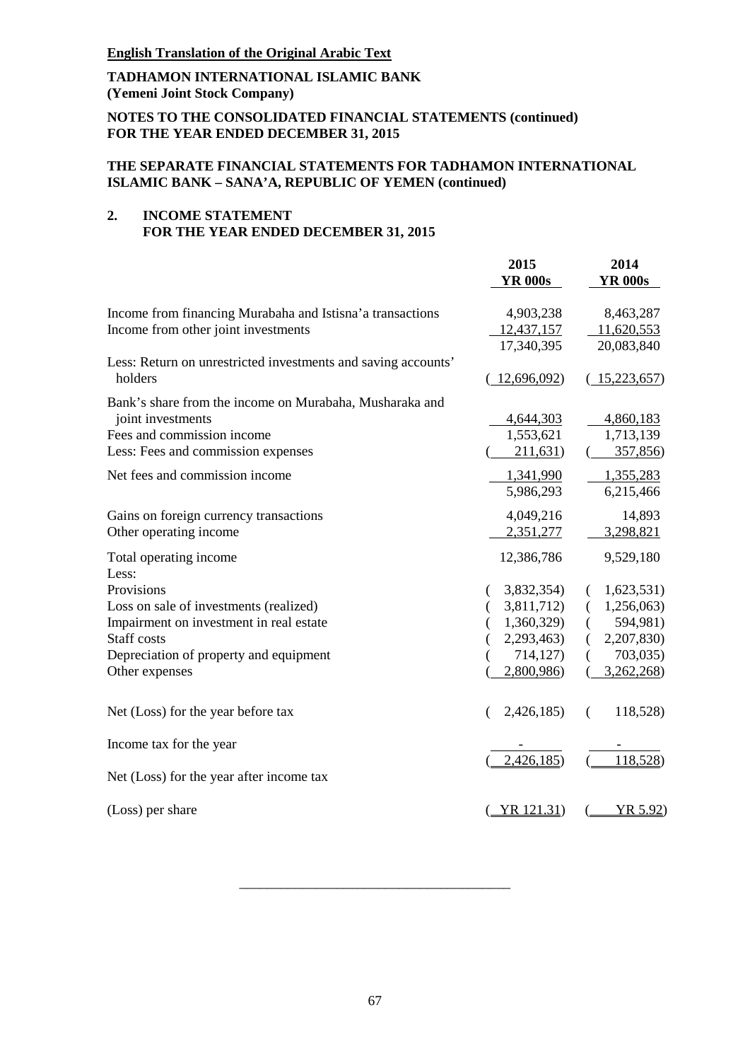**English Translation of the Original Arabic Text**

**TADHAMON INTERNATIONAL ISLAMIC BANK**
**(Yemeni Joint Stock Company)**

**NOTES TO THE CONSOLIDATED FINANCIAL STATEMENTS (continued)**
**FOR THE YEAR ENDED DECEMBER 31, 2015**

**THE SEPARATE FINANCIAL STATEMENTS FOR TADHAMON INTERNATIONAL ISLAMIC BANK – SANA'A, REPUBLIC OF YEMEN (continued)**

## 2. INCOME STATEMENT FOR THE YEAR ENDED DECEMBER 31, 2015

| | 2015 YR 000s | 2014 YR 000s |
|---|---|---|
| Income from financing Murabaha and Istisna'a transactions | 4,903,238 | 8,463,287 |
| Income from other joint investments | 12,437,157 | 11,620,553 |
| | 17,340,395 | 20,083,840 |
| Less: Return on unrestricted investments and saving accounts' holders | (12,696,092) | (15,223,657) |
| Bank's share from the income on Murabaha, Musharaka and joint investments | 4,644,303 | 4,860,183 |
| Fees and commission income | 1,553,621 | 1,713,139 |
| Less: Fees and commission expenses | (211,631) | (357,856) |
| Net fees and commission income | 1,341,990 | 1,355,283 |
| | 5,986,293 | 6,215,466 |
| Gains on foreign currency transactions | 4,049,216 | 14,893 |
| Other operating income | 2,351,277 | 3,298,821 |
| Total operating income | 12,386,786 | 9,529,180 |
| Less: | | |
| Provisions | (3,832,354) | (1,623,531) |
| Loss on sale of investments (realized) | (3,811,712) | (1,256,063) |
| Impairment on investment in real estate | (1,360,329) | (594,981) |
| Staff costs | (2,293,463) | (2,207,830) |
| Depreciation of property and equipment | (714,127) | (703,035) |
| Other expenses | (2,800,986) | (3,262,268) |
| Net (Loss) for the year before tax | (2,426,185) | (118,528) |
| Income tax for the year | - | - |
| Net (Loss) for the year after income tax | (2,426,185) | (118,528) |
| (Loss) per share | (YR 121.31) | (YR 5.92) |